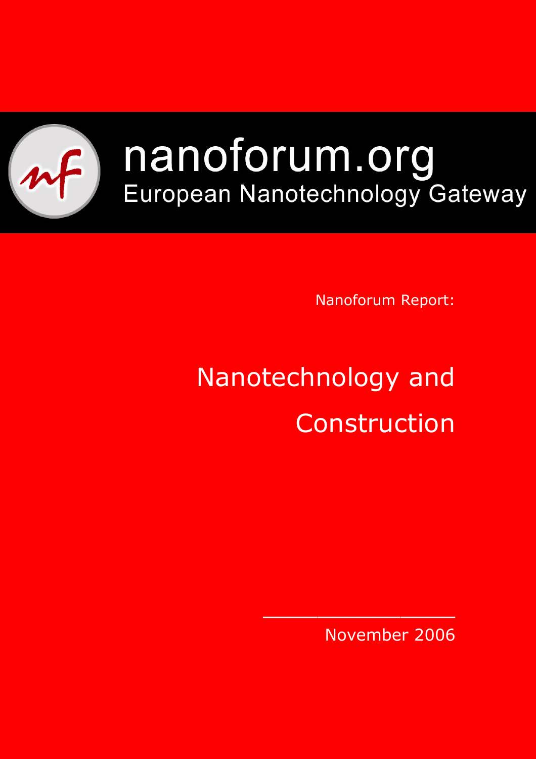nanoforum.org

European Nanotechnology Gateway

Nanoforum Report:

# Nanotechnology and Construction

November 2006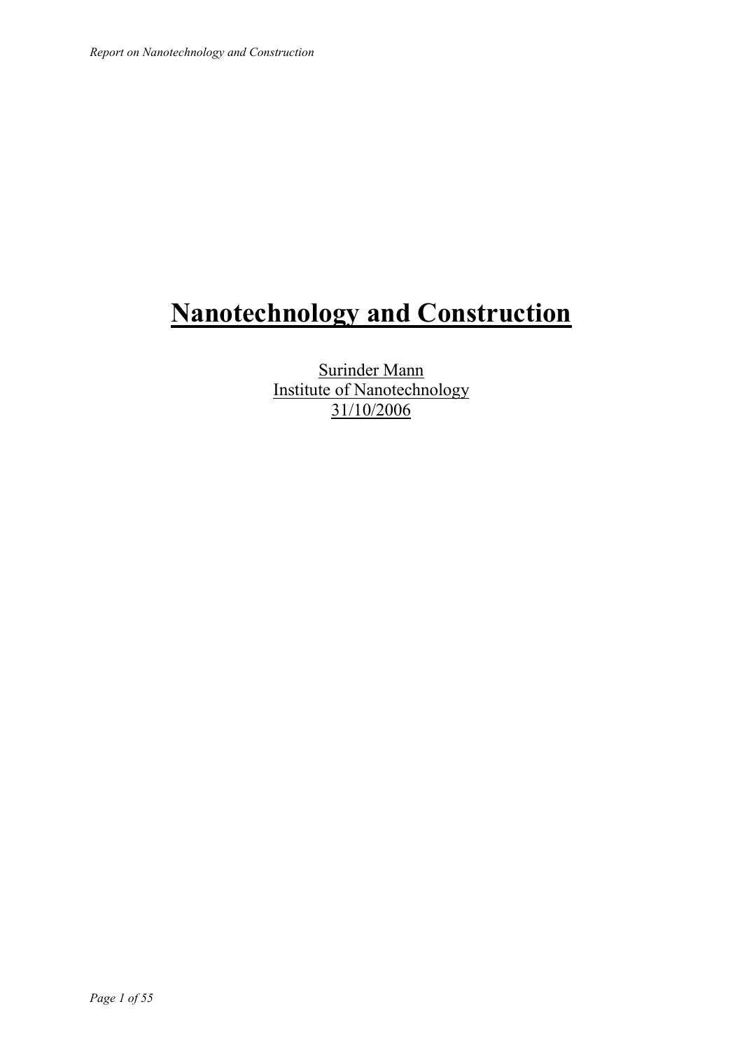# Nanotechnology and Construction

Surinder Mann
Institute of Nanotechnology
31/10/2006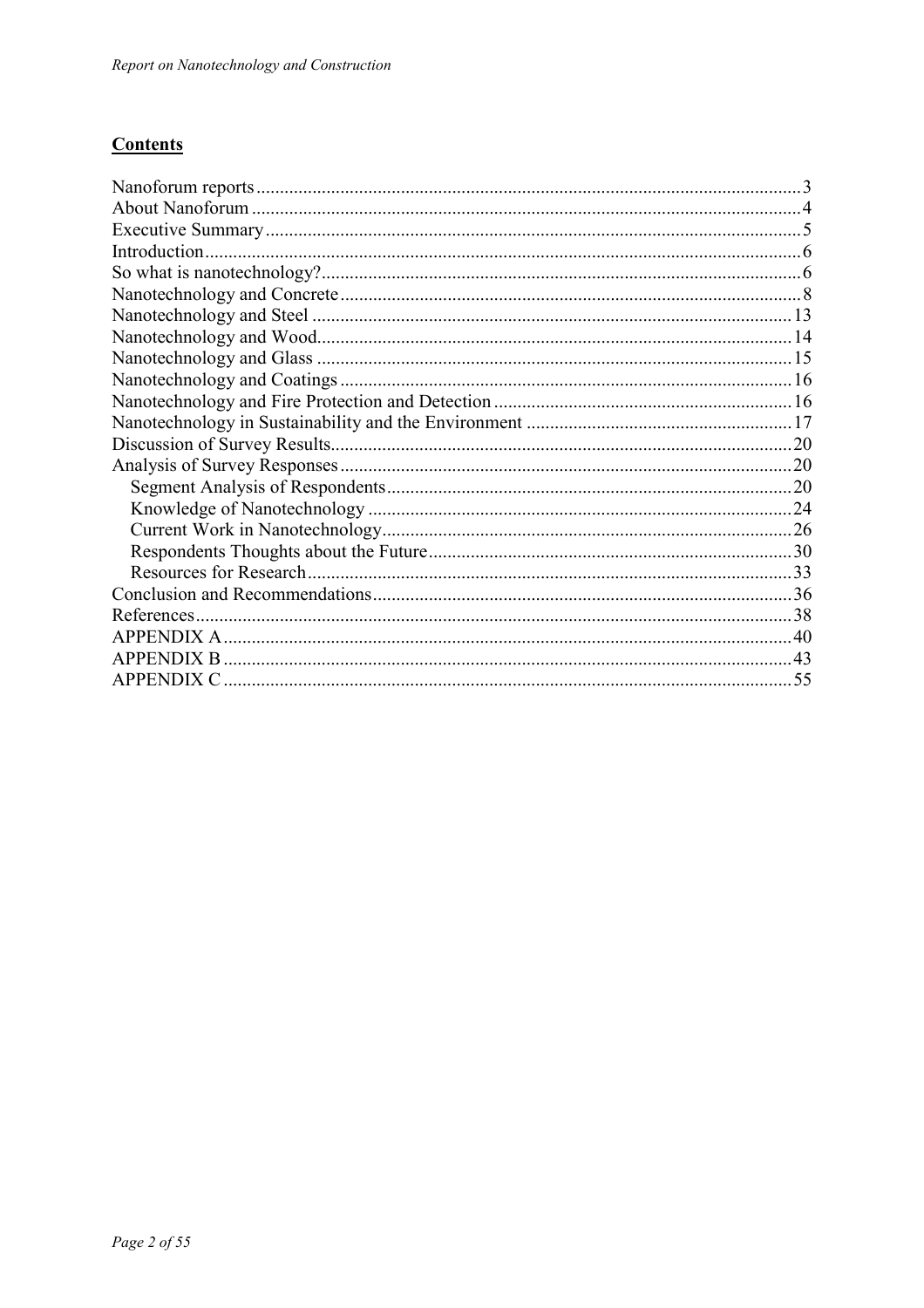## Contents

Nanoforum reports ... 3
About Nanoforum ... 4
Executive Summary ... 5
Introduction ... 6
So what is nanotechnology? ... 6
Nanotechnology and Concrete ... 8
Nanotechnology and Steel ... 13
Nanotechnology and Wood ... 14
Nanotechnology and Glass ... 15
Nanotechnology and Coatings ... 16
Nanotechnology and Fire Protection and Detection ... 16
Nanotechnology in Sustainability and the Environment ... 17
Discussion of Survey Results ... 20
Analysis of Survey Responses ... 20
- Segment Analysis of Respondents ... 20
- Knowledge of Nanotechnology ... 24
- Current Work in Nanotechnology ... 26
- Respondents Thoughts about the Future ... 30
- Resources for Research ... 33

Conclusion and Recommendations ... 36
References ... 38
APPENDIX A ... 40
APPENDIX B ... 43
APPENDIX C ... 55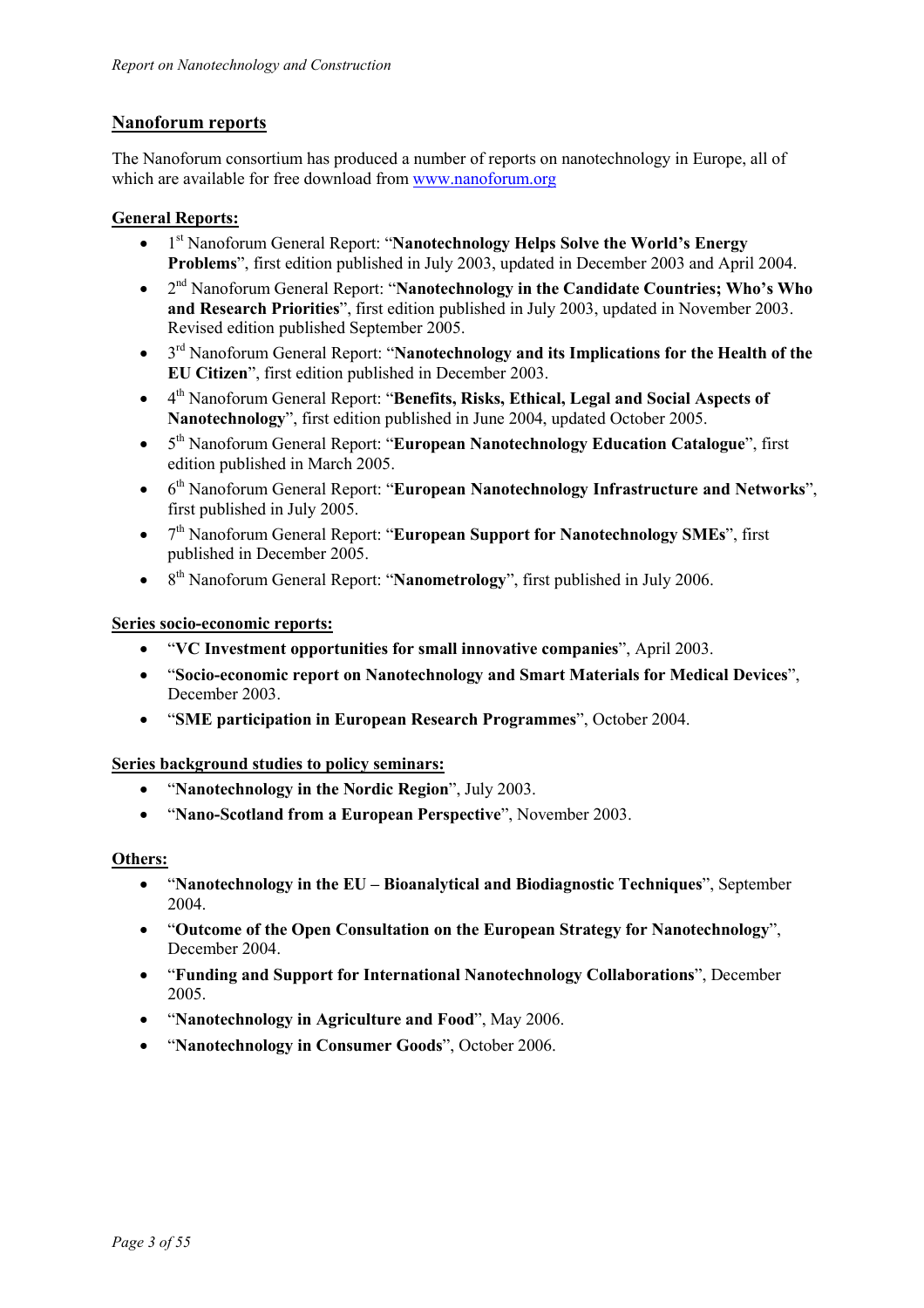## Nanoforum reports

The Nanoforum consortium has produced a number of reports on nanotechnology in Europe, all of which are available for free download from www.nanoforum.org

### General Reports:

- 1st Nanoforum General Report: "**Nanotechnology Helps Solve the World's Energy Problems**", first edition published in July 2003, updated in December 2003 and April 2004.
- 2nd Nanoforum General Report: "**Nanotechnology in the Candidate Countries; Who's Who and Research Priorities**", first edition published in July 2003, updated in November 2003. Revised edition published September 2005.
- 3rd Nanoforum General Report: "**Nanotechnology and its Implications for the Health of the EU Citizen**", first edition published in December 2003.
- 4th Nanoforum General Report: "**Benefits, Risks, Ethical, Legal and Social Aspects of Nanotechnology**", first edition published in June 2004, updated October 2005.
- 5th Nanoforum General Report: "**European Nanotechnology Education Catalogue**", first edition published in March 2005.
- 6th Nanoforum General Report: "**European Nanotechnology Infrastructure and Networks**", first published in July 2005.
- 7th Nanoforum General Report: "**European Support for Nanotechnology SMEs**", first published in December 2005.
- 8th Nanoforum General Report: "**Nanometrology**", first published in July 2006.

### Series socio-economic reports:

- "**VC Investment opportunities for small innovative companies**", April 2003.
- "**Socio-economic report on Nanotechnology and Smart Materials for Medical Devices**", December 2003.
- "**SME participation in European Research Programmes**", October 2004.

### Series background studies to policy seminars:

- "**Nanotechnology in the Nordic Region**", July 2003.
- "**Nano-Scotland from a European Perspective**", November 2003.

### Others:

- "**Nanotechnology in the EU – Bioanalytical and Biodiagnostic Techniques**", September 2004.
- "**Outcome of the Open Consultation on the European Strategy for Nanotechnology**", December 2004.
- "**Funding and Support for International Nanotechnology Collaborations**", December 2005.
- "**Nanotechnology in Agriculture and Food**", May 2006.
- "**Nanotechnology in Consumer Goods**", October 2006.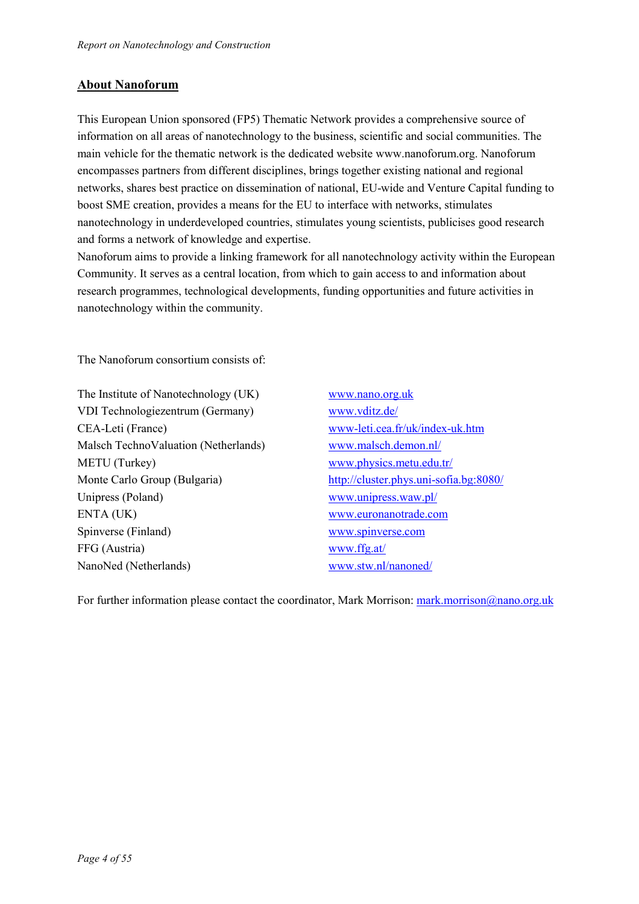## About Nanoforum

This European Union sponsored (FP5) Thematic Network provides a comprehensive source of information on all areas of nanotechnology to the business, scientific and social communities. The main vehicle for the thematic network is the dedicated website www.nanoforum.org. Nanoforum encompasses partners from different disciplines, brings together existing national and regional networks, shares best practice on dissemination of national, EU-wide and Venture Capital funding to boost SME creation, provides a means for the EU to interface with networks, stimulates nanotechnology in underdeveloped countries, stimulates young scientists, publicises good research and forms a network of knowledge and expertise.
Nanoforum aims to provide a linking framework for all nanotechnology activity within the European Community. It serves as a central location, from which to gain access to and information about research programmes, technological developments, funding opportunities and future activities in nanotechnology within the community.

The Nanoforum consortium consists of:

| | |
|---|---|
| The Institute of Nanotechnology (UK) | www.nano.org.uk |
| VDI Technologiezentrum (Germany) | www.vditz.de/ |
| CEA-Leti (France) | www-leti.cea.fr/uk/index-uk.htm |
| Malsch TechnoValuation (Netherlands) | www.malsch.demon.nl/ |
| METU (Turkey) | www.physics.metu.edu.tr/ |
| Monte Carlo Group (Bulgaria) | http://cluster.phys.uni-sofia.bg:8080/ |
| Unipress (Poland) | www.unipress.waw.pl/ |
| ENTA (UK) | www.euronanotrade.com |
| Spinverse (Finland) | www.spinverse.com |
| FFG (Austria) | www.ffg.at/ |
| NanoNed (Netherlands) | www.stw.nl/nanoned/ |

For further information please contact the coordinator, Mark Morrison: mark.morrison@nano.org.uk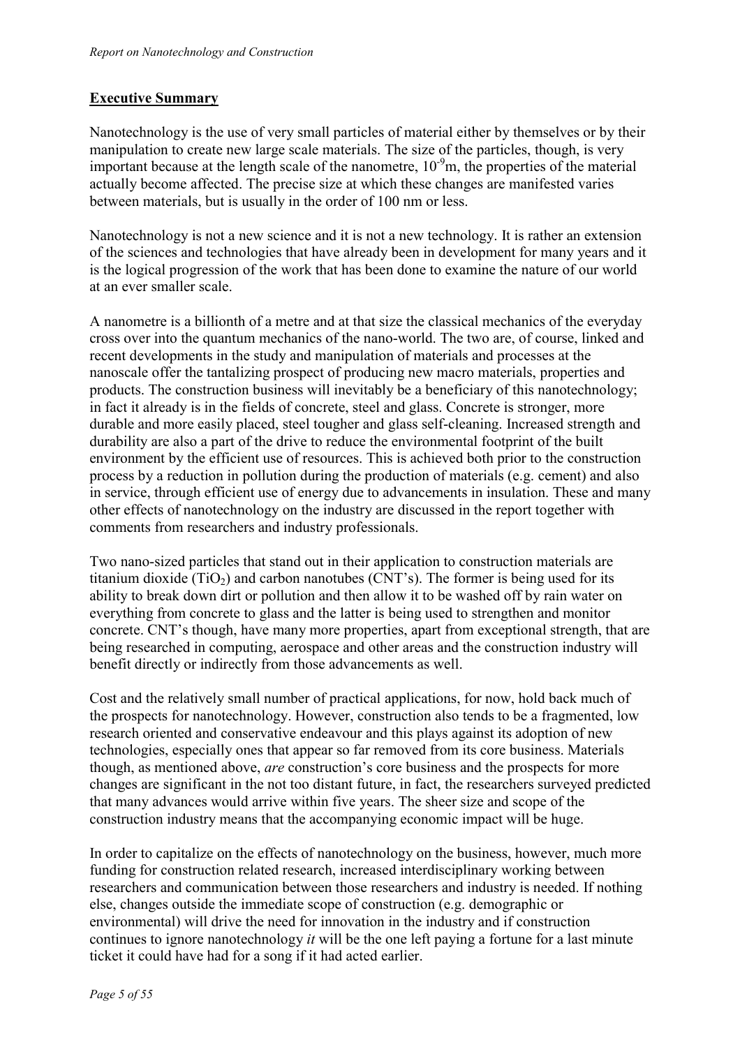## Executive Summary

Nanotechnology is the use of very small particles of material either by themselves or by their manipulation to create new large scale materials. The size of the particles, though, is very important because at the length scale of the nanometre, $10^{-9}$m, the properties of the material actually become affected. The precise size at which these changes are manifested varies between materials, but is usually in the order of 100 nm or less.

Nanotechnology is not a new science and it is not a new technology. It is rather an extension of the sciences and technologies that have already been in development for many years and it is the logical progression of the work that has been done to examine the nature of our world at an ever smaller scale.

A nanometre is a billionth of a metre and at that size the classical mechanics of the everyday cross over into the quantum mechanics of the nano-world. The two are, of course, linked and recent developments in the study and manipulation of materials and processes at the nanoscale offer the tantalizing prospect of producing new macro materials, properties and products. The construction business will inevitably be a beneficiary of this nanotechnology; in fact it already is in the fields of concrete, steel and glass. Concrete is stronger, more durable and more easily placed, steel tougher and glass self-cleaning. Increased strength and durability are also a part of the drive to reduce the environmental footprint of the built environment by the efficient use of resources. This is achieved both prior to the construction process by a reduction in pollution during the production of materials (e.g. cement) and also in service, through efficient use of energy due to advancements in insulation. These and many other effects of nanotechnology on the industry are discussed in the report together with comments from researchers and industry professionals.

Two nano-sized particles that stand out in their application to construction materials are titanium dioxide ($TiO_2$) and carbon nanotubes (CNT's). The former is being used for its ability to break down dirt or pollution and then allow it to be washed off by rain water on everything from concrete to glass and the latter is being used to strengthen and monitor concrete. CNT's though, have many more properties, apart from exceptional strength, that are being researched in computing, aerospace and other areas and the construction industry will benefit directly or indirectly from those advancements as well.

Cost and the relatively small number of practical applications, for now, hold back much of the prospects for nanotechnology. However, construction also tends to be a fragmented, low research oriented and conservative endeavour and this plays against its adoption of new technologies, especially ones that appear so far removed from its core business. Materials though, as mentioned above, *are* construction's core business and the prospects for more changes are significant in the not too distant future, in fact, the researchers surveyed predicted that many advances would arrive within five years. The sheer size and scope of the construction industry means that the accompanying economic impact will be huge.

In order to capitalize on the effects of nanotechnology on the business, however, much more funding for construction related research, increased interdisciplinary working between researchers and communication between those researchers and industry is needed. If nothing else, changes outside the immediate scope of construction (e.g. demographic or environmental) will drive the need for innovation in the industry and if construction continues to ignore nanotechnology *it* will be the one left paying a fortune for a last minute ticket it could have had for a song if it had acted earlier.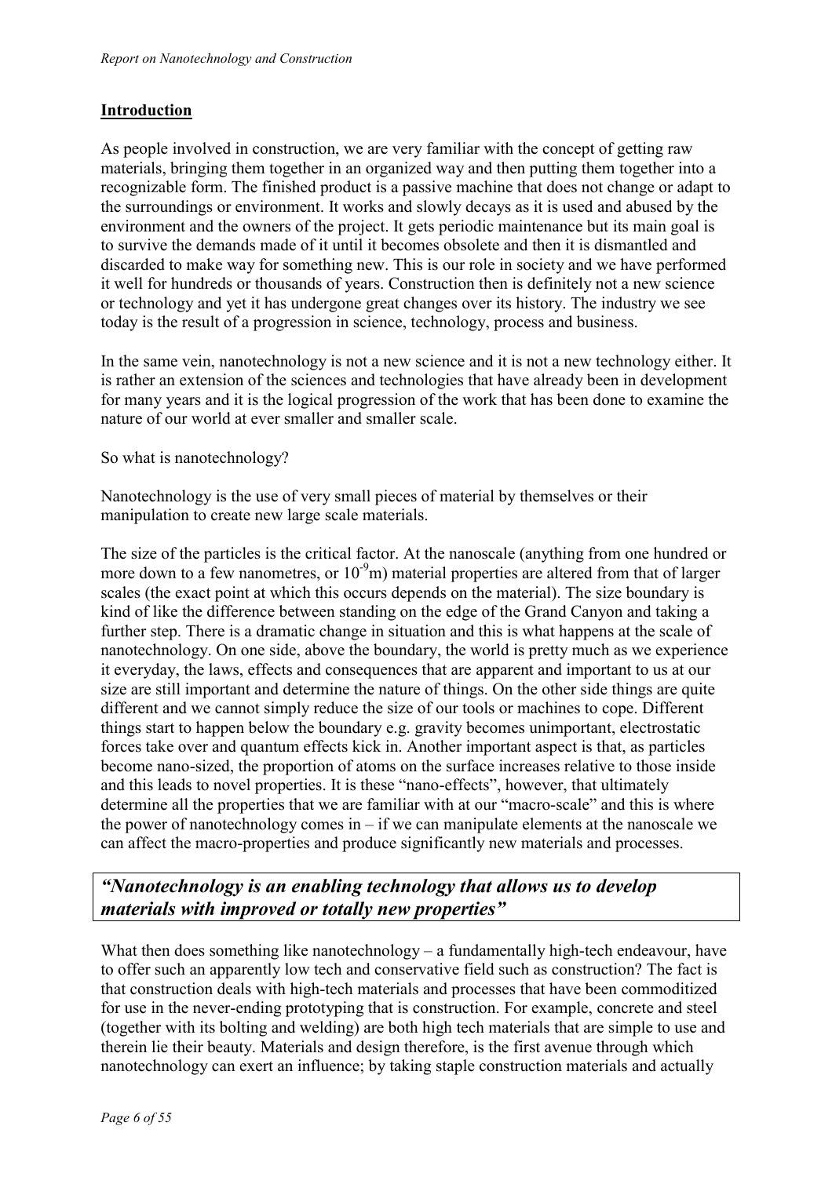## Introduction

As people involved in construction, we are very familiar with the concept of getting raw materials, bringing them together in an organized way and then putting them together into a recognizable form. The finished product is a passive machine that does not change or adapt to the surroundings or environment. It works and slowly decays as it is used and abused by the environment and the owners of the project. It gets periodic maintenance but its main goal is to survive the demands made of it until it becomes obsolete and then it is dismantled and discarded to make way for something new. This is our role in society and we have performed it well for hundreds or thousands of years. Construction then is definitely not a new science or technology and yet it has undergone great changes over its history. The industry we see today is the result of a progression in science, technology, process and business.

In the same vein, nanotechnology is not a new science and it is not a new technology either. It is rather an extension of the sciences and technologies that have already been in development for many years and it is the logical progression of the work that has been done to examine the nature of our world at ever smaller and smaller scale.

So what is nanotechnology?

Nanotechnology is the use of very small pieces of material by themselves or their manipulation to create new large scale materials.

The size of the particles is the critical factor. At the nanoscale (anything from one hundred or more down to a few nanometres, or $10^{-9}$m) material properties are altered from that of larger scales (the exact point at which this occurs depends on the material). The size boundary is kind of like the difference between standing on the edge of the Grand Canyon and taking a further step. There is a dramatic change in situation and this is what happens at the scale of nanotechnology. On one side, above the boundary, the world is pretty much as we experience it everyday, the laws, effects and consequences that are apparent and important to us at our size are still important and determine the nature of things. On the other side things are quite different and we cannot simply reduce the size of our tools or machines to cope. Different things start to happen below the boundary e.g. gravity becomes unimportant, electrostatic forces take over and quantum effects kick in. Another important aspect is that, as particles become nano-sized, the proportion of atoms on the surface increases relative to those inside and this leads to novel properties. It is these "nano-effects", however, that ultimately determine all the properties that we are familiar with at our "macro-scale" and this is where the power of nanotechnology comes in – if we can manipulate elements at the nanoscale we can affect the macro-properties and produce significantly new materials and processes.

***"Nanotechnology is an enabling technology that allows us to develop materials with improved or totally new properties"***

What then does something like nanotechnology – a fundamentally high-tech endeavour, have to offer such an apparently low tech and conservative field such as construction? The fact is that construction deals with high-tech materials and processes that have been commoditized for use in the never-ending prototyping that is construction. For example, concrete and steel (together with its bolting and welding) are both high tech materials that are simple to use and therein lie their beauty. Materials and design therefore, is the first avenue through which nanotechnology can exert an influence; by taking staple construction materials and actually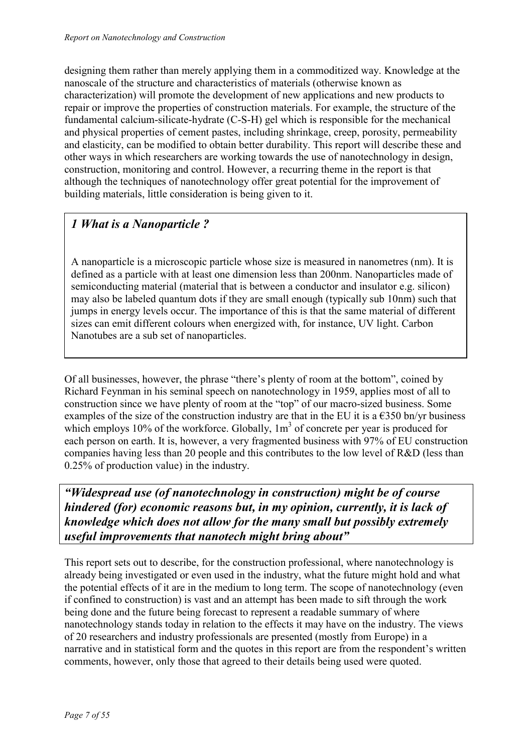designing them rather than merely applying them in a commoditized way. Knowledge at the nanoscale of the structure and characteristics of materials (otherwise known as characterization) will promote the development of new applications and new products to repair or improve the properties of construction materials. For example, the structure of the fundamental calcium-silicate-hydrate (C-S-H) gel which is responsible for the mechanical and physical properties of cement pastes, including shrinkage, creep, porosity, permeability and elasticity, can be modified to obtain better durability. This report will describe these and other ways in which researchers are working towards the use of nanotechnology in design, construction, monitoring and control. However, a recurring theme in the report is that although the techniques of nanotechnology offer great potential for the improvement of building materials, little consideration is being given to it.

## *1 What is a Nanoparticle ?*

A nanoparticle is a microscopic particle whose size is measured in nanometres (nm). It is defined as a particle with at least one dimension less than 200nm. Nanoparticles made of semiconducting material (material that is between a conductor and insulator e.g. silicon) may also be labeled quantum dots if they are small enough (typically sub 10nm) such that jumps in energy levels occur. The importance of this is that the same material of different sizes can emit different colours when energized with, for instance, UV light. Carbon Nanotubes are a sub set of nanoparticles.

Of all businesses, however, the phrase "there's plenty of room at the bottom", coined by Richard Feynman in his seminal speech on nanotechnology in 1959, applies most of all to construction since we have plenty of room at the "top" of our macro-sized business. Some examples of the size of the construction industry are that in the EU it is a €350 bn/yr business which employs 10% of the workforce. Globally, $1m^3$ of concrete per year is produced for each person on earth. It is, however, a very fragmented business with 97% of EU construction companies having less than 20 people and this contributes to the low level of R&D (less than 0.25% of production value) in the industry.

***"Widespread use (of nanotechnology in construction) might be of course hindered (for) economic reasons but, in my opinion, currently, it is lack of knowledge which does not allow for the many small but possibly extremely useful improvements that nanotech might bring about"***

This report sets out to describe, for the construction professional, where nanotechnology is already being investigated or even used in the industry, what the future might hold and what the potential effects of it are in the medium to long term. The scope of nanotechnology (even if confined to construction) is vast and an attempt has been made to sift through the work being done and the future being forecast to represent a readable summary of where nanotechnology stands today in relation to the effects it may have on the industry. The views of 20 researchers and industry professionals are presented (mostly from Europe) in a narrative and in statistical form and the quotes in this report are from the respondent's written comments, however, only those that agreed to their details being used were quoted.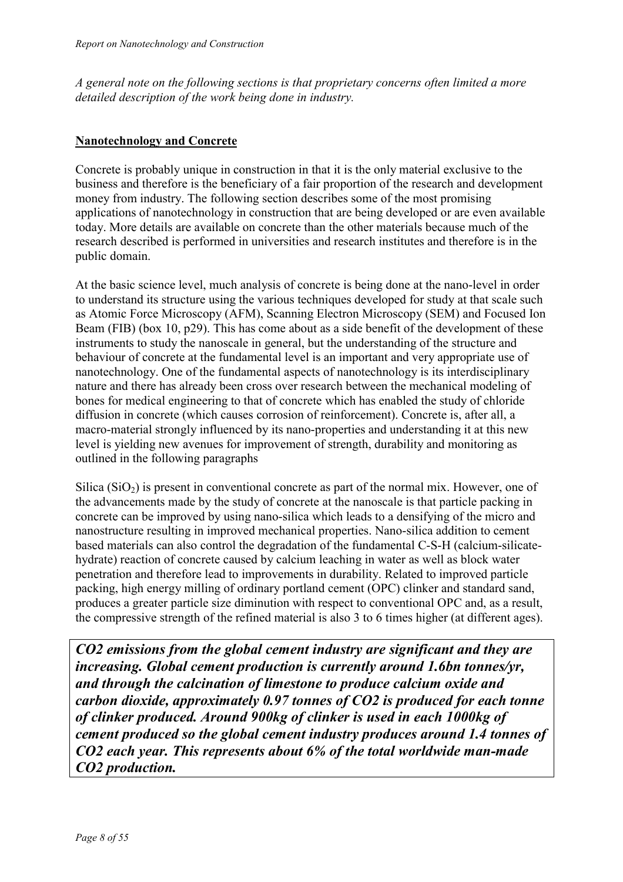*A general note on the following sections is that proprietary concerns often limited a more detailed description of the work being done in industry.*

## Nanotechnology and Concrete

Concrete is probably unique in construction in that it is the only material exclusive to the business and therefore is the beneficiary of a fair proportion of the research and development money from industry. The following section describes some of the most promising applications of nanotechnology in construction that are being developed or are even available today. More details are available on concrete than the other materials because much of the research described is performed in universities and research institutes and therefore is in the public domain.

At the basic science level, much analysis of concrete is being done at the nano-level in order to understand its structure using the various techniques developed for study at that scale such as Atomic Force Microscopy (AFM), Scanning Electron Microscopy (SEM) and Focused Ion Beam (FIB) (box 10, p29). This has come about as a side benefit of the development of these instruments to study the nanoscale in general, but the understanding of the structure and behaviour of concrete at the fundamental level is an important and very appropriate use of nanotechnology. One of the fundamental aspects of nanotechnology is its interdisciplinary nature and there has already been cross over research between the mechanical modeling of bones for medical engineering to that of concrete which has enabled the study of chloride diffusion in concrete (which causes corrosion of reinforcement). Concrete is, after all, a macro-material strongly influenced by its nano-properties and understanding it at this new level is yielding new avenues for improvement of strength, durability and monitoring as outlined in the following paragraphs

Silica ($SiO_2$) is present in conventional concrete as part of the normal mix. However, one of the advancements made by the study of concrete at the nanoscale is that particle packing in concrete can be improved by using nano-silica which leads to a densifying of the micro and nanostructure resulting in improved mechanical properties. Nano-silica addition to cement based materials can also control the degradation of the fundamental C-S-H (calcium-silicate-hydrate) reaction of concrete caused by calcium leaching in water as well as block water penetration and therefore lead to improvements in durability. Related to improved particle packing, high energy milling of ordinary portland cement (OPC) clinker and standard sand, produces a greater particle size diminution with respect to conventional OPC and, as a result, the compressive strength of the refined material is also 3 to 6 times higher (at different ages).

> ***CO2 emissions from the global cement industry are significant and they are increasing. Global cement production is currently around 1.6bn tonnes/yr, and through the calcination of limestone to produce calcium oxide and carbon dioxide, approximately 0.97 tonnes of CO2 is produced for each tonne of clinker produced. Around 900kg of clinker is used in each 1000kg of cement produced so the global cement industry produces around 1.4 tonnes of CO2 each year. This represents about 6% of the total worldwide man-made CO2 production.***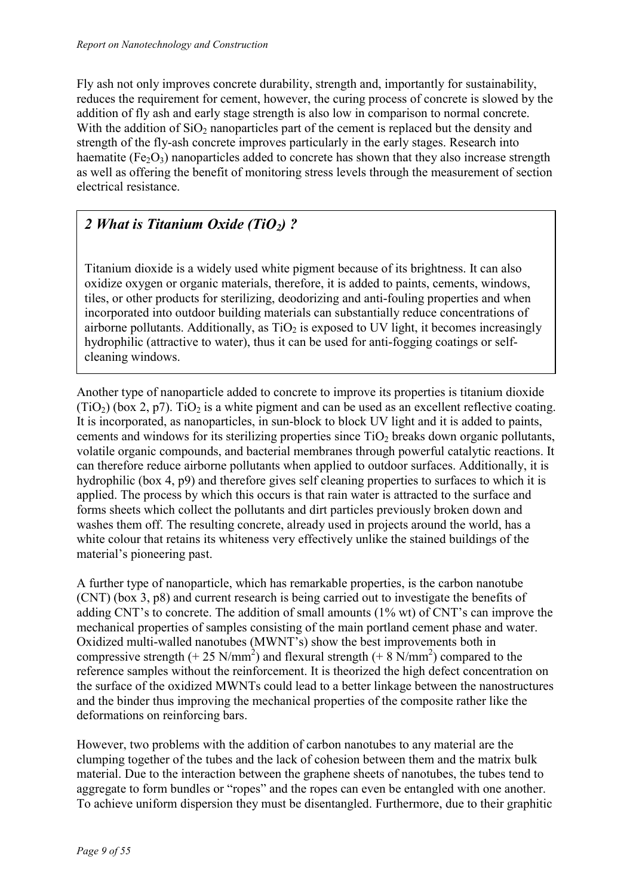Fly ash not only improves concrete durability, strength and, importantly for sustainability, reduces the requirement for cement, however, the curing process of concrete is slowed by the addition of fly ash and early stage strength is also low in comparison to normal concrete. With the addition of $SiO_2$ nanoparticles part of the cement is replaced but the density and strength of the fly-ash concrete improves particularly in the early stages. Research into haematite ($Fe_2O_3$) nanoparticles added to concrete has shown that they also increase strength as well as offering the benefit of monitoring stress levels through the measurement of section electrical resistance.

> ### *2 What is Titanium Oxide ($TiO_2$) ?*
>
> Titanium dioxide is a widely used white pigment because of its brightness. It can also oxidize oxygen or organic materials, therefore, it is added to paints, cements, windows, tiles, or other products for sterilizing, deodorizing and anti-fouling properties and when incorporated into outdoor building materials can substantially reduce concentrations of airborne pollutants. Additionally, as $TiO_2$ is exposed to UV light, it becomes increasingly hydrophilic (attractive to water), thus it can be used for anti-fogging coatings or self-cleaning windows.

Another type of nanoparticle added to concrete to improve its properties is titanium dioxide ($TiO_2$) (box 2, p7). $TiO_2$ is a white pigment and can be used as an excellent reflective coating. It is incorporated, as nanoparticles, in sun-block to block UV light and it is added to paints, cements and windows for its sterilizing properties since $TiO_2$ breaks down organic pollutants, volatile organic compounds, and bacterial membranes through powerful catalytic reactions. It can therefore reduce airborne pollutants when applied to outdoor surfaces. Additionally, it is hydrophilic (box 4, p9) and therefore gives self cleaning properties to surfaces to which it is applied. The process by which this occurs is that rain water is attracted to the surface and forms sheets which collect the pollutants and dirt particles previously broken down and washes them off. The resulting concrete, already used in projects around the world, has a white colour that retains its whiteness very effectively unlike the stained buildings of the material's pioneering past.

A further type of nanoparticle, which has remarkable properties, is the carbon nanotube (CNT) (box 3, p8) and current research is being carried out to investigate the benefits of adding CNT's to concrete. The addition of small amounts (1% wt) of CNT's can improve the mechanical properties of samples consisting of the main portland cement phase and water. Oxidized multi-walled nanotubes (MWNT's) show the best improvements both in compressive strength (+ 25 $N/mm^2$) and flexural strength (+ 8 $N/mm^2$) compared to the reference samples without the reinforcement. It is theorized the high defect concentration on the surface of the oxidized MWNTs could lead to a better linkage between the nanostructures and the binder thus improving the mechanical properties of the composite rather like the deformations on reinforcing bars.

However, two problems with the addition of carbon nanotubes to any material are the clumping together of the tubes and the lack of cohesion between them and the matrix bulk material. Due to the interaction between the graphene sheets of nanotubes, the tubes tend to aggregate to form bundles or "ropes" and the ropes can even be entangled with one another. To achieve uniform dispersion they must be disentangled. Furthermore, due to their graphitic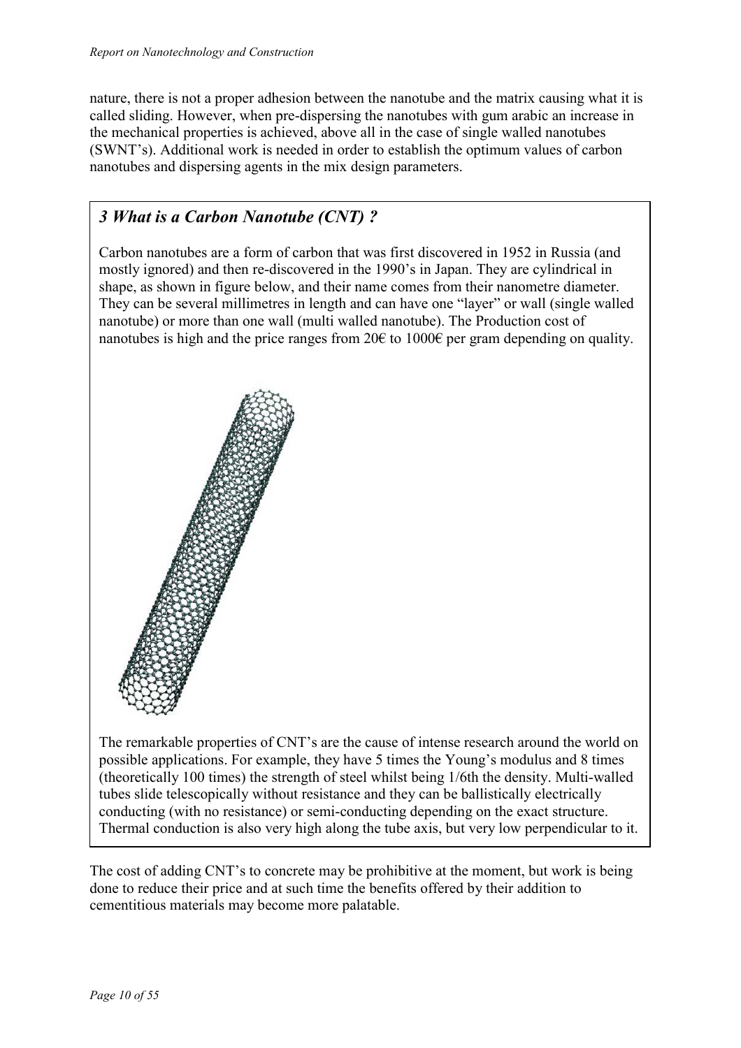nature, there is not a proper adhesion between the nanotube and the matrix causing what it is called sliding. However, when pre-dispersing the nanotubes with gum arabic an increase in the mechanical properties is achieved, above all in the case of single walled nanotubes (SWNT's). Additional work is needed in order to establish the optimum values of carbon nanotubes and dispersing agents in the mix design parameters.

## *3 What is a Carbon Nanotube (CNT) ?*

Carbon nanotubes are a form of carbon that was first discovered in 1952 in Russia (and mostly ignored) and then re-discovered in the 1990's in Japan. They are cylindrical in shape, as shown in figure below, and their name comes from their nanometre diameter. They can be several millimetres in length and can have one "layer" or wall (single walled nanotube) or more than one wall (multi walled nanotube). The Production cost of nanotubes is high and the price ranges from 20€ to 1000€ per gram depending on quality.

The remarkable properties of CNT's are the cause of intense research around the world on possible applications. For example, they have 5 times the Young's modulus and 8 times (theoretically 100 times) the strength of steel whilst being 1/6th the density. Multi-walled tubes slide telescopically without resistance and they can be ballistically electrically conducting (with no resistance) or semi-conducting depending on the exact structure. Thermal conduction is also very high along the tube axis, but very low perpendicular to it.

The cost of adding CNT's to concrete may be prohibitive at the moment, but work is being done to reduce their price and at such time the benefits offered by their addition to cementitious materials may become more palatable.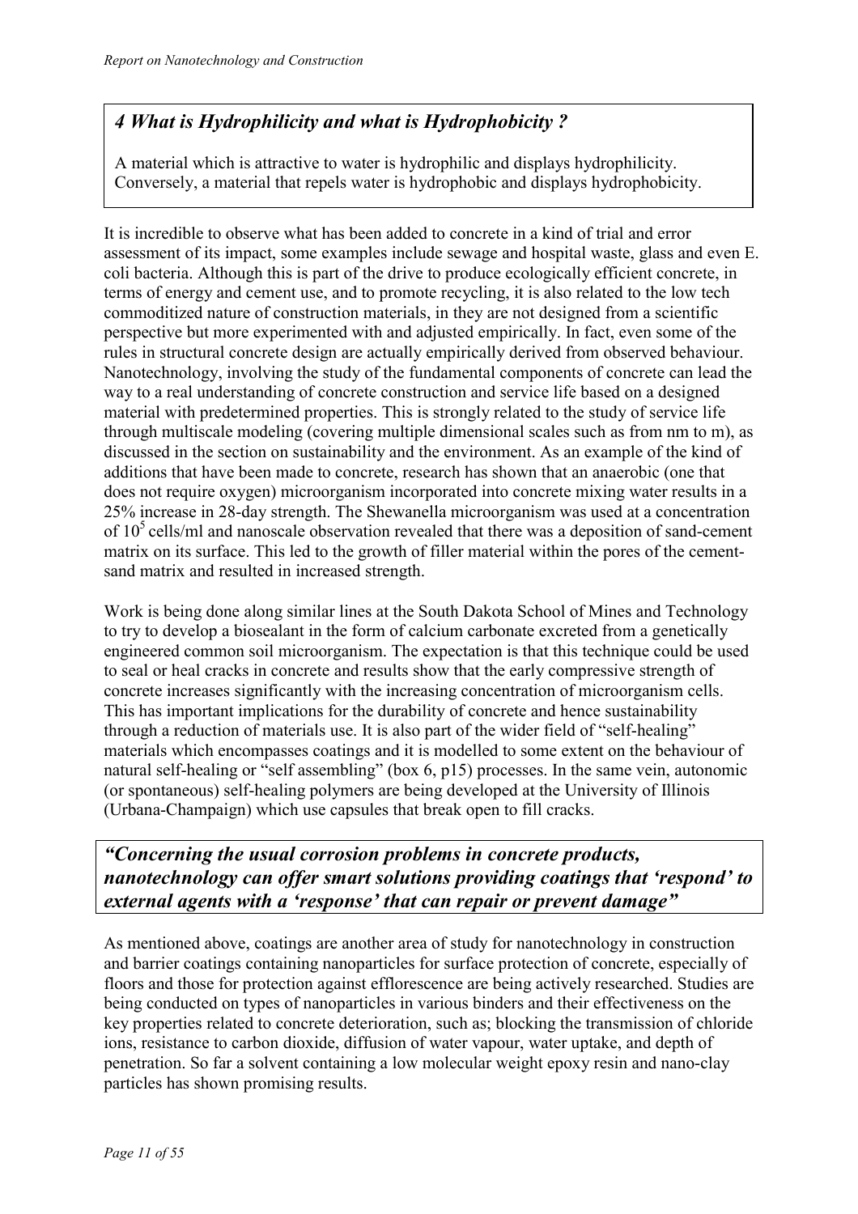### *4 What is Hydrophilicity and what is Hydrophobicity ?*

A material which is attractive to water is hydrophilic and displays hydrophilicity. Conversely, a material that repels water is hydrophobic and displays hydrophobicity.

It is incredible to observe what has been added to concrete in a kind of trial and error assessment of its impact, some examples include sewage and hospital waste, glass and even E. coli bacteria. Although this is part of the drive to produce ecologically efficient concrete, in terms of energy and cement use, and to promote recycling, it is also related to the low tech commoditized nature of construction materials, in they are not designed from a scientific perspective but more experimented with and adjusted empirically. In fact, even some of the rules in structural concrete design are actually empirically derived from observed behaviour. Nanotechnology, involving the study of the fundamental components of concrete can lead the way to a real understanding of concrete construction and service life based on a designed material with predetermined properties. This is strongly related to the study of service life through multiscale modeling (covering multiple dimensional scales such as from nm to m), as discussed in the section on sustainability and the environment. As an example of the kind of additions that have been made to concrete, research has shown that an anaerobic (one that does not require oxygen) microorganism incorporated into concrete mixing water results in a 25% increase in 28-day strength. The Shewanella microorganism was used at a concentration of $10^5$ cells/ml and nanoscale observation revealed that there was a deposition of sand-cement matrix on its surface. This led to the growth of filler material within the pores of the cement-sand matrix and resulted in increased strength.

Work is being done along similar lines at the South Dakota School of Mines and Technology to try to develop a biosealant in the form of calcium carbonate excreted from a genetically engineered common soil microorganism. The expectation is that this technique could be used to seal or heal cracks in concrete and results show that the early compressive strength of concrete increases significantly with the increasing concentration of microorganism cells. This has important implications for the durability of concrete and hence sustainability through a reduction of materials use. It is also part of the wider field of "self-healing" materials which encompasses coatings and it is modelled to some extent on the behaviour of natural self-healing or "self assembling" (box 6, p15) processes. In the same vein, autonomic (or spontaneous) self-healing polymers are being developed at the University of Illinois (Urbana-Champaign) which use capsules that break open to fill cracks.

***"Concerning the usual corrosion problems in concrete products, nanotechnology can offer smart solutions providing coatings that 'respond' to external agents with a 'response' that can repair or prevent damage"***

As mentioned above, coatings are another area of study for nanotechnology in construction and barrier coatings containing nanoparticles for surface protection of concrete, especially of floors and those for protection against efflorescence are being actively researched. Studies are being conducted on types of nanoparticles in various binders and their effectiveness on the key properties related to concrete deterioration, such as; blocking the transmission of chloride ions, resistance to carbon dioxide, diffusion of water vapour, water uptake, and depth of penetration. So far a solvent containing a low molecular weight epoxy resin and nano-clay particles has shown promising results.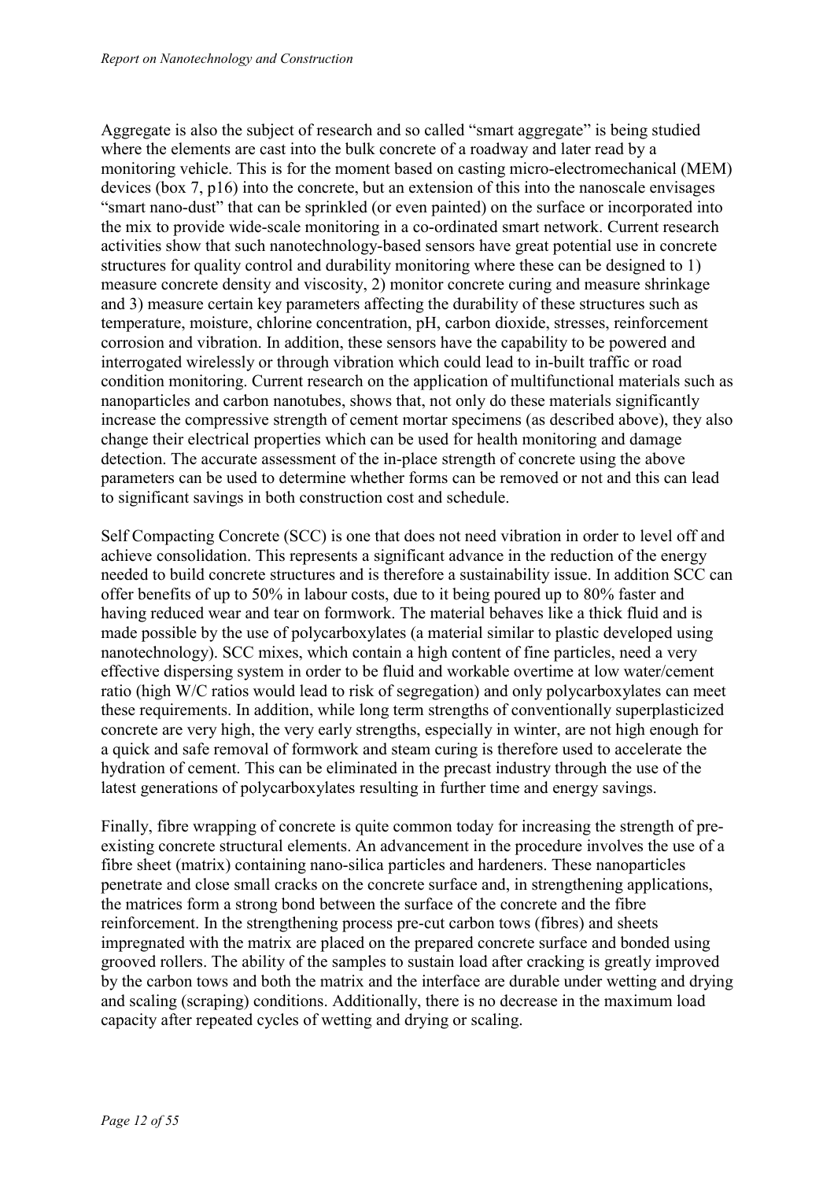Aggregate is also the subject of research and so called "smart aggregate" is being studied where the elements are cast into the bulk concrete of a roadway and later read by a monitoring vehicle. This is for the moment based on casting micro-electromechanical (MEM) devices (box 7, p16) into the concrete, but an extension of this into the nanoscale envisages "smart nano-dust" that can be sprinkled (or even painted) on the surface or incorporated into the mix to provide wide-scale monitoring in a co-ordinated smart network. Current research activities show that such nanotechnology-based sensors have great potential use in concrete structures for quality control and durability monitoring where these can be designed to 1) measure concrete density and viscosity, 2) monitor concrete curing and measure shrinkage and 3) measure certain key parameters affecting the durability of these structures such as temperature, moisture, chlorine concentration, pH, carbon dioxide, stresses, reinforcement corrosion and vibration. In addition, these sensors have the capability to be powered and interrogated wirelessly or through vibration which could lead to in-built traffic or road condition monitoring. Current research on the application of multifunctional materials such as nanoparticles and carbon nanotubes, shows that, not only do these materials significantly increase the compressive strength of cement mortar specimens (as described above), they also change their electrical properties which can be used for health monitoring and damage detection. The accurate assessment of the in-place strength of concrete using the above parameters can be used to determine whether forms can be removed or not and this can lead to significant savings in both construction cost and schedule.

Self Compacting Concrete (SCC) is one that does not need vibration in order to level off and achieve consolidation. This represents a significant advance in the reduction of the energy needed to build concrete structures and is therefore a sustainability issue. In addition SCC can offer benefits of up to 50% in labour costs, due to it being poured up to 80% faster and having reduced wear and tear on formwork. The material behaves like a thick fluid and is made possible by the use of polycarboxylates (a material similar to plastic developed using nanotechnology). SCC mixes, which contain a high content of fine particles, need a very effective dispersing system in order to be fluid and workable overtime at low water/cement ratio (high W/C ratios would lead to risk of segregation) and only polycarboxylates can meet these requirements. In addition, while long term strengths of conventionally superplasticized concrete are very high, the very early strengths, especially in winter, are not high enough for a quick and safe removal of formwork and steam curing is therefore used to accelerate the hydration of cement. This can be eliminated in the precast industry through the use of the latest generations of polycarboxylates resulting in further time and energy savings.

Finally, fibre wrapping of concrete is quite common today for increasing the strength of pre-existing concrete structural elements. An advancement in the procedure involves the use of a fibre sheet (matrix) containing nano-silica particles and hardeners. These nanoparticles penetrate and close small cracks on the concrete surface and, in strengthening applications, the matrices form a strong bond between the surface of the concrete and the fibre reinforcement. In the strengthening process pre-cut carbon tows (fibres) and sheets impregnated with the matrix are placed on the prepared concrete surface and bonded using grooved rollers. The ability of the samples to sustain load after cracking is greatly improved by the carbon tows and both the matrix and the interface are durable under wetting and drying and scaling (scraping) conditions. Additionally, there is no decrease in the maximum load capacity after repeated cycles of wetting and drying or scaling.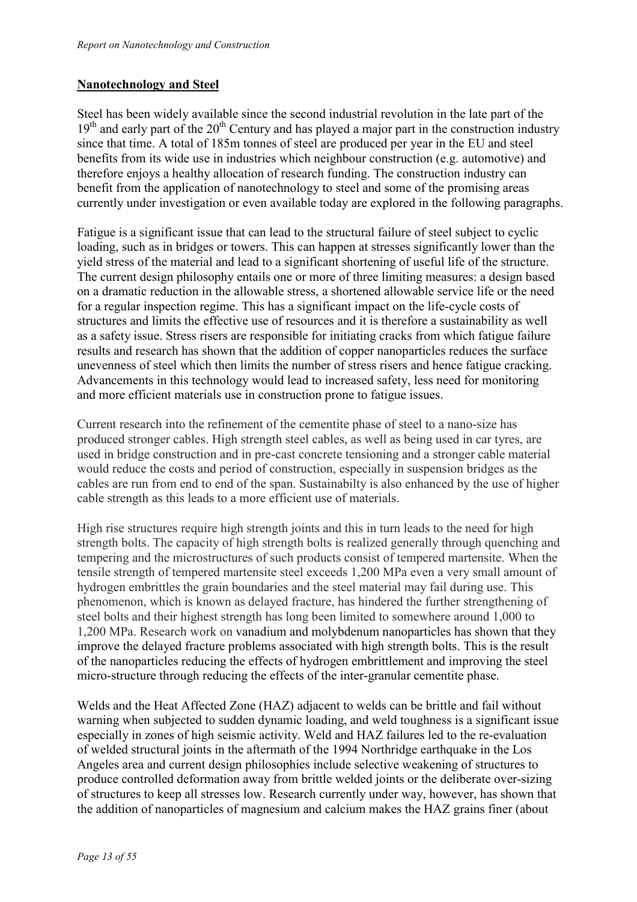## Nanotechnology and Steel

Steel has been widely available since the second industrial revolution in the late part of the $19^{th}$ and early part of the $20^{th}$ Century and has played a major part in the construction industry since that time. A total of 185m tonnes of steel are produced per year in the EU and steel benefits from its wide use in industries which neighbour construction (e.g. automotive) and therefore enjoys a healthy allocation of research funding. The construction industry can benefit from the application of nanotechnology to steel and some of the promising areas currently under investigation or even available today are explored in the following paragraphs.

Fatigue is a significant issue that can lead to the structural failure of steel subject to cyclic loading, such as in bridges or towers. This can happen at stresses significantly lower than the yield stress of the material and lead to a significant shortening of useful life of the structure. The current design philosophy entails one or more of three limiting measures: a design based on a dramatic reduction in the allowable stress, a shortened allowable service life or the need for a regular inspection regime. This has a significant impact on the life-cycle costs of structures and limits the effective use of resources and it is therefore a sustainability as well as a safety issue. Stress risers are responsible for initiating cracks from which fatigue failure results and research has shown that the addition of copper nanoparticles reduces the surface unevenness of steel which then limits the number of stress risers and hence fatigue cracking. Advancements in this technology would lead to increased safety, less need for monitoring and more efficient materials use in construction prone to fatigue issues.

Current research into the refinement of the cementite phase of steel to a nano-size has produced stronger cables. High strength steel cables, as well as being used in car tyres, are used in bridge construction and in pre-cast concrete tensioning and a stronger cable material would reduce the costs and period of construction, especially in suspension bridges as the cables are run from end to end of the span. Sustainabilty is also enhanced by the use of higher cable strength as this leads to a more efficient use of materials.

High rise structures require high strength joints and this in turn leads to the need for high strength bolts. The capacity of high strength bolts is realized generally through quenching and tempering and the microstructures of such products consist of tempered martensite. When the tensile strength of tempered martensite steel exceeds 1,200 MPa even a very small amount of hydrogen embrittles the grain boundaries and the steel material may fail during use. This phenomenon, which is known as delayed fracture, has hindered the further strengthening of steel bolts and their highest strength has long been limited to somewhere around 1,000 to 1,200 MPa. Research work on vanadium and molybdenum nanoparticles has shown that they improve the delayed fracture problems associated with high strength bolts. This is the result of the nanoparticles reducing the effects of hydrogen embrittlement and improving the steel micro-structure through reducing the effects of the inter-granular cementite phase.

Welds and the Heat Affected Zone (HAZ) adjacent to welds can be brittle and fail without warning when subjected to sudden dynamic loading, and weld toughness is a significant issue especially in zones of high seismic activity. Weld and HAZ failures led to the re-evaluation of welded structural joints in the aftermath of the 1994 Northridge earthquake in the Los Angeles area and current design philosophies include selective weakening of structures to produce controlled deformation away from brittle welded joints or the deliberate over-sizing of structures to keep all stresses low. Research currently under way, however, has shown that the addition of nanoparticles of magnesium and calcium makes the HAZ grains finer (about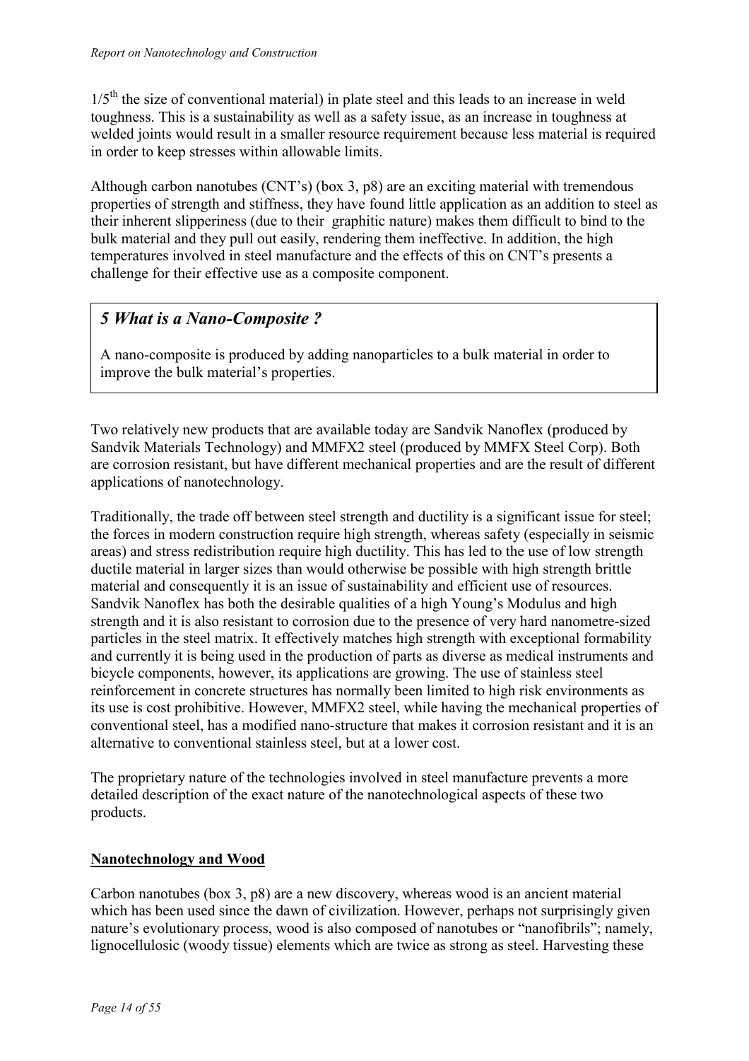$1/5^{th}$ the size of conventional material) in plate steel and this leads to an increase in weld toughness. This is a sustainability as well as a safety issue, as an increase in toughness at welded joints would result in a smaller resource requirement because less material is required in order to keep stresses within allowable limits.

Although carbon nanotubes (CNT's) (box 3, p8) are an exciting material with tremendous properties of strength and stiffness, they have found little application as an addition to steel as their inherent slipperiness (due to their graphitic nature) makes them difficult to bind to the bulk material and they pull out easily, rendering them ineffective. In addition, the high temperatures involved in steel manufacture and the effects of this on CNT's presents a challenge for their effective use as a composite component.

> ### *5 What is a Nano-Composite ?*
>
> A nano-composite is produced by adding nanoparticles to a bulk material in order to improve the bulk material's properties.

Two relatively new products that are available today are Sandvik Nanoflex (produced by Sandvik Materials Technology) and MMFX2 steel (produced by MMFX Steel Corp). Both are corrosion resistant, but have different mechanical properties and are the result of different applications of nanotechnology.

Traditionally, the trade off between steel strength and ductility is a significant issue for steel; the forces in modern construction require high strength, whereas safety (especially in seismic areas) and stress redistribution require high ductility. This has led to the use of low strength ductile material in larger sizes than would otherwise be possible with high strength brittle material and consequently it is an issue of sustainability and efficient use of resources. Sandvik Nanoflex has both the desirable qualities of a high Young's Modulus and high strength and it is also resistant to corrosion due to the presence of very hard nanometre-sized particles in the steel matrix. It effectively matches high strength with exceptional formability and currently it is being used in the production of parts as diverse as medical instruments and bicycle components, however, its applications are growing. The use of stainless steel reinforcement in concrete structures has normally been limited to high risk environments as its use is cost prohibitive. However, MMFX2 steel, while having the mechanical properties of conventional steel, has a modified nano-structure that makes it corrosion resistant and it is an alternative to conventional stainless steel, but at a lower cost.

The proprietary nature of the technologies involved in steel manufacture prevents a more detailed description of the exact nature of the nanotechnological aspects of these two products.

## **Nanotechnology and Wood**

Carbon nanotubes (box 3, p8) are a new discovery, whereas wood is an ancient material which has been used since the dawn of civilization. However, perhaps not surprisingly given nature's evolutionary process, wood is also composed of nanotubes or "nanofibrils"; namely, lignocellulosic (woody tissue) elements which are twice as strong as steel. Harvesting these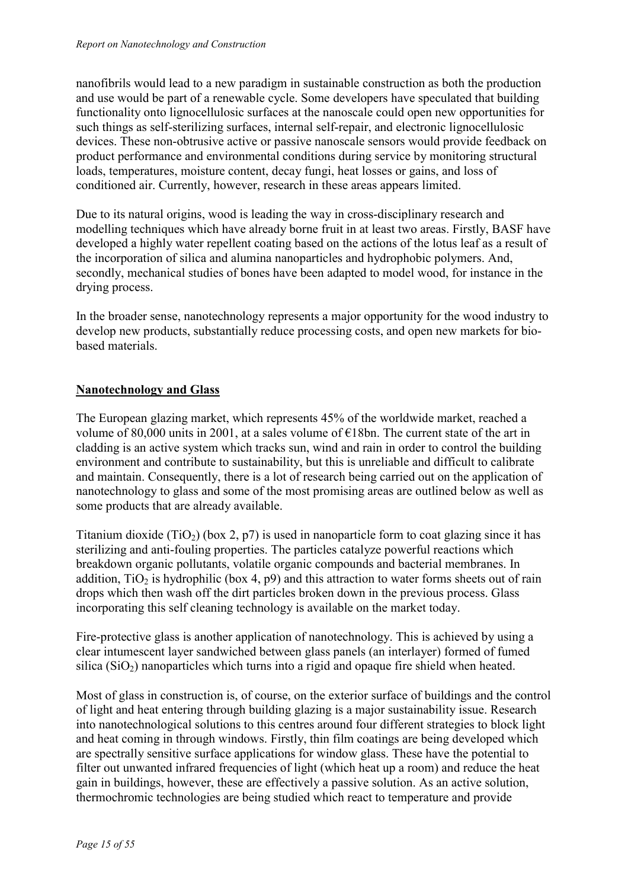nanofibrils would lead to a new paradigm in sustainable construction as both the production and use would be part of a renewable cycle. Some developers have speculated that building functionality onto lignocellulosic surfaces at the nanoscale could open new opportunities for such things as self-sterilizing surfaces, internal self-repair, and electronic lignocellulosic devices. These non-obtrusive active or passive nanoscale sensors would provide feedback on product performance and environmental conditions during service by monitoring structural loads, temperatures, moisture content, decay fungi, heat losses or gains, and loss of conditioned air. Currently, however, research in these areas appears limited.

Due to its natural origins, wood is leading the way in cross-disciplinary research and modelling techniques which have already borne fruit in at least two areas. Firstly, BASF have developed a highly water repellent coating based on the actions of the lotus leaf as a result of the incorporation of silica and alumina nanoparticles and hydrophobic polymers. And, secondly, mechanical studies of bones have been adapted to model wood, for instance in the drying process.

In the broader sense, nanotechnology represents a major opportunity for the wood industry to develop new products, substantially reduce processing costs, and open new markets for bio-based materials.

## Nanotechnology and Glass

The European glazing market, which represents 45% of the worldwide market, reached a volume of 80,000 units in 2001, at a sales volume of €18bn. The current state of the art in cladding is an active system which tracks sun, wind and rain in order to control the building environment and contribute to sustainability, but this is unreliable and difficult to calibrate and maintain. Consequently, there is a lot of research being carried out on the application of nanotechnology to glass and some of the most promising areas are outlined below as well as some products that are already available.

Titanium dioxide ($TiO_2$) (box 2, p7) is used in nanoparticle form to coat glazing since it has sterilizing and anti-fouling properties. The particles catalyze powerful reactions which breakdown organic pollutants, volatile organic compounds and bacterial membranes. In addition, $TiO_2$ is hydrophilic (box 4, p9) and this attraction to water forms sheets out of rain drops which then wash off the dirt particles broken down in the previous process. Glass incorporating this self cleaning technology is available on the market today.

Fire-protective glass is another application of nanotechnology. This is achieved by using a clear intumescent layer sandwiched between glass panels (an interlayer) formed of fumed silica ($SiO_2$) nanoparticles which turns into a rigid and opaque fire shield when heated.

Most of glass in construction is, of course, on the exterior surface of buildings and the control of light and heat entering through building glazing is a major sustainability issue. Research into nanotechnological solutions to this centres around four different strategies to block light and heat coming in through windows. Firstly, thin film coatings are being developed which are spectrally sensitive surface applications for window glass. These have the potential to filter out unwanted infrared frequencies of light (which heat up a room) and reduce the heat gain in buildings, however, these are effectively a passive solution. As an active solution, thermochromic technologies are being studied which react to temperature and provide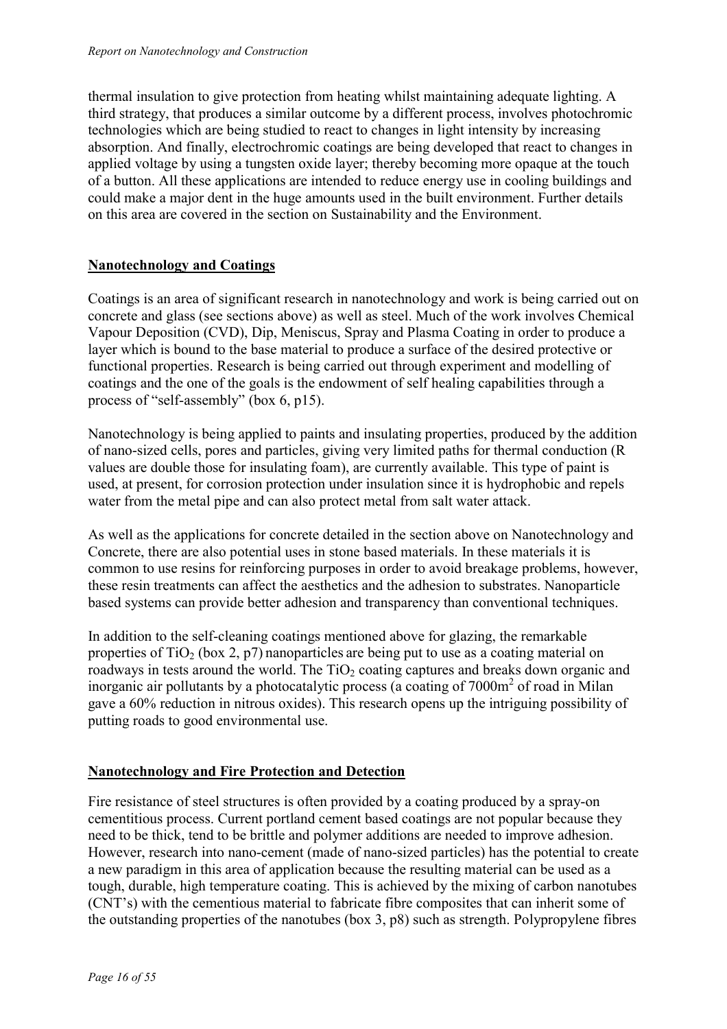thermal insulation to give protection from heating whilst maintaining adequate lighting. A third strategy, that produces a similar outcome by a different process, involves photochromic technologies which are being studied to react to changes in light intensity by increasing absorption. And finally, electrochromic coatings are being developed that react to changes in applied voltage by using a tungsten oxide layer; thereby becoming more opaque at the touch of a button. All these applications are intended to reduce energy use in cooling buildings and could make a major dent in the huge amounts used in the built environment. Further details on this area are covered in the section on Sustainability and the Environment.

## Nanotechnology and Coatings

Coatings is an area of significant research in nanotechnology and work is being carried out on concrete and glass (see sections above) as well as steel. Much of the work involves Chemical Vapour Deposition (CVD), Dip, Meniscus, Spray and Plasma Coating in order to produce a layer which is bound to the base material to produce a surface of the desired protective or functional properties. Research is being carried out through experiment and modelling of coatings and the one of the goals is the endowment of self healing capabilities through a process of "self-assembly" (box 6, p15).

Nanotechnology is being applied to paints and insulating properties, produced by the addition of nano-sized cells, pores and particles, giving very limited paths for thermal conduction (R values are double those for insulating foam), are currently available. This type of paint is used, at present, for corrosion protection under insulation since it is hydrophobic and repels water from the metal pipe and can also protect metal from salt water attack.

As well as the applications for concrete detailed in the section above on Nanotechnology and Concrete, there are also potential uses in stone based materials. In these materials it is common to use resins for reinforcing purposes in order to avoid breakage problems, however, these resin treatments can affect the aesthetics and the adhesion to substrates. Nanoparticle based systems can provide better adhesion and transparency than conventional techniques.

In addition to the self-cleaning coatings mentioned above for glazing, the remarkable properties of $TiO_2$ (box 2, p7) nanoparticles are being put to use as a coating material on roadways in tests around the world. The $TiO_2$ coating captures and breaks down organic and inorganic air pollutants by a photocatalytic process (a coating of $7000m^2$ of road in Milan gave a 60% reduction in nitrous oxides). This research opens up the intriguing possibility of putting roads to good environmental use.

## Nanotechnology and Fire Protection and Detection

Fire resistance of steel structures is often provided by a coating produced by a spray-on cementitious process. Current portland cement based coatings are not popular because they need to be thick, tend to be brittle and polymer additions are needed to improve adhesion. However, research into nano-cement (made of nano-sized particles) has the potential to create a new paradigm in this area of application because the resulting material can be used as a tough, durable, high temperature coating. This is achieved by the mixing of carbon nanotubes (CNT's) with the cementious material to fabricate fibre composites that can inherit some of the outstanding properties of the nanotubes (box 3, p8) such as strength. Polypropylene fibres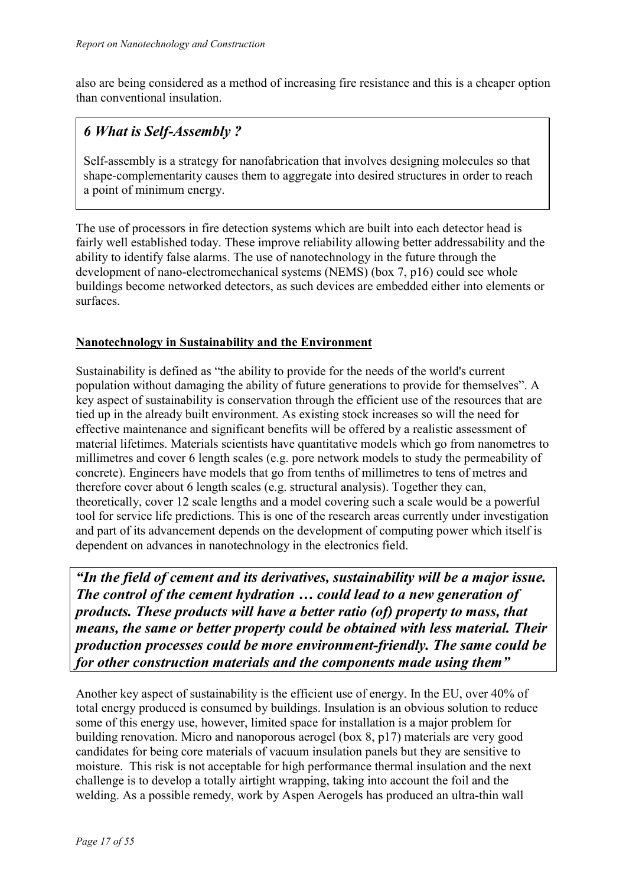also are being considered as a method of increasing fire resistance and this is a cheaper option than conventional insulation.

> ### *6 What is Self-Assembly ?*
>
> Self-assembly is a strategy for nanofabrication that involves designing molecules so that shape-complementarity causes them to aggregate into desired structures in order to reach a point of minimum energy.

The use of processors in fire detection systems which are built into each detector head is fairly well established today. These improve reliability allowing better addressability and the ability to identify false alarms. The use of nanotechnology in the future through the development of nano-electromechanical systems (NEMS) (box 7, p16) could see whole buildings become networked detectors, as such devices are embedded either into elements or surfaces.

## Nanotechnology in Sustainability and the Environment

Sustainability is defined as "the ability to provide for the needs of the world's current population without damaging the ability of future generations to provide for themselves". A key aspect of sustainability is conservation through the efficient use of the resources that are tied up in the already built environment. As existing stock increases so will the need for effective maintenance and significant benefits will be offered by a realistic assessment of material lifetimes. Materials scientists have quantitative models which go from nanometres to millimetres and cover 6 length scales (e.g. pore network models to study the permeability of concrete). Engineers have models that go from tenths of millimetres to tens of metres and therefore cover about 6 length scales (e.g. structural analysis). Together they can, theoretically, cover 12 scale lengths and a model covering such a scale would be a powerful tool for service life predictions. This is one of the research areas currently under investigation and part of its advancement depends on the development of computing power which itself is dependent on advances in nanotechnology in the electronics field.

> ***"In the field of cement and its derivatives, sustainability will be a major issue. The control of the cement hydration … could lead to a new generation of products. These products will have a better ratio (of) property to mass, that means, the same or better property could be obtained with less material. Their production processes could be more environment-friendly. The same could be for other construction materials and the components made using them"***

Another key aspect of sustainability is the efficient use of energy. In the EU, over 40% of total energy produced is consumed by buildings. Insulation is an obvious solution to reduce some of this energy use, however, limited space for installation is a major problem for building renovation. Micro and nanoporous aerogel (box 8, p17) materials are very good candidates for being core materials of vacuum insulation panels but they are sensitive to moisture. This risk is not acceptable for high performance thermal insulation and the next challenge is to develop a totally airtight wrapping, taking into account the foil and the welding. As a possible remedy, work by Aspen Aerogels has produced an ultra-thin wall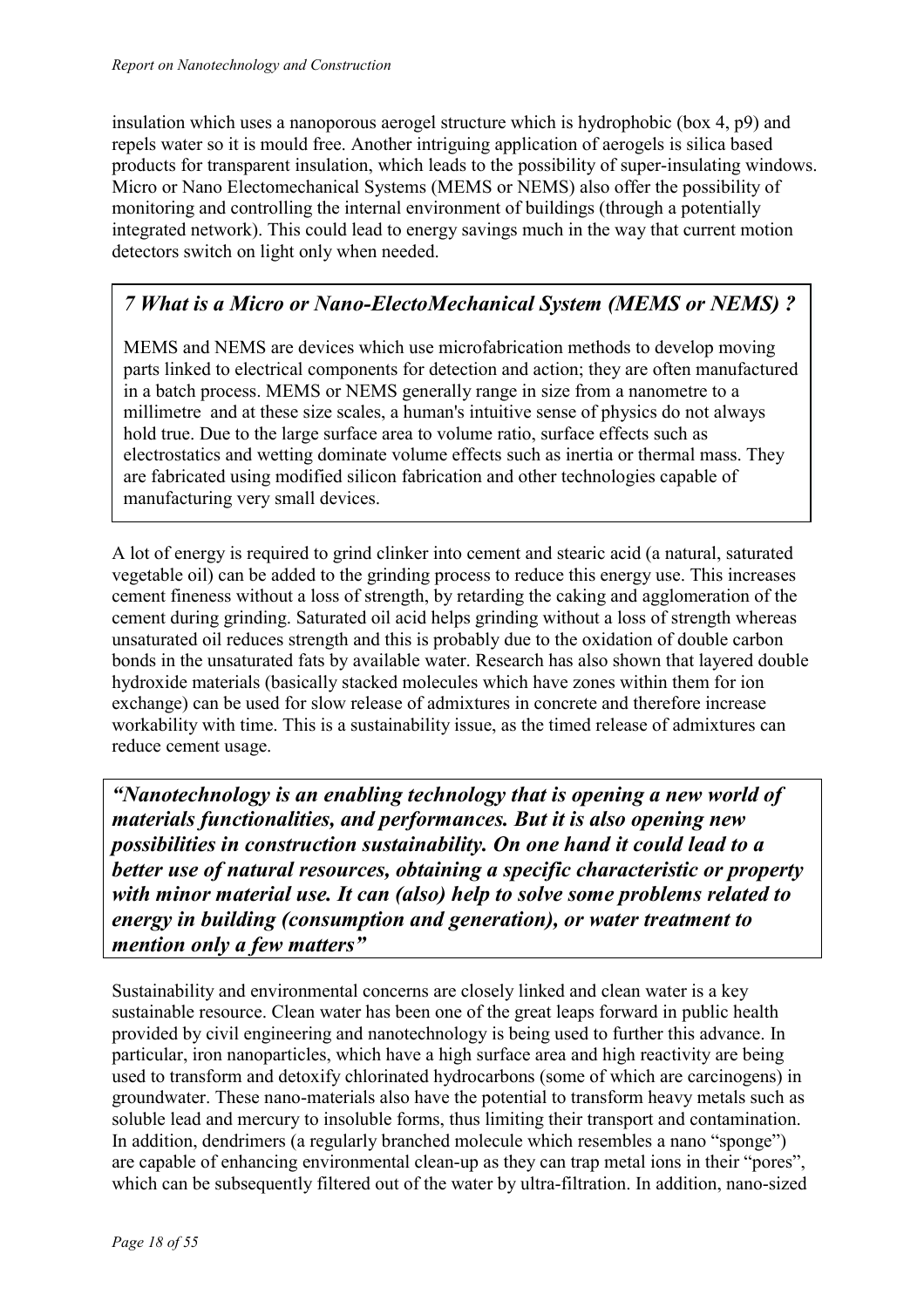insulation which uses a nanoporous aerogel structure which is hydrophobic (box 4, p9) and repels water so it is mould free. Another intriguing application of aerogels is silica based products for transparent insulation, which leads to the possibility of super-insulating windows. Micro or Nano Electomechanical Systems (MEMS or NEMS) also offer the possibility of monitoring and controlling the internal environment of buildings (through a potentially integrated network). This could lead to energy savings much in the way that current motion detectors switch on light only when needed.

> ### *7 What is a Micro or Nano-ElectoMechanical System (MEMS or NEMS) ?*
>
> MEMS and NEMS are devices which use microfabrication methods to develop moving parts linked to electrical components for detection and action; they are often manufactured in a batch process. MEMS or NEMS generally range in size from a nanometre to a millimetre and at these size scales, a human's intuitive sense of physics do not always hold true. Due to the large surface area to volume ratio, surface effects such as electrostatics and wetting dominate volume effects such as inertia or thermal mass. They are fabricated using modified silicon fabrication and other technologies capable of manufacturing very small devices.

A lot of energy is required to grind clinker into cement and stearic acid (a natural, saturated vegetable oil) can be added to the grinding process to reduce this energy use. This increases cement fineness without a loss of strength, by retarding the caking and agglomeration of the cement during grinding. Saturated oil acid helps grinding without a loss of strength whereas unsaturated oil reduces strength and this is probably due to the oxidation of double carbon bonds in the unsaturated fats by available water. Research has also shown that layered double hydroxide materials (basically stacked molecules which have zones within them for ion exchange) can be used for slow release of admixtures in concrete and therefore increase workability with time. This is a sustainability issue, as the timed release of admixtures can reduce cement usage.

> ***"Nanotechnology is an enabling technology that is opening a new world of materials functionalities, and performances. But it is also opening new possibilities in construction sustainability. On one hand it could lead to a better use of natural resources, obtaining a specific characteristic or property with minor material use. It can (also) help to solve some problems related to energy in building (consumption and generation), or water treatment to mention only a few matters"***

Sustainability and environmental concerns are closely linked and clean water is a key sustainable resource. Clean water has been one of the great leaps forward in public health provided by civil engineering and nanotechnology is being used to further this advance. In particular, iron nanoparticles, which have a high surface area and high reactivity are being used to transform and detoxify chlorinated hydrocarbons (some of which are carcinogens) in groundwater. These nano-materials also have the potential to transform heavy metals such as soluble lead and mercury to insoluble forms, thus limiting their transport and contamination. In addition, dendrimers (a regularly branched molecule which resembles a nano "sponge") are capable of enhancing environmental clean-up as they can trap metal ions in their "pores", which can be subsequently filtered out of the water by ultra-filtration. In addition, nano-sized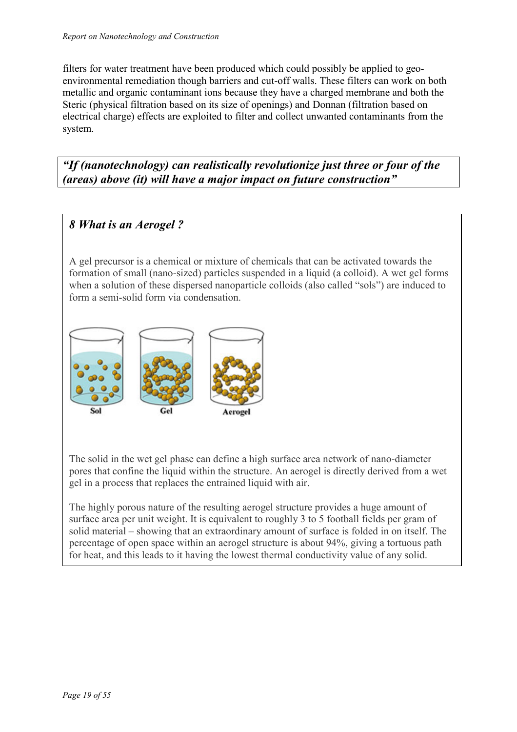filters for water treatment have been produced which could possibly be applied to geo-environmental remediation though barriers and cut-off walls. These filters can work on both metallic and organic contaminant ions because they have a charged membrane and both the Steric (physical filtration based on its size of openings) and Donnan (filtration based on electrical charge) effects are exploited to filter and collect unwanted contaminants from the system.

***"If (nanotechnology) can realistically revolutionize just three or four of the (areas) above (it) will have a major impact on future construction"***

## *8 What is an Aerogel ?*

A gel precursor is a chemical or mixture of chemicals that can be activated towards the formation of small (nano-sized) particles suspended in a liquid (a colloid). A wet gel forms when a solution of these dispersed nanoparticle colloids (also called "sols") are induced to form a semi-solid form via condensation.

Sol Gel Aerogel

The solid in the wet gel phase can define a high surface area network of nano-diameter pores that confine the liquid within the structure. An aerogel is directly derived from a wet gel in a process that replaces the entrained liquid with air.

The highly porous nature of the resulting aerogel structure provides a huge amount of surface area per unit weight. It is equivalent to roughly 3 to 5 football fields per gram of solid material – showing that an extraordinary amount of surface is folded in on itself. The percentage of open space within an aerogel structure is about 94%, giving a tortuous path for heat, and this leads to it having the lowest thermal conductivity value of any solid.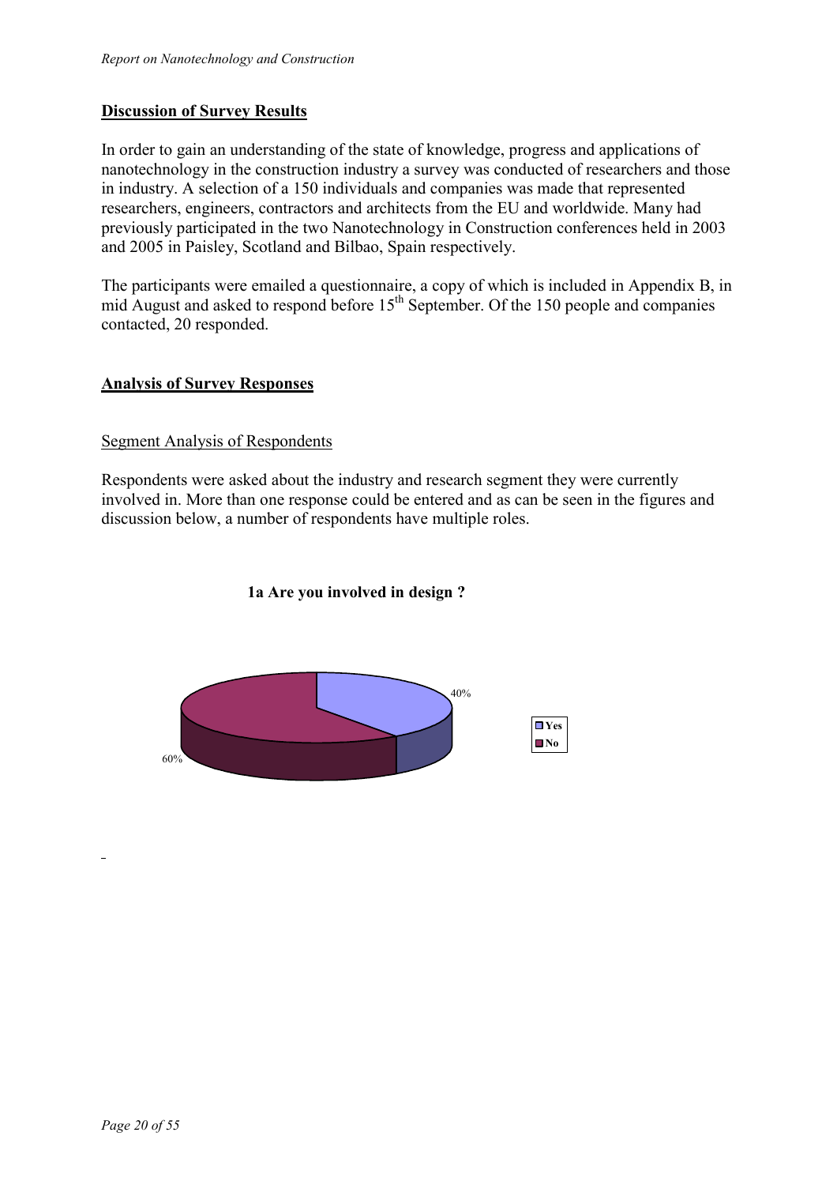## Discussion of Survey Results

In order to gain an understanding of the state of knowledge, progress and applications of nanotechnology in the construction industry a survey was conducted of researchers and those in industry. A selection of a 150 individuals and companies was made that represented researchers, engineers, contractors and architects from the EU and worldwide. Many had previously participated in the two Nanotechnology in Construction conferences held in 2003 and 2005 in Paisley, Scotland and Bilbao, Spain respectively.

The participants were emailed a questionnaire, a copy of which is included in Appendix B, in mid August and asked to respond before 15th September. Of the 150 people and companies contacted, 20 responded.

## Analysis of Survey Responses

### Segment Analysis of Respondents

Respondents were asked about the industry and research segment they were currently involved in. More than one response could be entered and as can be seen in the figures and discussion below, a number of respondents have multiple roles.

**1a Are you involved in design ?**

| Response | Percentage |
| --- | --- |
| Yes | 40% |
| No | 60% |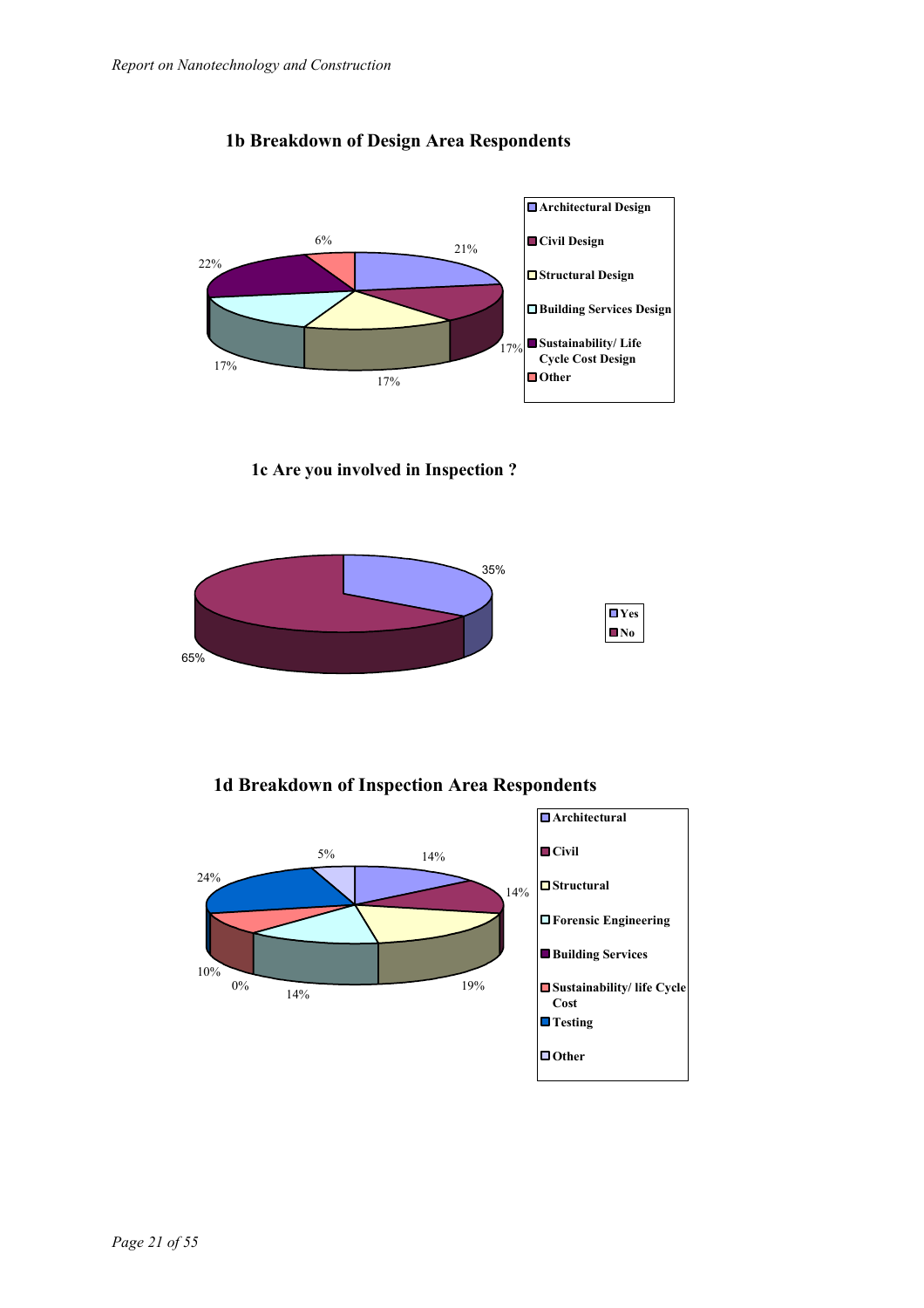### 1b Breakdown of Design Area Respondents

| Category | Percentage |
| --- | --- |
| Architectural Design | 21% |
| Civil Design | 17% |
| Structural Design | 17% |
| Building Services Design | 17% |
| Sustainability/ Life Cycle Cost Design | 22% |
| Other | 6% |

### 1c Are you involved in Inspection ?

| Response | Percentage |
| --- | --- |
| Yes | 35% |
| No | 65% |

### 1d Breakdown of Inspection Area Respondents

| Category | Percentage |
| --- | --- |
| Architectural | 14% |
| Civil | 14% |
| Structural | 19% |
| Forensic Engineering | 14% |
| Building Services | 0% |
| Sustainability/ life Cycle Cost | 10% |
| Testing | 24% |
| Other | 5% |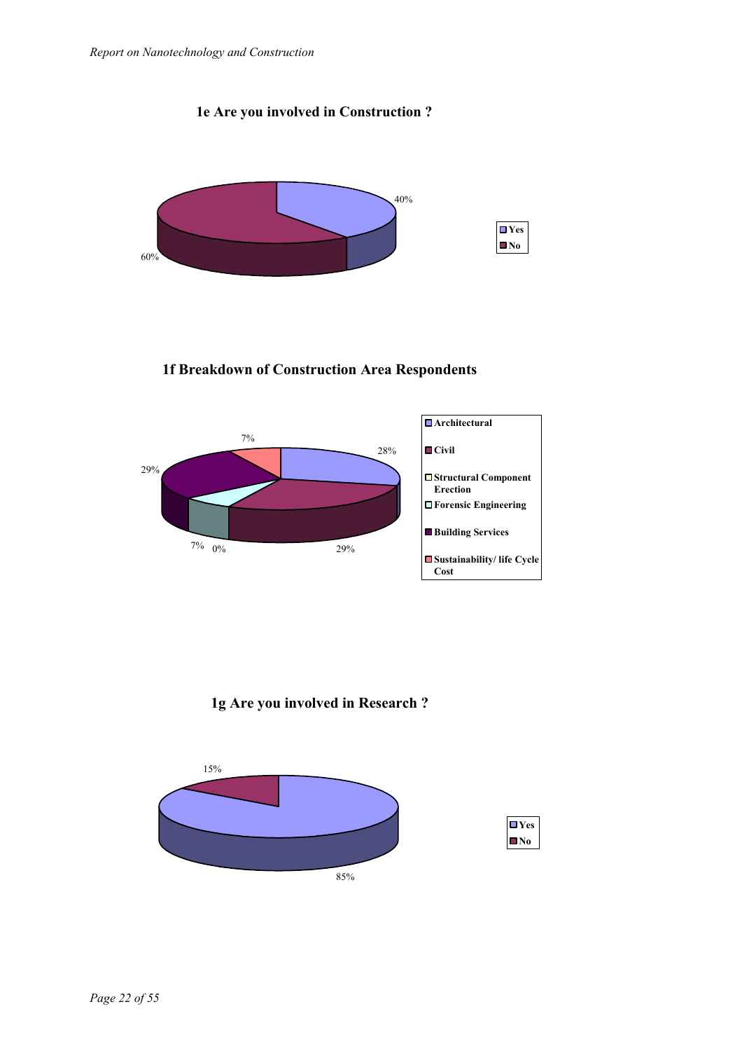**1e Are you involved in Construction ?**

| Response | Percentage |
|---|---|
| Yes | 40% |
| No | 60% |

**1f Breakdown of Construction Area Respondents**

| Area | Percentage |
|---|---|
| Architectural | 28% |
| Civil | 29% |
| Structural Component Erection | 0% |
| Forensic Engineering | 7% |
| Building Services | 29% |
| Sustainability/ life Cycle Cost | 7% |

**1g Are you involved in Research ?**

| Response | Percentage |
|---|---|
| Yes | 85% |
| No | 15% |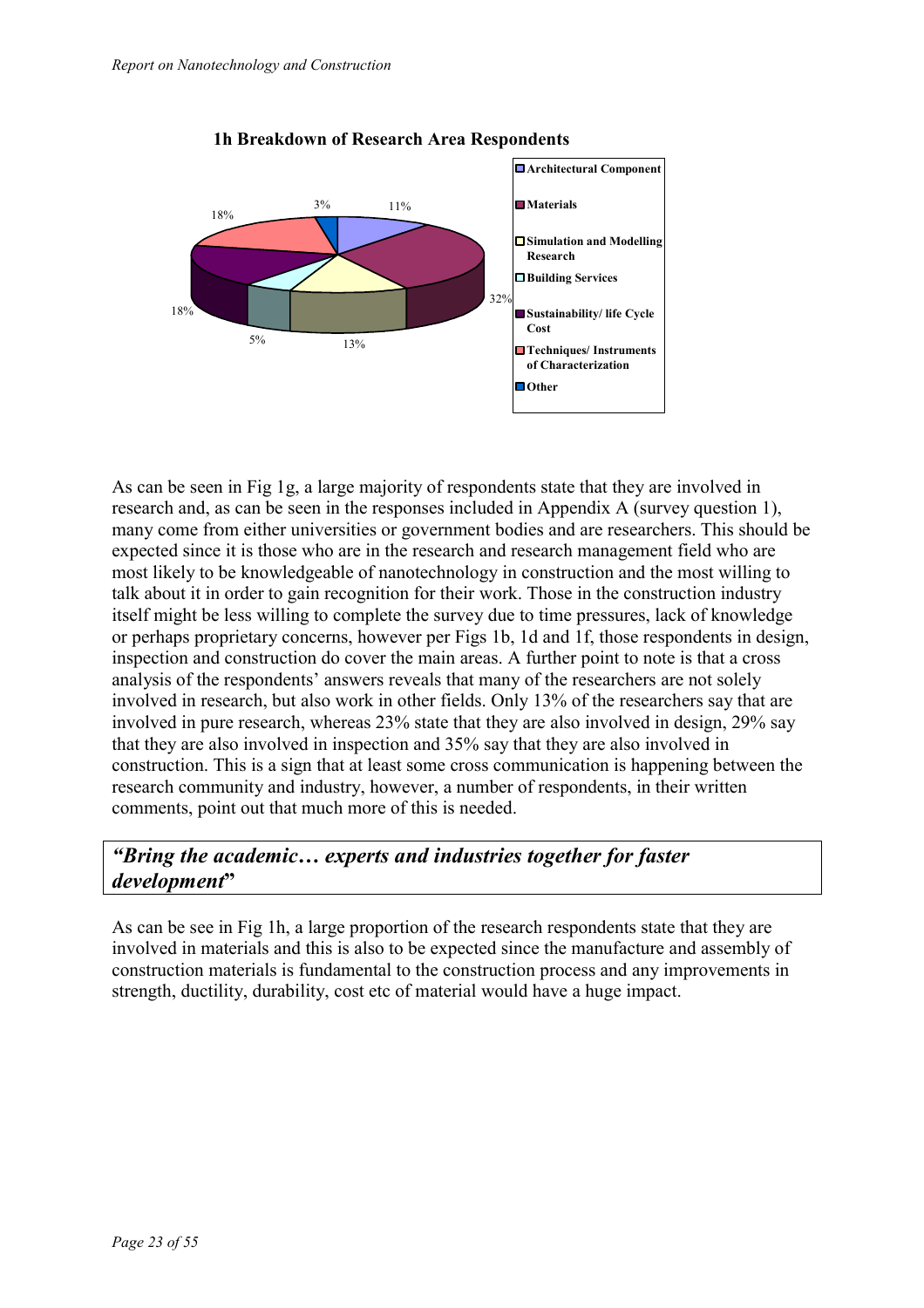**1h Breakdown of Research Area Respondents**

| Research Area | Percentage |
|---|---|
| Architectural Component | 11% |
| Materials | 32% |
| Simulation and Modelling Research | 13% |
| Building Services | 5% |
| Sustainability/ life Cycle Cost | 18% |
| Techniques/ Instruments of Characterization | 18% |
| Other | 3% |

As can be seen in Fig 1g, a large majority of respondents state that they are involved in research and, as can be seen in the responses included in Appendix A (survey question 1), many come from either universities or government bodies and are researchers. This should be expected since it is those who are in the research and research management field who are most likely to be knowledgeable of nanotechnology in construction and the most willing to talk about it in order to gain recognition for their work. Those in the construction industry itself might be less willing to complete the survey due to time pressures, lack of knowledge or perhaps proprietary concerns, however per Figs 1b, 1d and 1f, those respondents in design, inspection and construction do cover the main areas. A further point to note is that a cross analysis of the respondents' answers reveals that many of the researchers are not solely involved in research, but also work in other fields. Only 13% of the researchers say that are involved in pure research, whereas 23% state that they are also involved in design, 29% say that they are also involved in inspection and 35% say that they are also involved in construction. This is a sign that at least some cross communication is happening between the research community and industry, however, a number of respondents, in their written comments, point out that much more of this is needed.

***"Bring the academic… experts and industries together for faster development"***

As can be see in Fig 1h, a large proportion of the research respondents state that they are involved in materials and this is also to be expected since the manufacture and assembly of construction materials is fundamental to the construction process and any improvements in strength, ductility, durability, cost etc of material would have a huge impact.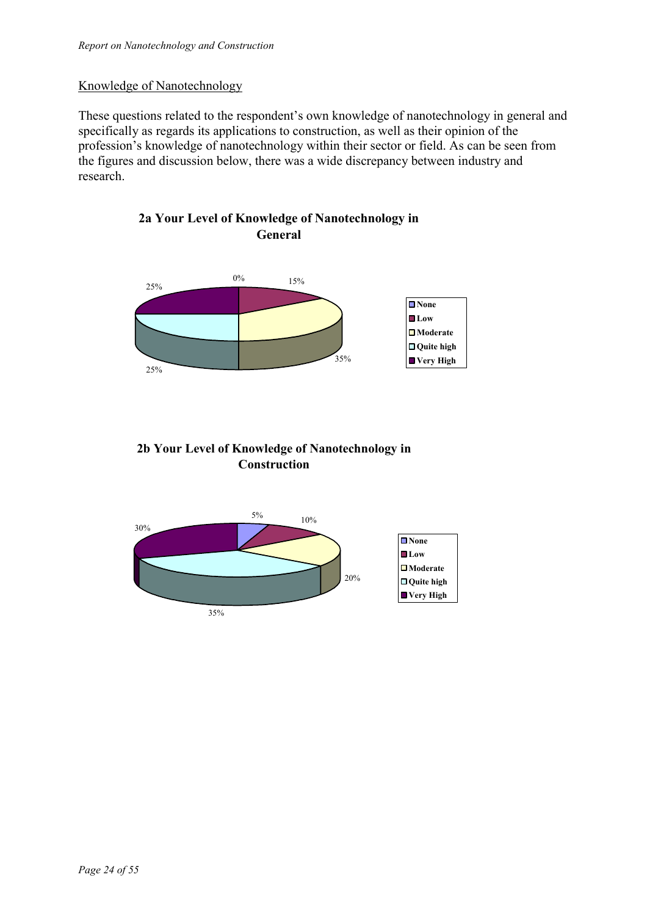Knowledge of Nanotechnology

These questions related to the respondent's own knowledge of nanotechnology in general and specifically as regards its applications to construction, as well as their opinion of the profession's knowledge of nanotechnology within their sector or field. As can be seen from the figures and discussion below, there was a wide discrepancy between industry and research.

**2a Your Level of Knowledge of Nanotechnology in General**

| Level | Percentage |
|---|---|
| None | 0% |
| Low | 15% |
| Moderate | 35% |
| Quite high | 25% |
| Very High | 25% |

**2b Your Level of Knowledge of Nanotechnology in Construction**

| Level | Percentage |
|---|---|
| None | 5% |
| Low | 10% |
| Moderate | 20% |
| Quite high | 35% |
| Very High | 30% |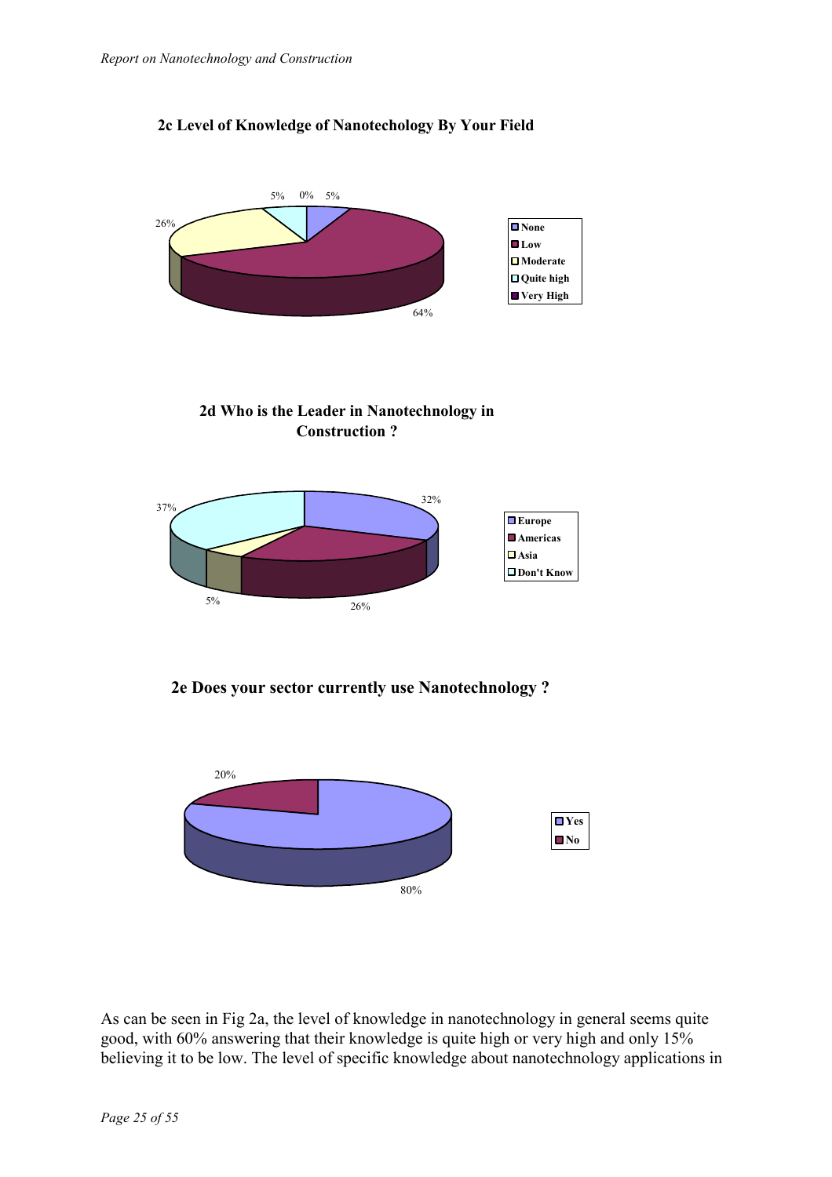**2c Level of Knowledge of Nanotechology By Your Field**

- None: 5%
- Low: 64%
- Moderate: 26%
- Quite high: 5%
- Very High: 0%

**2d Who is the Leader in Nanotechnology in Construction ?**

- Europe: 32%
- Americas: 26%
- Asia: 5%
- Don't Know: 37%

**2e Does your sector currently use Nanotechnology ?**

- Yes: 80%
- No: 20%

As can be seen in Fig 2a, the level of knowledge in nanotechnology in general seems quite good, with 60% answering that their knowledge is quite high or very high and only 15% believing it to be low. The level of specific knowledge about nanotechnology applications in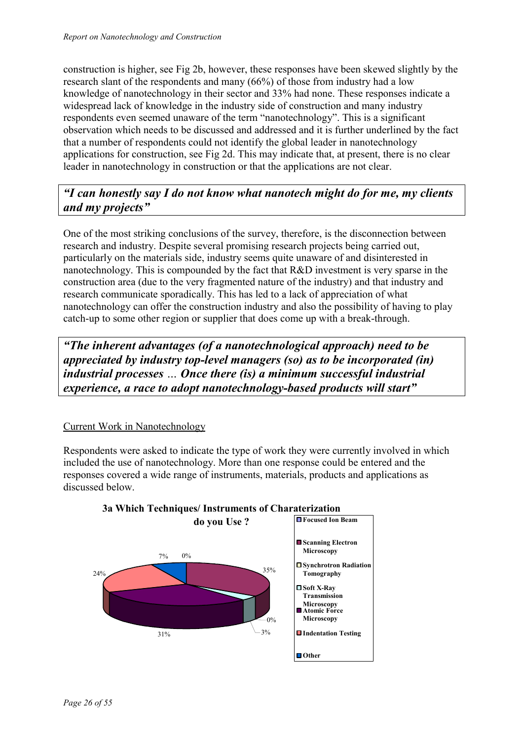construction is higher, see Fig 2b, however, these responses have been skewed slightly by the research slant of the respondents and many (66%) of those from industry had a low knowledge of nanotechnology in their sector and 33% had none. These responses indicate a widespread lack of knowledge in the industry side of construction and many industry respondents even seemed unaware of the term "nanotechnology". This is a significant observation which needs to be discussed and addressed and it is further underlined by the fact that a number of respondents could not identify the global leader in nanotechnology applications for construction, see Fig 2d. This may indicate that, at present, there is no clear leader in nanotechnology in construction or that the applications are not clear.

> ***"I can honestly say I do not know what nanotech might do for me, my clients and my projects"***

One of the most striking conclusions of the survey, therefore, is the disconnection between research and industry. Despite several promising research projects being carried out, particularly on the materials side, industry seems quite unaware of and disinterested in nanotechnology. This is compounded by the fact that R&D investment is very sparse in the construction area (due to the very fragmented nature of the industry) and that industry and research communicate sporadically. This has led to a lack of appreciation of what nanotechnology can offer the construction industry and also the possibility of having to play catch-up to some other region or supplier that does come up with a break-through.

> ***"The inherent advantages (of a nanotechnological approach) need to be appreciated by industry top-level managers (so) as to be incorporated (in) industrial processes … Once there (is) a minimum successful industrial experience, a race to adopt nanotechnology-based products will start"***

Current Work in Nanotechnology

Respondents were asked to indicate the type of work they were currently involved in which included the use of nanotechnology. More than one response could be entered and the responses covered a wide range of instruments, materials, products and applications as discussed below.

**3a Which Techniques/ Instruments of Charaterization do you Use ?**

| Technique | % |
|---|---|
| Focused Ion Beam | 0% |
| Scanning Electron Microscopy | 35% |
| Synchrotron Radiation Tomography | 0% |
| Soft X-Ray Transmission Microscopy | 3% |
| Atomic Force Microscopy | 31% |
| Indentation Testing | 24% |
| Other | 7% |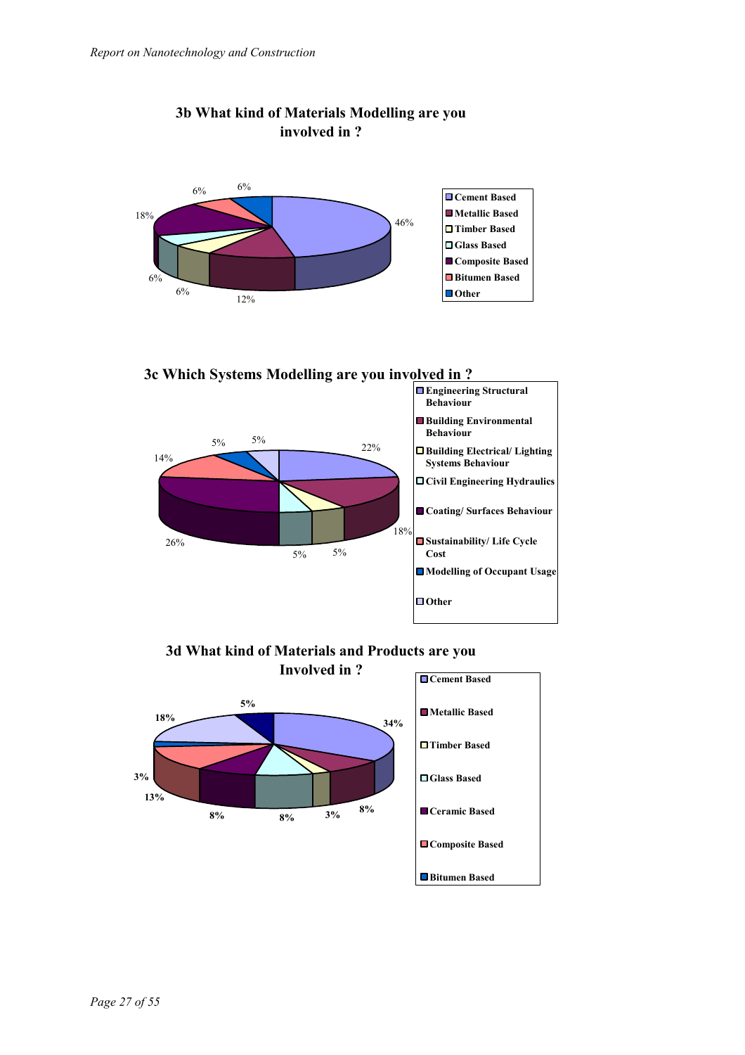### 3b What kind of Materials Modelling are you involved in ?

| Category | Percentage |
|---|---|
| Cement Based | 46% |
| Metallic Based | 12% |
| Timber Based | 6% |
| Glass Based | 6% |
| Composite Based | 18% |
| Bitumen Based | 6% |
| Other | 6% |

### 3c Which Systems Modelling are you involved in ?

| Category | Percentage |
|---|---|
| Engineering Structural Behaviour | 22% |
| Building Environmental Behaviour | 18% |
| Building Electrical/ Lighting Systems Behaviour | 5% |
| Civil Engineering Hydraulics | 5% |
| Coating/ Surfaces Behaviour | 26% |
| Sustainability/ Life Cycle Cost | 14% |
| Modelling of Occupant Usage | 5% |
| Other | 5% |

### 3d What kind of Materials and Products are you Involved in ?

Legend: Cement Based, Metallic Based, Timber Based, Glass Based, Ceramic Based, Composite Based, Bitumen Based

Values shown: 34%, 8%, 3%, 8%, 8%, 13%, 3%, 18%, 5%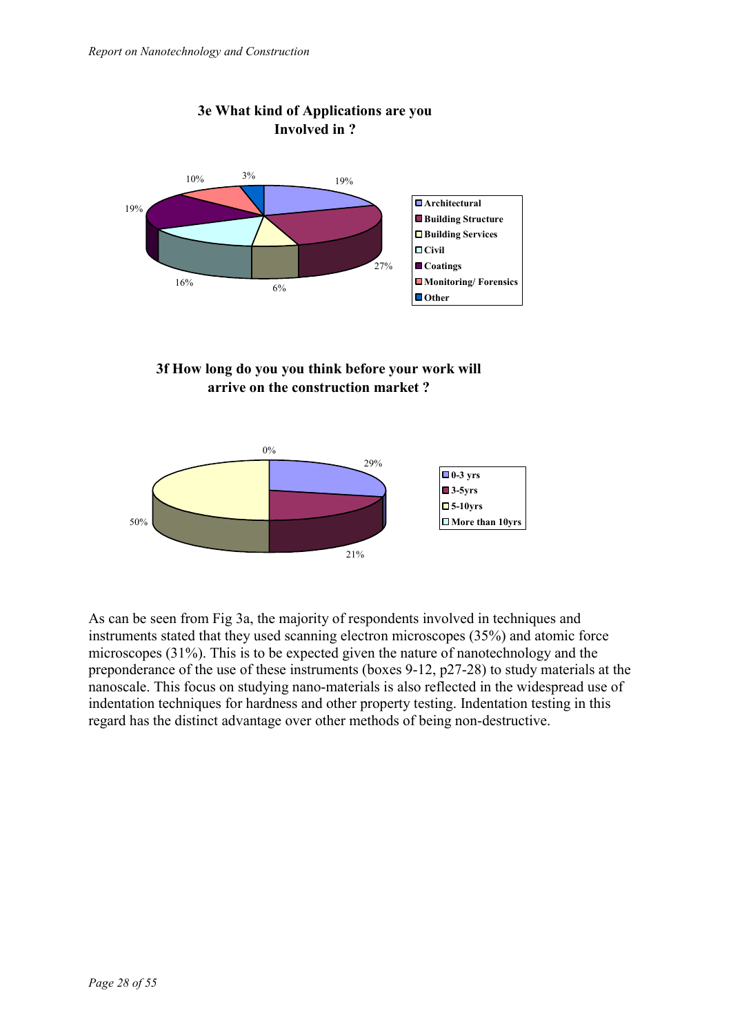**3e What kind of Applications are you Involved in ?**

| Application | % |
|---|---|
| Architectural | 19% |
| Building Structure | 27% |
| Building Services | 6% |
| Civil | 16% |
| Coatings | 19% |
| Monitoring/ Forensics | 10% |
| Other | 3% |

**3f How long do you you think before your work will arrive on the construction market ?**

| Time | % |
|---|---|
| 0-3 yrs | 29% |
| 3-5yrs | 21% |
| 5-10yrs | 50% |
| More than 10yrs | 0% |

As can be seen from Fig 3a, the majority of respondents involved in techniques and instruments stated that they used scanning electron microscopes (35%) and atomic force microscopes (31%). This is to be expected given the nature of nanotechnology and the preponderance of the use of these instruments (boxes 9-12, p27-28) to study materials at the nanoscale. This focus on studying nano-materials is also reflected in the widespread use of indentation techniques for hardness and other property testing. Indentation testing in this regard has the distinct advantage over other methods of being non-destructive.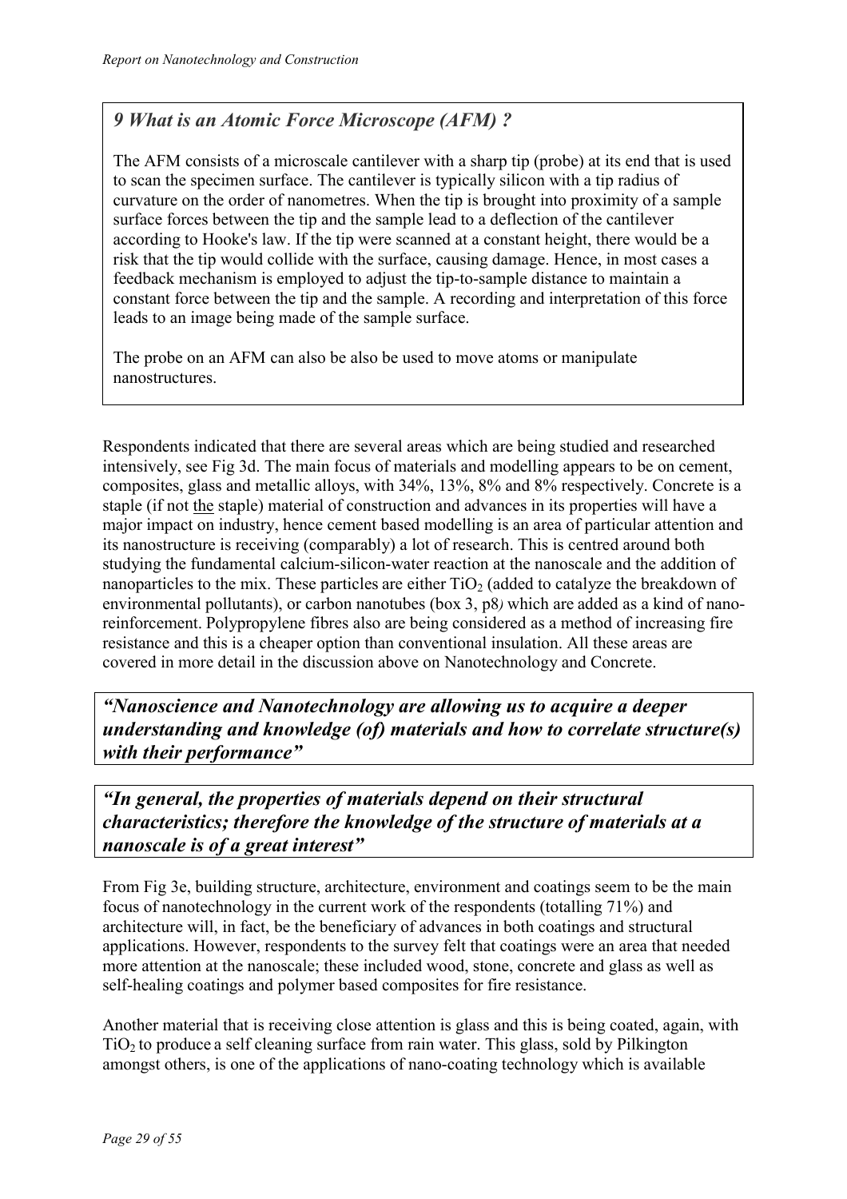### *9 What is an Atomic Force Microscope (AFM) ?*

The AFM consists of a microscale cantilever with a sharp tip (probe) at its end that is used to scan the specimen surface. The cantilever is typically silicon with a tip radius of curvature on the order of nanometres. When the tip is brought into proximity of a sample surface forces between the tip and the sample lead to a deflection of the cantilever according to Hooke's law. If the tip were scanned at a constant height, there would be a risk that the tip would collide with the surface, causing damage. Hence, in most cases a feedback mechanism is employed to adjust the tip-to-sample distance to maintain a constant force between the tip and the sample. A recording and interpretation of this force leads to an image being made of the sample surface.

The probe on an AFM can also be also be used to move atoms or manipulate nanostructures.

Respondents indicated that there are several areas which are being studied and researched intensively, see Fig 3d. The main focus of materials and modelling appears to be on cement, composites, glass and metallic alloys, with 34%, 13%, 8% and 8% respectively. Concrete is a staple (if not the staple) material of construction and advances in its properties will have a major impact on industry, hence cement based modelling is an area of particular attention and its nanostructure is receiving (comparably) a lot of research. This is centred around both studying the fundamental calcium-silicon-water reaction at the nanoscale and the addition of nanoparticles to the mix. These particles are either $TiO_2$ (added to catalyze the breakdown of environmental pollutants), or carbon nanotubes (box 3, p8*)* which are added as a kind of nano-reinforcement. Polypropylene fibres also are being considered as a method of increasing fire resistance and this is a cheaper option than conventional insulation. All these areas are covered in more detail in the discussion above on Nanotechnology and Concrete.

***"Nanoscience and Nanotechnology are allowing us to acquire a deeper understanding and knowledge (of) materials and how to correlate structure(s) with their performance"***

***"In general, the properties of materials depend on their structural characteristics; therefore the knowledge of the structure of materials at a nanoscale is of a great interest"***

From Fig 3e, building structure, architecture, environment and coatings seem to be the main focus of nanotechnology in the current work of the respondents (totalling 71%) and architecture will, in fact, be the beneficiary of advances in both coatings and structural applications. However, respondents to the survey felt that coatings were an area that needed more attention at the nanoscale; these included wood, stone, concrete and glass as well as self-healing coatings and polymer based composites for fire resistance.

Another material that is receiving close attention is glass and this is being coated, again, with $TiO_2$ to produce a self cleaning surface from rain water. This glass, sold by Pilkington amongst others, is one of the applications of nano-coating technology which is available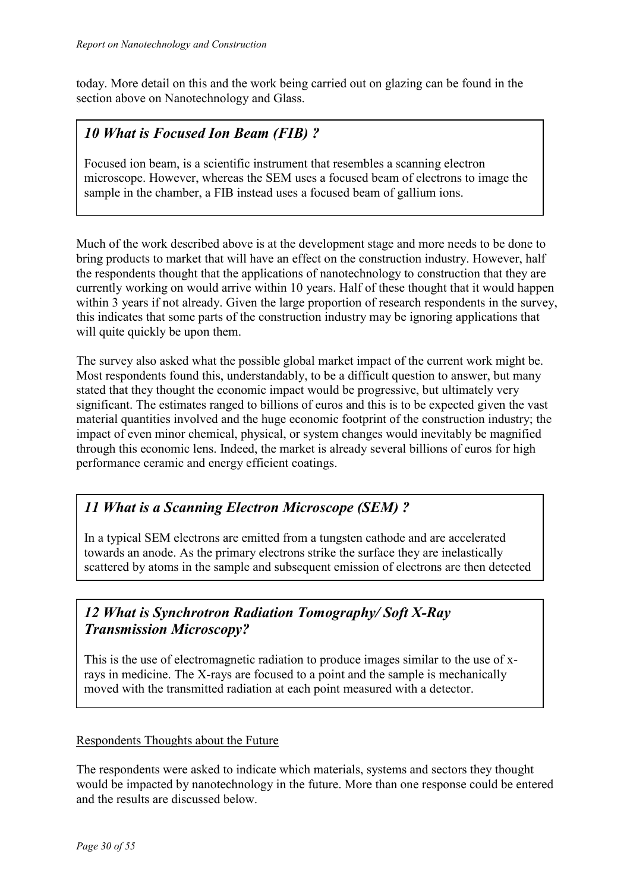today. More detail on this and the work being carried out on glazing can be found in the section above on Nanotechnology and Glass.

> ### *10 What is Focused Ion Beam (FIB) ?*
>
> Focused ion beam, is a scientific instrument that resembles a scanning electron microscope. However, whereas the SEM uses a focused beam of electrons to image the sample in the chamber, a FIB instead uses a focused beam of gallium ions.

Much of the work described above is at the development stage and more needs to be done to bring products to market that will have an effect on the construction industry. However, half the respondents thought that the applications of nanotechnology to construction that they are currently working on would arrive within 10 years. Half of these thought that it would happen within 3 years if not already. Given the large proportion of research respondents in the survey, this indicates that some parts of the construction industry may be ignoring applications that will quite quickly be upon them.

The survey also asked what the possible global market impact of the current work might be. Most respondents found this, understandably, to be a difficult question to answer, but many stated that they thought the economic impact would be progressive, but ultimately very significant. The estimates ranged to billions of euros and this is to be expected given the vast material quantities involved and the huge economic footprint of the construction industry; the impact of even minor chemical, physical, or system changes would inevitably be magnified through this economic lens. Indeed, the market is already several billions of euros for high performance ceramic and energy efficient coatings.

> ### *11 What is a Scanning Electron Microscope (SEM) ?*
>
> In a typical SEM electrons are emitted from a tungsten cathode and are accelerated towards an anode. As the primary electrons strike the surface they are inelastically scattered by atoms in the sample and subsequent emission of electrons are then detected

> ### *12 What is Synchrotron Radiation Tomography/ Soft X-Ray Transmission Microscopy?*
>
> This is the use of electromagnetic radiation to produce images similar to the use of x-rays in medicine. The X-rays are focused to a point and the sample is mechanically moved with the transmitted radiation at each point measured with a detector.

<u>Respondents Thoughts about the Future</u>

The respondents were asked to indicate which materials, systems and sectors they thought would be impacted by nanotechnology in the future. More than one response could be entered and the results are discussed below.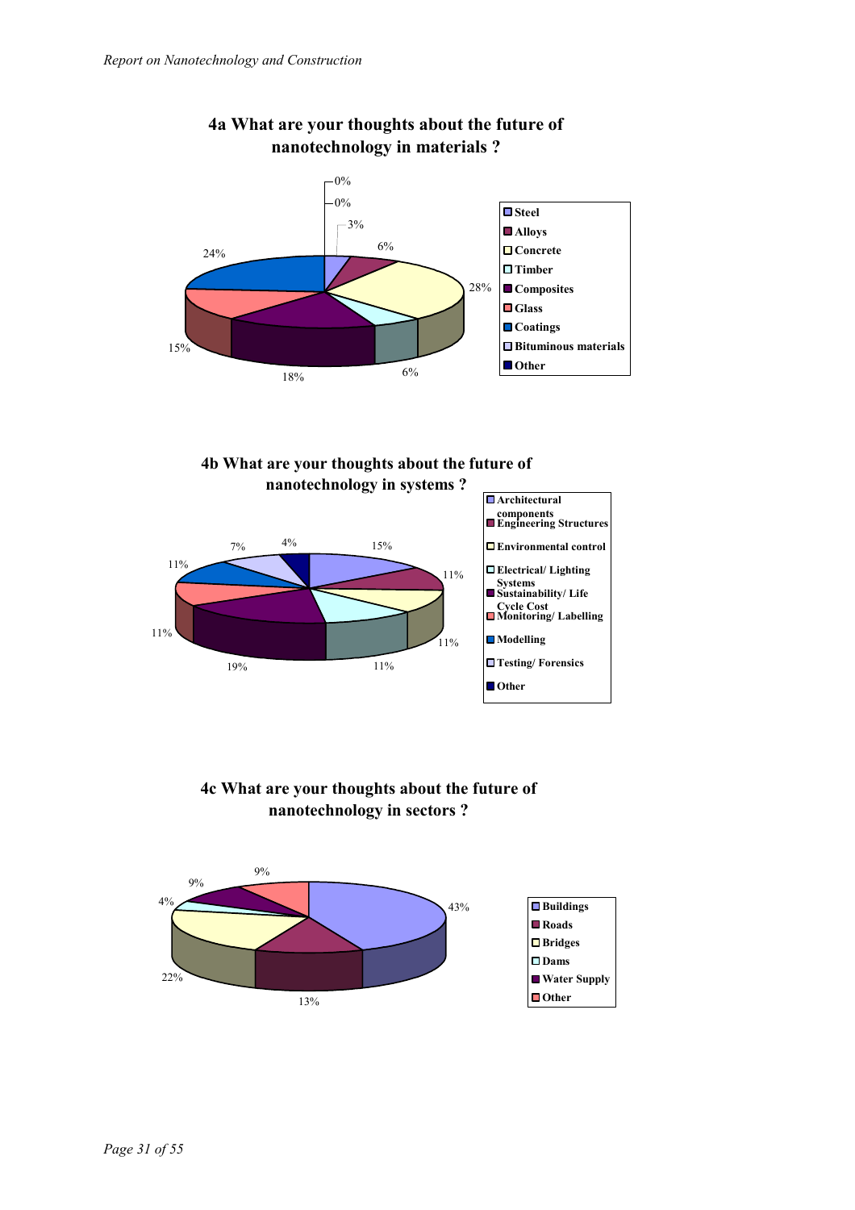## 4a What are your thoughts about the future of nanotechnology in materials ?

| Category | Percentage |
| --- | --- |
| Steel | 3% |
| Alloys | 6% |
| Concrete | 28% |
| Timber | 6% |
| Composites | 18% |
| Glass | 15% |
| Coatings | 24% |
| Bituminous materials | 0% |
| Other | 0% |

## 4b What are your thoughts about the future of nanotechnology in systems ?

| Category | Percentage |
| --- | --- |
| Architectural components | 15% |
| Engineering Structures | 11% |
| Environmental control | 11% |
| Electrical/ Lighting Systems | 11% |
| Sustainability/ Life Cycle Cost | 19% |
| Monitoring/ Labelling | 11% |
| Modelling | 11% |
| Testing/ Forensics | 7% |
| Other | 4% |

## 4c What are your thoughts about the future of nanotechnology in sectors ?

| Category | Percentage |
| --- | --- |
| Buildings | 43% |
| Roads | 13% |
| Bridges | 22% |
| Dams | 4% |
| Water Supply | 9% |
| Other | 9% |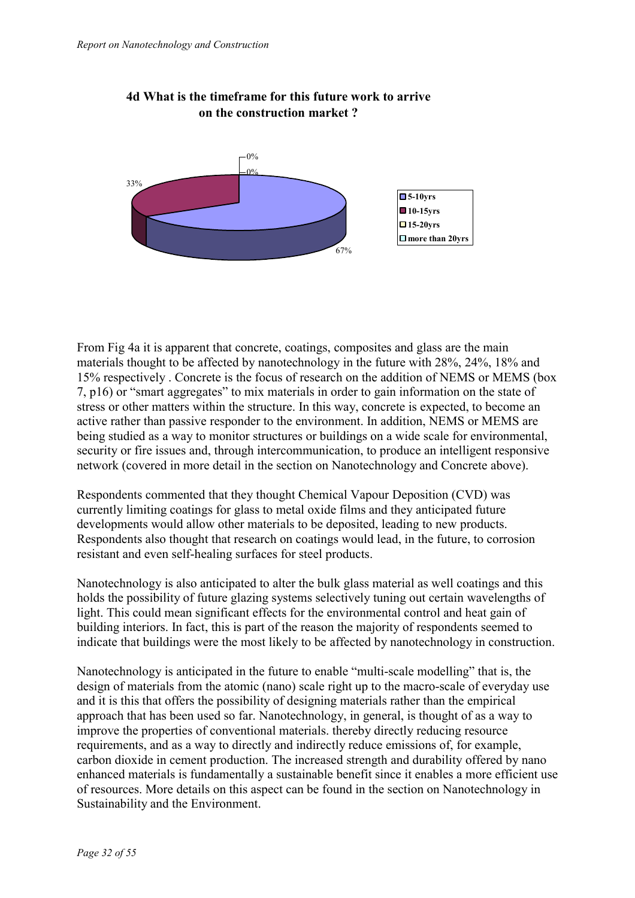**4d What is the timeframe for this future work to arrive on the construction market ?**

| Timeframe | Percentage |
|---|---|
| 5-10yrs | 67% |
| 10-15yrs | 33% |
| 15-20yrs | 0% |
| more than 20yrs | 0% |

From Fig 4a it is apparent that concrete, coatings, composites and glass are the main materials thought to be affected by nanotechnology in the future with 28%, 24%, 18% and 15% respectively . Concrete is the focus of research on the addition of NEMS or MEMS (box 7, p16) or "smart aggregates" to mix materials in order to gain information on the state of stress or other matters within the structure. In this way, concrete is expected, to become an active rather than passive responder to the environment. In addition, NEMS or MEMS are being studied as a way to monitor structures or buildings on a wide scale for environmental, security or fire issues and, through intercommunication, to produce an intelligent responsive network (covered in more detail in the section on Nanotechnology and Concrete above).

Respondents commented that they thought Chemical Vapour Deposition (CVD) was currently limiting coatings for glass to metal oxide films and they anticipated future developments would allow other materials to be deposited, leading to new products. Respondents also thought that research on coatings would lead, in the future, to corrosion resistant and even self-healing surfaces for steel products.

Nanotechnology is also anticipated to alter the bulk glass material as well coatings and this holds the possibility of future glazing systems selectively tuning out certain wavelengths of light. This could mean significant effects for the environmental control and heat gain of building interiors. In fact, this is part of the reason the majority of respondents seemed to indicate that buildings were the most likely to be affected by nanotechnology in construction.

Nanotechnology is anticipated in the future to enable "multi-scale modelling" that is, the design of materials from the atomic (nano) scale right up to the macro-scale of everyday use and it is this that offers the possibility of designing materials rather than the empirical approach that has been used so far. Nanotechnology, in general, is thought of as a way to improve the properties of conventional materials. thereby directly reducing resource requirements, and as a way to directly and indirectly reduce emissions of, for example, carbon dioxide in cement production. The increased strength and durability offered by nano enhanced materials is fundamentally a sustainable benefit since it enables a more efficient use of resources. More details on this aspect can be found in the section on Nanotechnology in Sustainability and the Environment.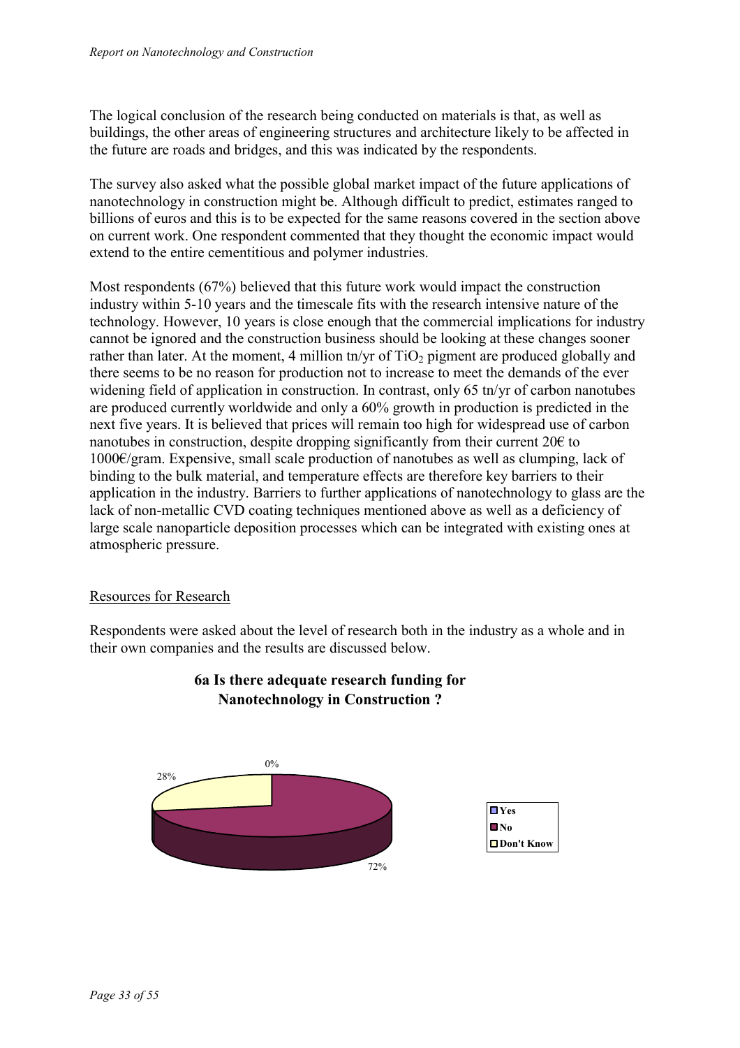The logical conclusion of the research being conducted on materials is that, as well as buildings, the other areas of engineering structures and architecture likely to be affected in the future are roads and bridges, and this was indicated by the respondents.

The survey also asked what the possible global market impact of the future applications of nanotechnology in construction might be. Although difficult to predict, estimates ranged to billions of euros and this is to be expected for the same reasons covered in the section above on current work. One respondent commented that they thought the economic impact would extend to the entire cementitious and polymer industries.

Most respondents (67%) believed that this future work would impact the construction industry within 5-10 years and the timescale fits with the research intensive nature of the technology. However, 10 years is close enough that the commercial implications for industry cannot be ignored and the construction business should be looking at these changes sooner rather than later. At the moment, 4 million tn/yr of $TiO_2$ pigment are produced globally and there seems to be no reason for production not to increase to meet the demands of the ever widening field of application in construction. In contrast, only 65 tn/yr of carbon nanotubes are produced currently worldwide and only a 60% growth in production is predicted in the next five years. It is believed that prices will remain too high for widespread use of carbon nanotubes in construction, despite dropping significantly from their current 20€ to 1000€/gram. Expensive, small scale production of nanotubes as well as clumping, lack of binding to the bulk material, and temperature effects are therefore key barriers to their application in the industry. Barriers to further applications of nanotechnology to glass are the lack of non-metallic CVD coating techniques mentioned above as well as a deficiency of large scale nanoparticle deposition processes which can be integrated with existing ones at atmospheric pressure.

## Resources for Research

Respondents were asked about the level of research both in the industry as a whole and in their own companies and the results are discussed below.

**6a Is there adequate research funding for Nanotechnology in Construction ?**

| Response | Percentage |
|---|---|
| Yes | 0% |
| No | 72% |
| Don't Know | 28% |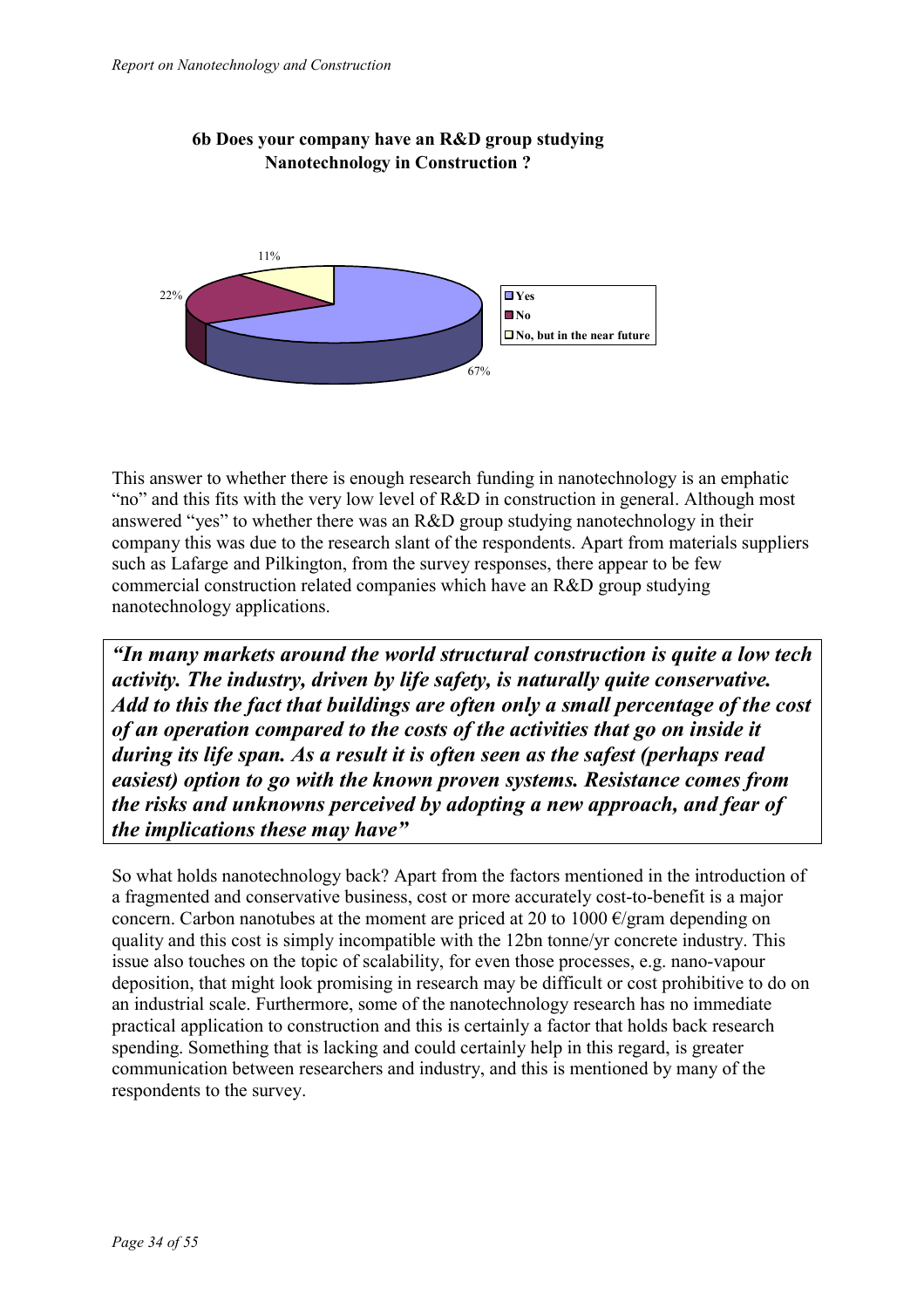**6b Does your company have an R&D group studying Nanotechnology in Construction ?**

This answer to whether there is enough research funding in nanotechnology is an emphatic "no" and this fits with the very low level of R&D in construction in general. Although most answered "yes" to whether there was an R&D group studying nanotechnology in their company this was due to the research slant of the respondents. Apart from materials suppliers such as Lafarge and Pilkington, from the survey responses, there appear to be few commercial construction related companies which have an R&D group studying nanotechnology applications.

> ***"In many markets around the world structural construction is quite a low tech activity. The industry, driven by life safety, is naturally quite conservative. Add to this the fact that buildings are often only a small percentage of the cost of an operation compared to the costs of the activities that go on inside it during its life span. As a result it is often seen as the safest (perhaps read easiest) option to go with the known proven systems. Resistance comes from the risks and unknowns perceived by adopting a new approach, and fear of the implications these may have"***

So what holds nanotechnology back? Apart from the factors mentioned in the introduction of a fragmented and conservative business, cost or more accurately cost-to-benefit is a major concern. Carbon nanotubes at the moment are priced at 20 to 1000 €/gram depending on quality and this cost is simply incompatible with the 12bn tonne/yr concrete industry. This issue also touches on the topic of scalability, for even those processes, e.g. nano-vapour deposition, that might look promising in research may be difficult or cost prohibitive to do on an industrial scale. Furthermore, some of the nanotechnology research has no immediate practical application to construction and this is certainly a factor that holds back research spending. Something that is lacking and could certainly help in this regard, is greater communication between researchers and industry, and this is mentioned by many of the respondents to the survey.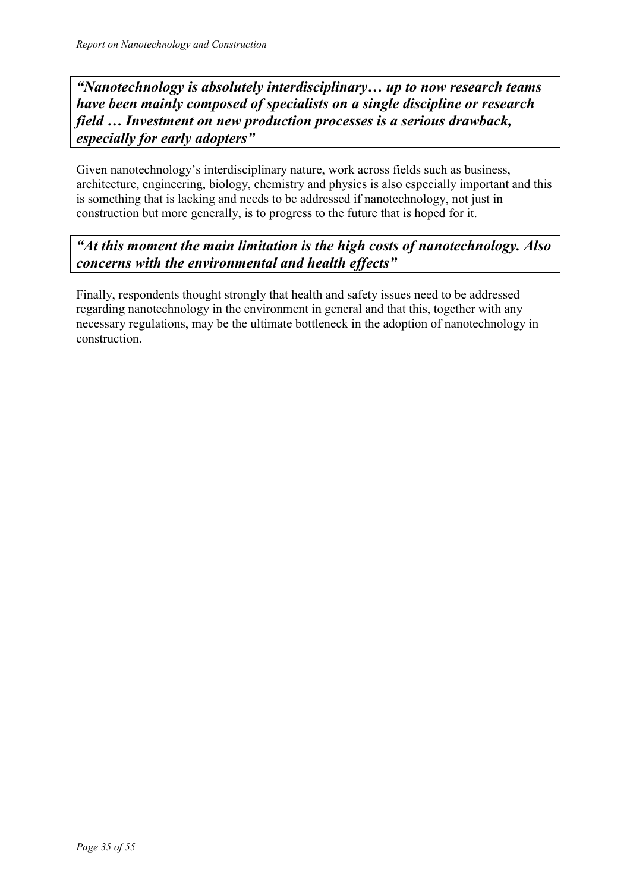***"Nanotechnology is absolutely interdisciplinary… up to now research teams have been mainly composed of specialists on a single discipline or research field … Investment on new production processes is a serious drawback, especially for early adopters"***

Given nanotechnology's interdisciplinary nature, work across fields such as business, architecture, engineering, biology, chemistry and physics is also especially important and this is something that is lacking and needs to be addressed if nanotechnology, not just in construction but more generally, is to progress to the future that is hoped for it.

***"At this moment the main limitation is the high costs of nanotechnology. Also concerns with the environmental and health effects"***

Finally, respondents thought strongly that health and safety issues need to be addressed regarding nanotechnology in the environment in general and that this, together with any necessary regulations, may be the ultimate bottleneck in the adoption of nanotechnology in construction.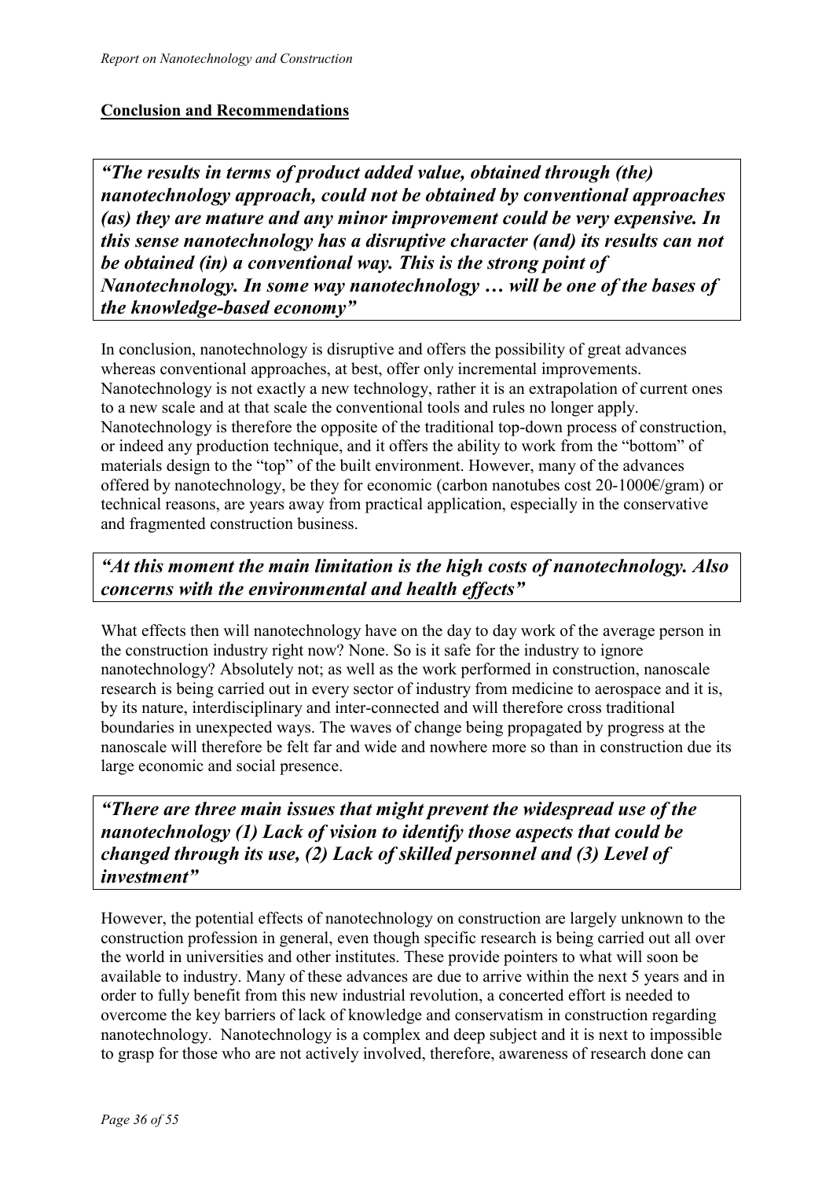## Conclusion and Recommendations

> ***"The results in terms of product added value, obtained through (the) nanotechnology approach, could not be obtained by conventional approaches (as) they are mature and any minor improvement could be very expensive. In this sense nanotechnology has a disruptive character (and) its results can not be obtained (in) a conventional way. This is the strong point of Nanotechnology. In some way nanotechnology … will be one of the bases of the knowledge-based economy"***

In conclusion, nanotechnology is disruptive and offers the possibility of great advances whereas conventional approaches, at best, offer only incremental improvements. Nanotechnology is not exactly a new technology, rather it is an extrapolation of current ones to a new scale and at that scale the conventional tools and rules no longer apply. Nanotechnology is therefore the opposite of the traditional top-down process of construction, or indeed any production technique, and it offers the ability to work from the "bottom" of materials design to the "top" of the built environment. However, many of the advances offered by nanotechnology, be they for economic (carbon nanotubes cost 20-1000€/gram) or technical reasons, are years away from practical application, especially in the conservative and fragmented construction business.

> ***"At this moment the main limitation is the high costs of nanotechnology. Also concerns with the environmental and health effects"***

What effects then will nanotechnology have on the day to day work of the average person in the construction industry right now? None. So is it safe for the industry to ignore nanotechnology? Absolutely not; as well as the work performed in construction, nanoscale research is being carried out in every sector of industry from medicine to aerospace and it is, by its nature, interdisciplinary and inter-connected and will therefore cross traditional boundaries in unexpected ways. The waves of change being propagated by progress at the nanoscale will therefore be felt far and wide and nowhere more so than in construction due its large economic and social presence.

> ***"There are three main issues that might prevent the widespread use of the nanotechnology (1) Lack of vision to identify those aspects that could be changed through its use, (2) Lack of skilled personnel and (3) Level of investment"***

However, the potential effects of nanotechnology on construction are largely unknown to the construction profession in general, even though specific research is being carried out all over the world in universities and other institutes. These provide pointers to what will soon be available to industry. Many of these advances are due to arrive within the next 5 years and in order to fully benefit from this new industrial revolution, a concerted effort is needed to overcome the key barriers of lack of knowledge and conservatism in construction regarding nanotechnology. Nanotechnology is a complex and deep subject and it is next to impossible to grasp for those who are not actively involved, therefore, awareness of research done can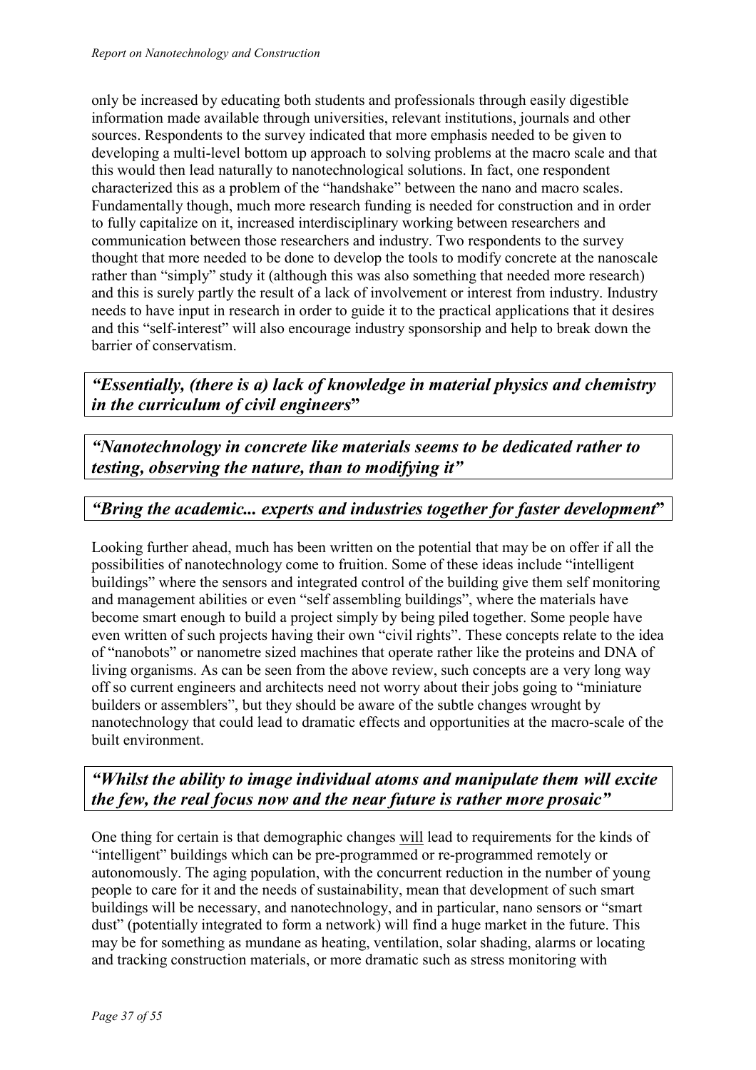only be increased by educating both students and professionals through easily digestible information made available through universities, relevant institutions, journals and other sources. Respondents to the survey indicated that more emphasis needed to be given to developing a multi-level bottom up approach to solving problems at the macro scale and that this would then lead naturally to nanotechnological solutions. In fact, one respondent characterized this as a problem of the "handshake" between the nano and macro scales. Fundamentally though, much more research funding is needed for construction and in order to fully capitalize on it, increased interdisciplinary working between researchers and communication between those researchers and industry. Two respondents to the survey thought that more needed to be done to develop the tools to modify concrete at the nanoscale rather than "simply" study it (although this was also something that needed more research) and this is surely partly the result of a lack of involvement or interest from industry. Industry needs to have input in research in order to guide it to the practical applications that it desires and this "self-interest" will also encourage industry sponsorship and help to break down the barrier of conservatism.

> ***"Essentially, (there is a) lack of knowledge in material physics and chemistry in the curriculum of civil engineers"***

> ***"Nanotechnology in concrete like materials seems to be dedicated rather to testing, observing the nature, than to modifying it"***

> ***"Bring the academic... experts and industries together for faster development"***

Looking further ahead, much has been written on the potential that may be on offer if all the possibilities of nanotechnology come to fruition. Some of these ideas include "intelligent buildings" where the sensors and integrated control of the building give them self monitoring and management abilities or even "self assembling buildings", where the materials have become smart enough to build a project simply by being piled together. Some people have even written of such projects having their own "civil rights". These concepts relate to the idea of "nanobots" or nanometre sized machines that operate rather like the proteins and DNA of living organisms. As can be seen from the above review, such concepts are a very long way off so current engineers and architects need not worry about their jobs going to "miniature builders or assemblers", but they should be aware of the subtle changes wrought by nanotechnology that could lead to dramatic effects and opportunities at the macro-scale of the built environment.

> ***"Whilst the ability to image individual atoms and manipulate them will excite the few, the real focus now and the near future is rather more prosaic"***

One thing for certain is that demographic changes <u>will</u> lead to requirements for the kinds of "intelligent" buildings which can be pre-programmed or re-programmed remotely or autonomously. The aging population, with the concurrent reduction in the number of young people to care for it and the needs of sustainability, mean that development of such smart buildings will be necessary, and nanotechnology, and in particular, nano sensors or "smart dust" (potentially integrated to form a network) will find a huge market in the future. This may be for something as mundane as heating, ventilation, solar shading, alarms or locating and tracking construction materials, or more dramatic such as stress monitoring with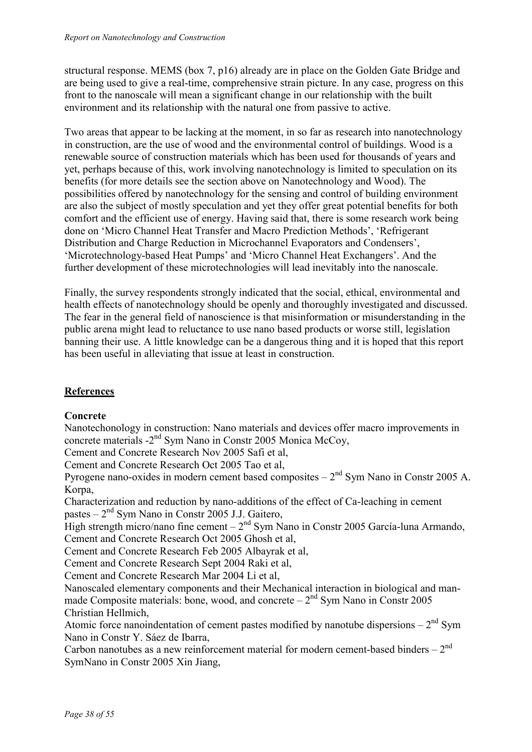structural response. MEMS (box 7, p16) already are in place on the Golden Gate Bridge and are being used to give a real-time, comprehensive strain picture. In any case, progress on this front to the nanoscale will mean a significant change in our relationship with the built environment and its relationship with the natural one from passive to active.

Two areas that appear to be lacking at the moment, in so far as research into nanotechnology in construction, are the use of wood and the environmental control of buildings. Wood is a renewable source of construction materials which has been used for thousands of years and yet, perhaps because of this, work involving nanotechnology is limited to speculation on its benefits (for more details see the section above on Nanotechnology and Wood). The possibilities offered by nanotechnology for the sensing and control of building environment are also the subject of mostly speculation and yet they offer great potential benefits for both comfort and the efficient use of energy. Having said that, there is some research work being done on 'Micro Channel Heat Transfer and Macro Prediction Methods', 'Refrigerant Distribution and Charge Reduction in Microchannel Evaporators and Condensers', 'Microtechnology-based Heat Pumps' and 'Micro Channel Heat Exchangers'. And the further development of these microtechnologies will lead inevitably into the nanoscale.

Finally, the survey respondents strongly indicated that the social, ethical, environmental and health effects of nanotechnology should be openly and thoroughly investigated and discussed. The fear in the general field of nanoscience is that misinformation or misunderstanding in the public arena might lead to reluctance to use nano based products or worse still, legislation banning their use. A little knowledge can be a dangerous thing and it is hoped that this report has been useful in alleviating that issue at least in construction.

## References

**Concrete**

Nanotechonology in construction: Nano materials and devices offer macro improvements in concrete materials -2nd Sym Nano in Constr 2005 Monica McCoy,

Cement and Concrete Research Nov 2005 Safi et al,

Cement and Concrete Research Oct 2005 Tao et al,

Pyrogene nano-oxides in modern cement based composites – 2nd Sym Nano in Constr 2005 A. Korpa,

Characterization and reduction by nano-additions of the effect of Ca-leaching in cement pastes – 2nd Sym Nano in Constr 2005 J.J. Gaitero,

High strength micro/nano fine cement – 2nd Sym Nano in Constr 2005 García-luna Armando,

Cement and Concrete Research Oct 2005 Ghosh et al,

Cement and Concrete Research Feb 2005 Albayrak et al,

Cement and Concrete Research Sept 2004 Raki et al,

Cement and Concrete Research Mar 2004 Li et al,

Nanoscaled elementary components and their Mechanical interaction in biological and man-made Composite materials: bone, wood, and concrete – 2nd Sym Nano in Constr 2005 Christian Hellmich,

Atomic force nanoindentation of cement pastes modified by nanotube dispersions – 2nd Sym Nano in Constr Y. Sáez de Ibarra,

Carbon nanotubes as a new reinforcement material for modern cement-based binders – 2nd SymNano in Constr 2005 Xin Jiang,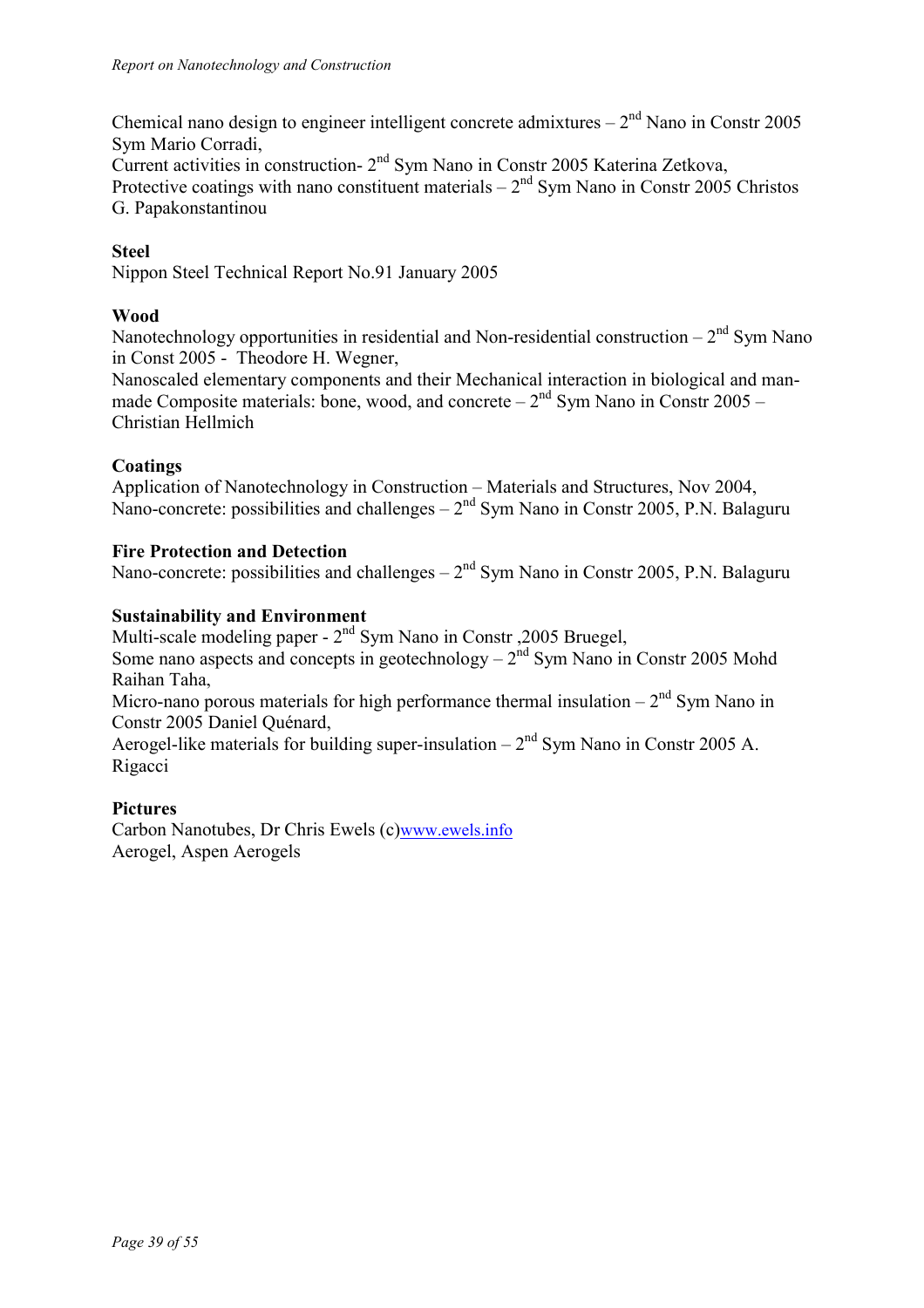Chemical nano design to engineer intelligent concrete admixtures – 2nd Nano in Constr 2005 Sym Mario Corradi,
Current activities in construction- 2nd Sym Nano in Constr 2005 Katerina Zetkova,
Protective coatings with nano constituent materials – 2nd Sym Nano in Constr 2005 Christos G. Papakonstantinou

**Steel**
Nippon Steel Technical Report No.91 January 2005

**Wood**
Nanotechnology opportunities in residential and Non-residential construction – 2nd Sym Nano in Const 2005 - Theodore H. Wegner,
Nanoscaled elementary components and their Mechanical interaction in biological and man-made Composite materials: bone, wood, and concrete – 2nd Sym Nano in Constr 2005 – Christian Hellmich

**Coatings**
Application of Nanotechnology in Construction – Materials and Structures, Nov 2004,
Nano-concrete: possibilities and challenges – 2nd Sym Nano in Constr 2005, P.N. Balaguru

**Fire Protection and Detection**
Nano-concrete: possibilities and challenges – 2nd Sym Nano in Constr 2005, P.N. Balaguru

**Sustainability and Environment**
Multi-scale modeling paper - 2nd Sym Nano in Constr ,2005 Bruegel,
Some nano aspects and concepts in geotechnology – 2nd Sym Nano in Constr 2005 Mohd Raihan Taha,
Micro-nano porous materials for high performance thermal insulation – 2nd Sym Nano in Constr 2005 Daniel Quénard,
Aerogel-like materials for building super-insulation – 2nd Sym Nano in Constr 2005 A. Rigacci

**Pictures**
Carbon Nanotubes, Dr Chris Ewels (c)www.ewels.info
Aerogel, Aspen Aerogels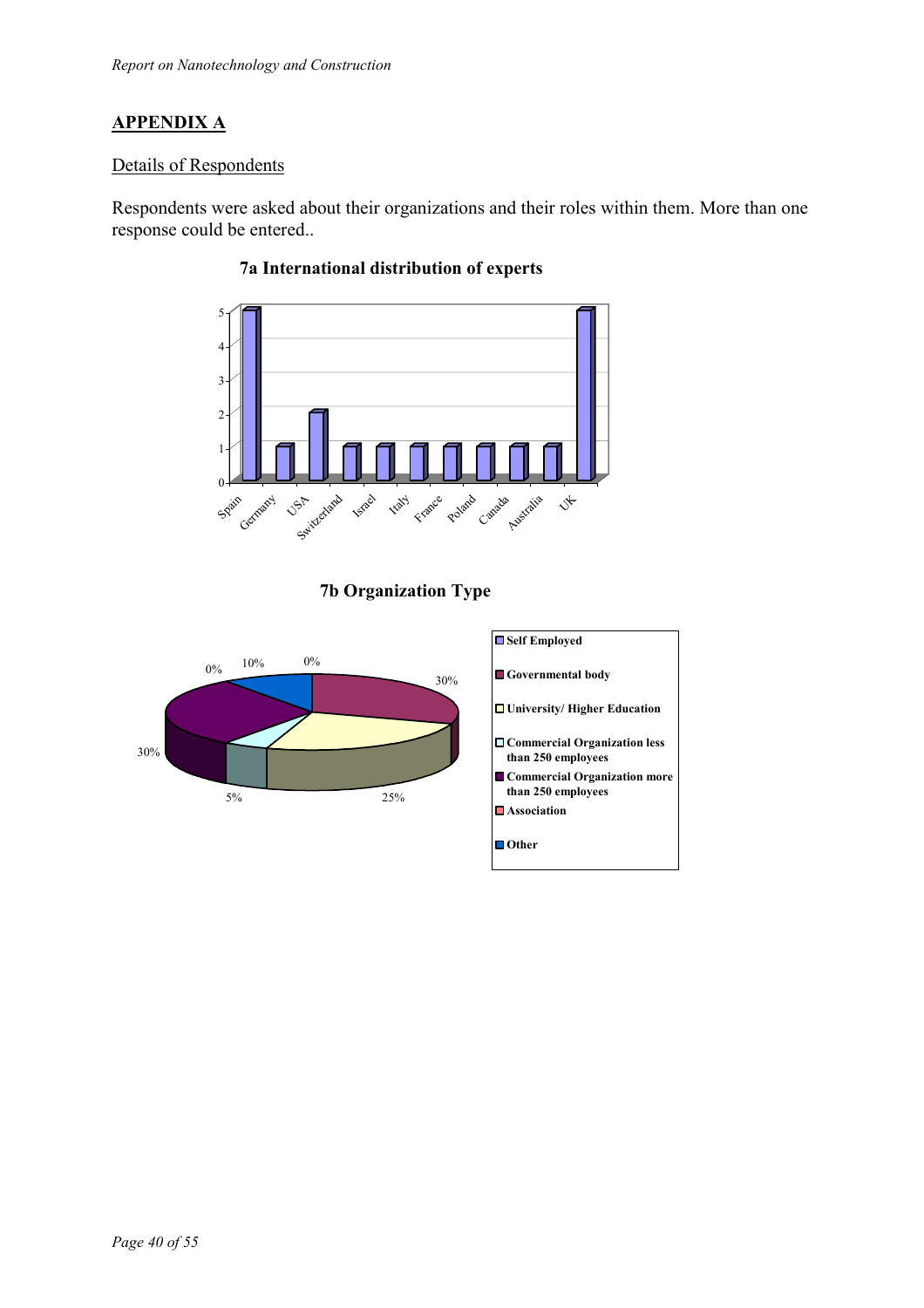## APPENDIX A

Details of Respondents

Respondents were asked about their organizations and their roles within them. More than one response could be entered..

**7a International distribution of experts**

| Country | Count |
|---|---|
| Spain | 5 |
| Germany | 1 |
| USA | 2 |
| Switzerland | 1 |
| Israel | 1 |
| Italy | 1 |
| France | 1 |
| Poland | 1 |
| Canada | 1 |
| Australia | 1 |
| UK | 5 |

**7b Organization Type**

| Organization Type | Percentage |
|---|---|
| Self Employed | 0% |
| Governmental body | 30% |
| University/ Higher Education | 25% |
| Commercial Organization less than 250 employees | 5% |
| Commercial Organization more than 250 employees | 30% |
| Association | 0% |
| Other | 10% |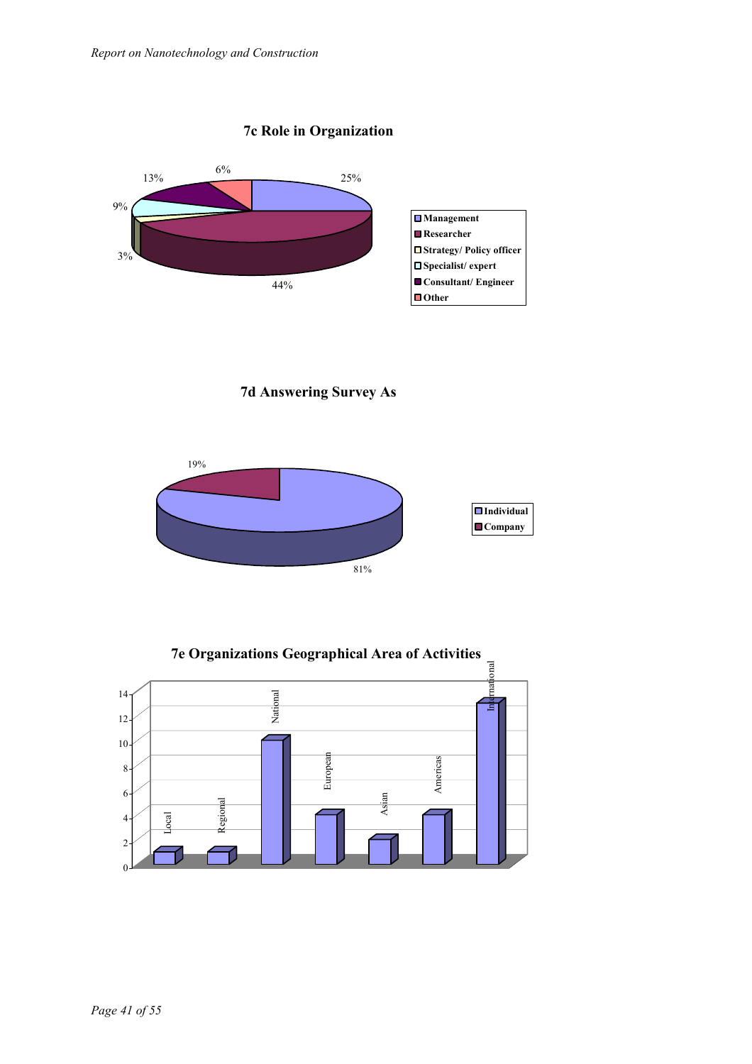**7c Role in Organization**

| Role | % |
|---|---|
| Management | 25% |
| Researcher | 44% |
| Strategy/ Policy officer | 3% |
| Specialist/ expert | 9% |
| Consultant/ Engineer | 13% |
| Other | 6% |

**7d Answering Survey As**

| Answering as | % |
|---|---|
| Individual | 81% |
| Company | 19% |

**7e Organizations Geographical Area of Activities**

| Area | Count |
|---|---|
| Local | 1 |
| Regional | 1 |
| National | 10 |
| European | 4 |
| Asian | 2 |
| Americas | 4 |
| International | 13 |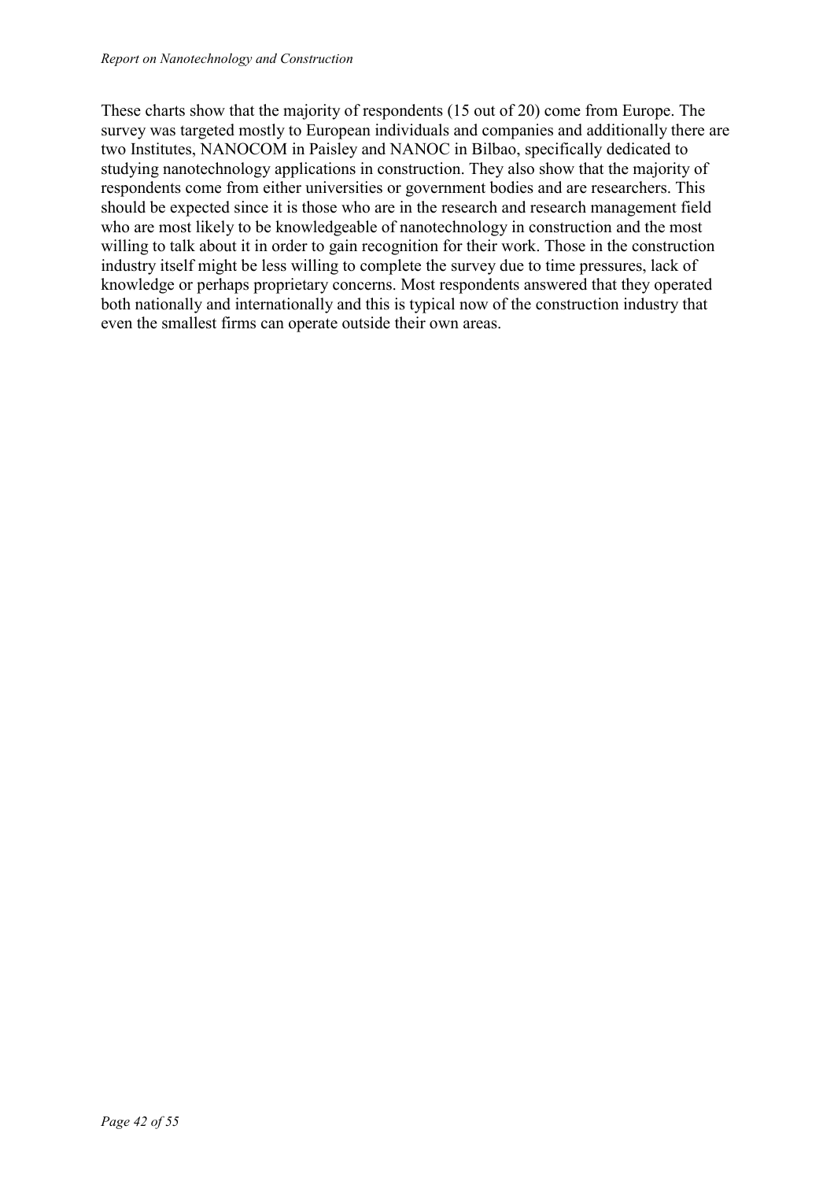These charts show that the majority of respondents (15 out of 20) come from Europe. The survey was targeted mostly to European individuals and companies and additionally there are two Institutes, NANOCOM in Paisley and NANOC in Bilbao, specifically dedicated to studying nanotechnology applications in construction. They also show that the majority of respondents come from either universities or government bodies and are researchers. This should be expected since it is those who are in the research and research management field who are most likely to be knowledgeable of nanotechnology in construction and the most willing to talk about it in order to gain recognition for their work. Those in the construction industry itself might be less willing to complete the survey due to time pressures, lack of knowledge or perhaps proprietary concerns. Most respondents answered that they operated both nationally and internationally and this is typical now of the construction industry that even the smallest firms can operate outside their own areas.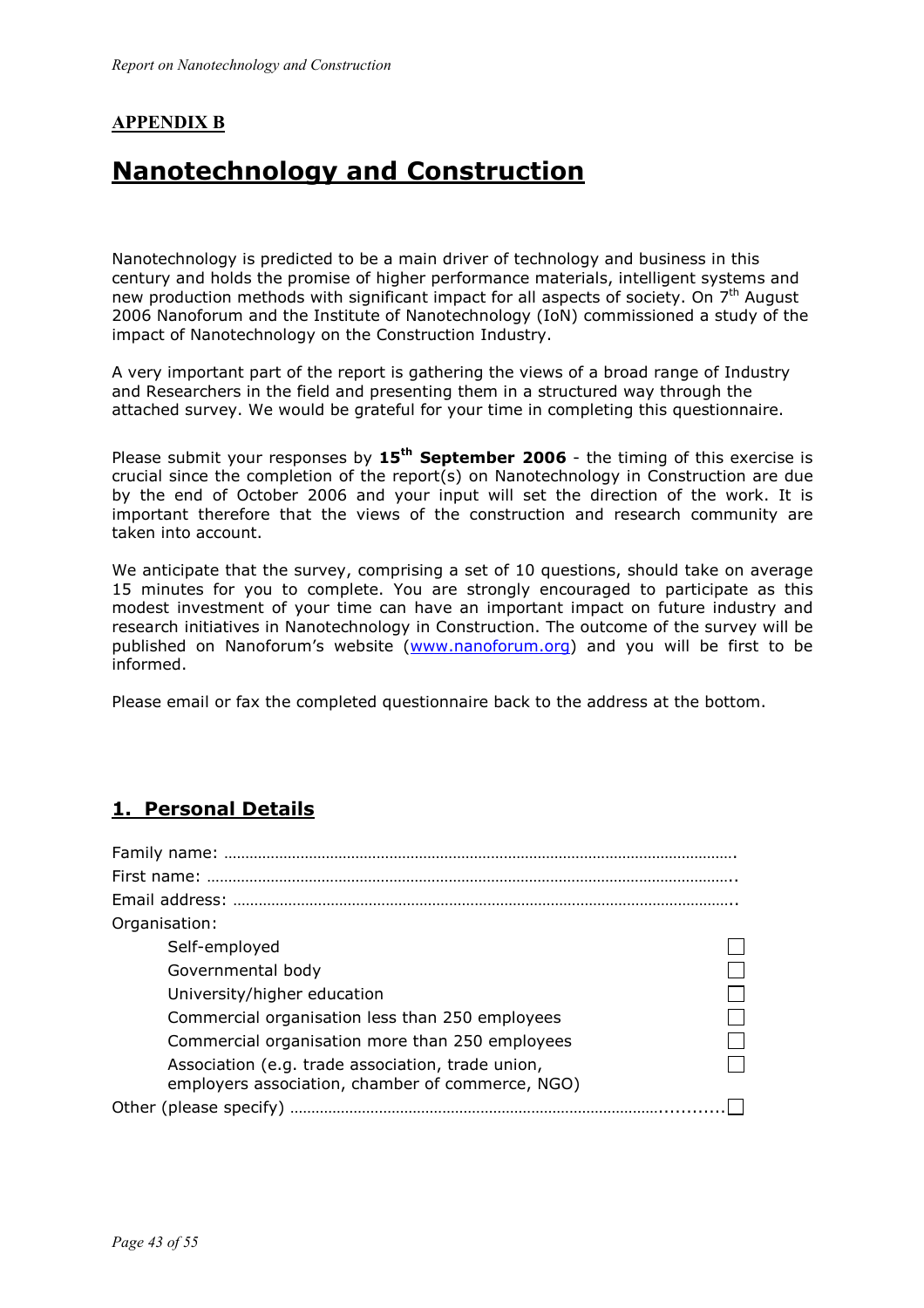## **APPENDIX B**

# **Nanotechnology and Construction**

Nanotechnology is predicted to be a main driver of technology and business in this century and holds the promise of higher performance materials, intelligent systems and new production methods with significant impact for all aspects of society. On 7th August 2006 Nanoforum and the Institute of Nanotechnology (IoN) commissioned a study of the impact of Nanotechnology on the Construction Industry.

A very important part of the report is gathering the views of a broad range of Industry and Researchers in the field and presenting them in a structured way through the attached survey. We would be grateful for your time in completing this questionnaire.

Please submit your responses by **15th September 2006** - the timing of this exercise is crucial since the completion of the report(s) on Nanotechnology in Construction are due by the end of October 2006 and your input will set the direction of the work. It is important therefore that the views of the construction and research community are taken into account.

We anticipate that the survey, comprising a set of 10 questions, should take on average 15 minutes for you to complete. You are strongly encouraged to participate as this modest investment of your time can have an important impact on future industry and research initiatives in Nanotechnology in Construction. The outcome of the survey will be published on Nanoforum's website (www.nanoforum.org) and you will be first to be informed.

Please email or fax the completed questionnaire back to the address at the bottom.

## **1. Personal Details**

Family name: ……………………………………………………………………………………………………….

First name: …………………………………………………………………………………………………………..

Email address: ……………………………………………………………………………………………………..

Organisation:

- Self-employed ☐
- Governmental body ☐
- University/higher education ☐
- Commercial organisation less than 250 employees ☐
- Commercial organisation more than 250 employees ☐
- Association (e.g. trade association, trade union, employers association, chamber of commerce, NGO) ☐

Other (please specify) …………………………………………………………………………........... ☐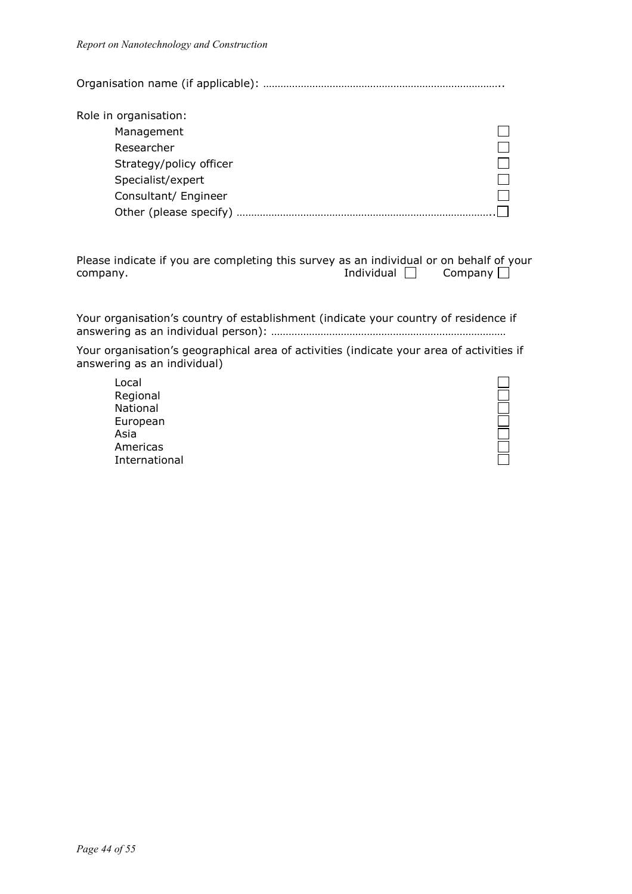Organisation name (if applicable): ……………………………………………………………………..

Role in organisation:

- Management ☐
- Researcher ☐
- Strategy/policy officer ☐
- Specialist/expert ☐
- Consultant/ Engineer ☐
- Other (please specify) ……………………………………………………………………..☐

Please indicate if you are completing this survey as an individual or on behalf of your company. Individual ☐ Company ☐

Your organisation's country of establishment (indicate your country of residence if answering as an individual person): ………………………………………………………………………

Your organisation's geographical area of activities (indicate your area of activities if answering as an individual)

- Local ☐
- Regional ☐
- National ☐
- European ☐
- Asia ☐
- Americas ☐
- International ☐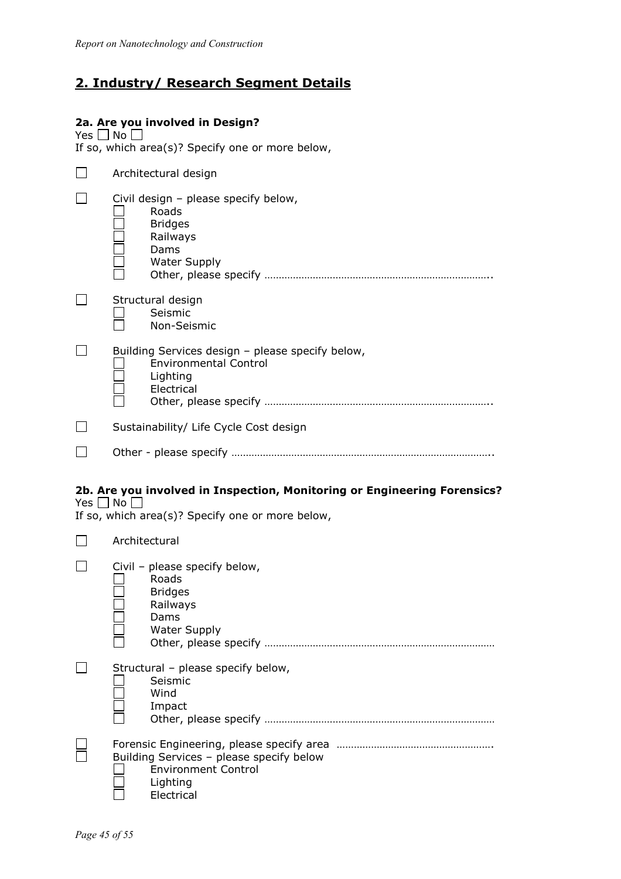## 2. Industry/ Research Segment Details

**2a. Are you involved in Design?**

Yes ☐ No ☐

If so, which area(s)? Specify one or more below,

☐ Architectural design

☐ Civil design – please specify below,
- ☐ Roads
- ☐ Bridges
- ☐ Railways
- ☐ Dams
- ☐ Water Supply
- ☐ Other, please specify ……………………………………………………………………..

☐ Structural design
- ☐ Seismic
- ☐ Non-Seismic

☐ Building Services design – please specify below,
- ☐ Environmental Control
- ☐ Lighting
- ☐ Electrical
- ☐ Other, please specify ……………………………………………………………………..

☐ Sustainability/ Life Cycle Cost design

☐ Other - please specify ………………………………………………………………………………..

**2b. Are you involved in Inspection, Monitoring or Engineering Forensics?**

Yes ☐ No ☐

If so, which area(s)? Specify one or more below,

☐ Architectural

☐ Civil – please specify below,
- ☐ Roads
- ☐ Bridges
- ☐ Railways
- ☐ Dams
- ☐ Water Supply
- ☐ Other, please specify ………………………………………………………………………

☐ Structural – please specify below,
- ☐ Seismic
- ☐ Wind
- ☐ Impact
- ☐ Other, please specify ………………………………………………………………………

☐ Forensic Engineering, please specify area ……………………………………………….

☐ Building Services – please specify below
- ☐ Environment Control
- ☐ Lighting
- ☐ Electrical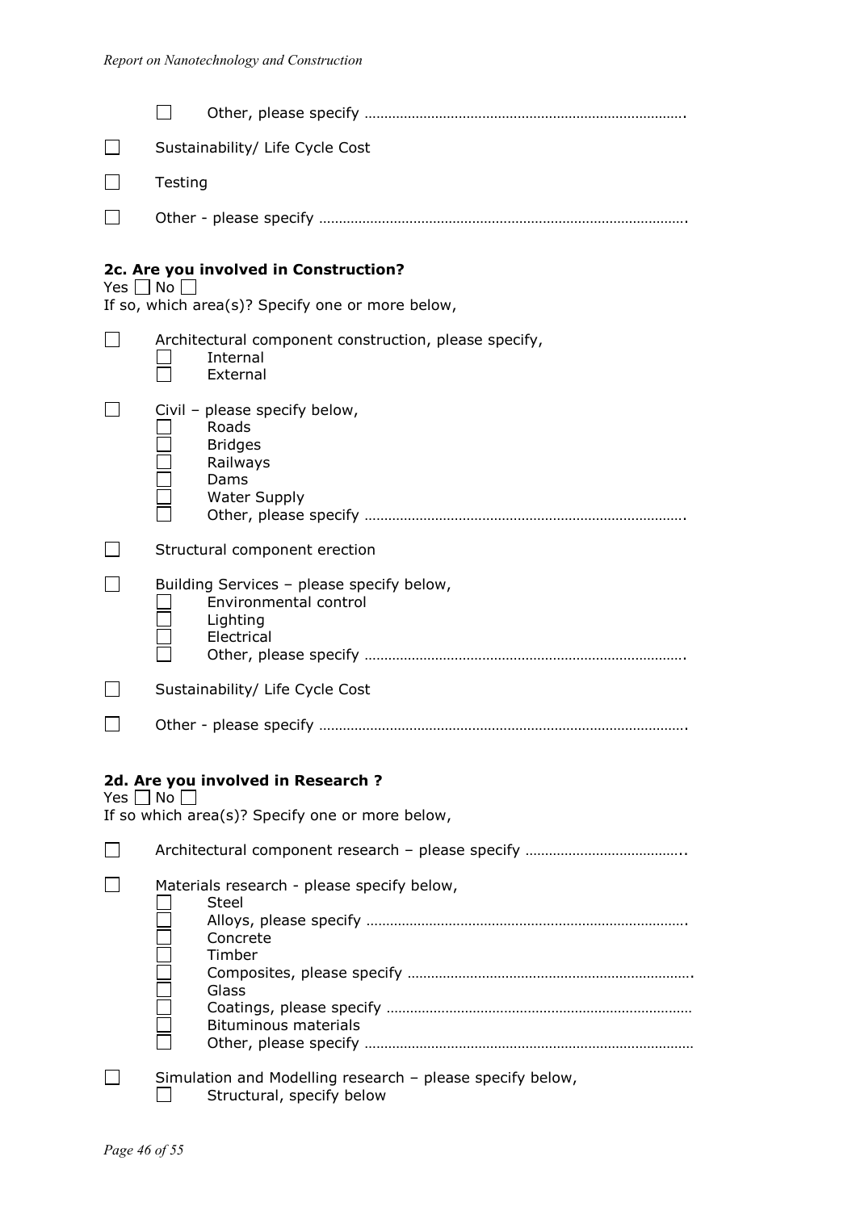- ☐ Other, please specify ………………………………………………………………………

☐ Sustainability/ Life Cycle Cost

☐ Testing

☐ Other - please specify ………………………………………………………………………………

**2c. Are you involved in Construction?**

Yes ☐ No ☐

If so, which area(s)? Specify one or more below,

☐ Architectural component construction, please specify,
- ☐ Internal
- ☐ External

☐ Civil – please specify below,
- ☐ Roads
- ☐ Bridges
- ☐ Railways
- ☐ Dams
- ☐ Water Supply
- ☐ Other, please specify ………………………………………………………………………

☐ Structural component erection

☐ Building Services – please specify below,
- ☐ Environmental control
- ☐ Lighting
- ☐ Electrical
- ☐ Other, please specify ………………………………………………………………………

☐ Sustainability/ Life Cycle Cost

☐ Other - please specify ………………………………………………………………………………

**2d. Are you involved in Research ?**

Yes ☐ No ☐

If so which area(s)? Specify one or more below,

☐ Architectural component research – please specify …………………………………..

☐ Materials research - please specify below,
- ☐ Steel
- ☐ Alloys, please specify ………………………………………………………………………
- ☐ Concrete
- ☐ Timber
- ☐ Composites, please specify ……………………………………………………………….
- ☐ Glass
- ☐ Coatings, please specify ……………………………………………………………………
- ☐ Bituminous materials
- ☐ Other, please specify …………………………………………………………………………

☐ Simulation and Modelling research – please specify below,
- ☐ Structural, specify below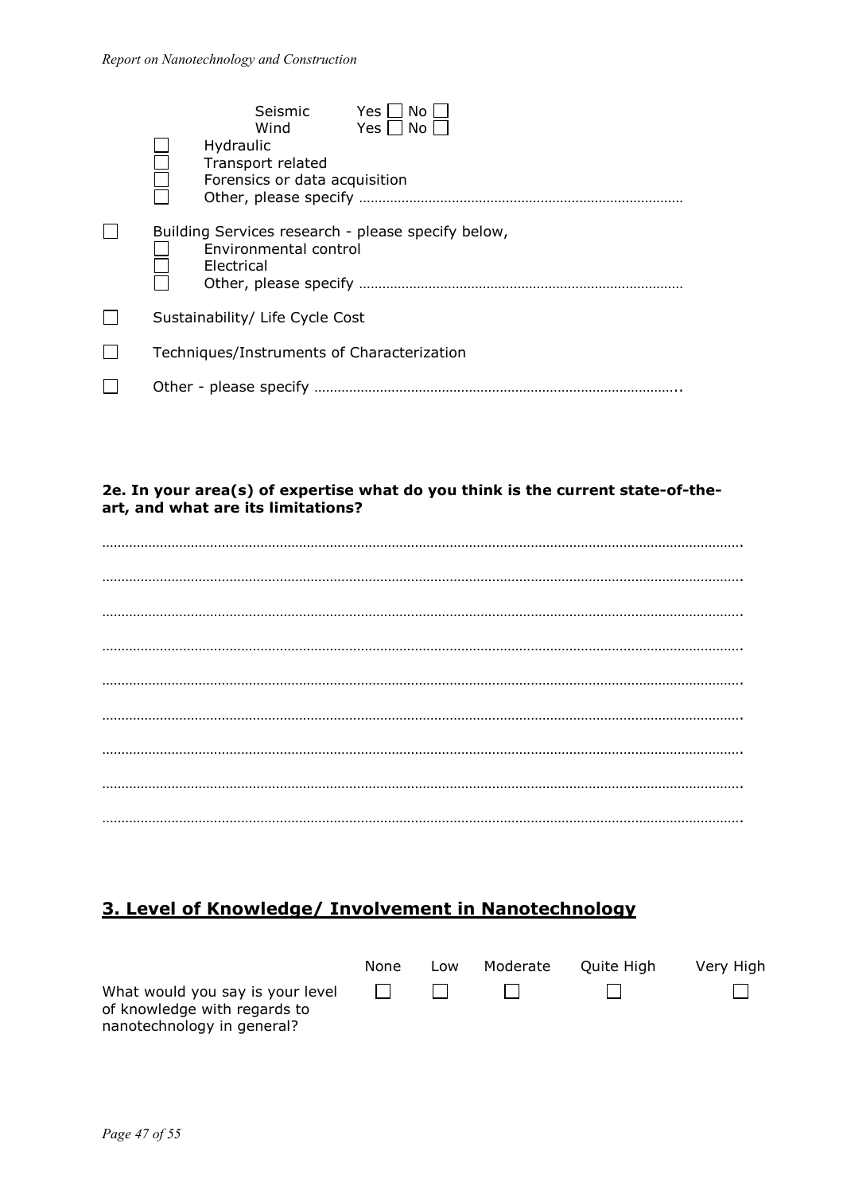Seismic Yes ☐ No ☐
Wind Yes ☐ No ☐

- ☐ Hydraulic
- ☐ Transport related
- ☐ Forensics or data acquisition
- ☐ Other, please specify ………………………………………………………………………

☐ Building Services research - please specify below,

- ☐ Environmental control
- ☐ Electrical
- ☐ Other, please specify ………………………………………………………………………

☐ Sustainability/ Life Cycle Cost

☐ Techniques/Instruments of Characterization

☐ Other - please specify ………………………………………………………………………………..

**2e. In your area(s) of expertise what do you think is the current state-of-the-art, and what are its limitations?**

…………………………………………………………………………………………………………………………………………………….

…………………………………………………………………………………………………………………………………………………….

…………………………………………………………………………………………………………………………………………………….

…………………………………………………………………………………………………………………………………………………….

…………………………………………………………………………………………………………………………………………………….

…………………………………………………………………………………………………………………………………………………….

…………………………………………………………………………………………………………………………………………………….

…………………………………………………………………………………………………………………………………………………….

…………………………………………………………………………………………………………………………………………………….

## 3. Level of Knowledge/ Involvement in Nanotechnology

| | None | Low | Moderate | Quite High | Very High |
|---|---|---|---|---|---|
| What would you say is your level of knowledge with regards to nanotechnology in general? | ☐ | ☐ | ☐ | ☐ | ☐ |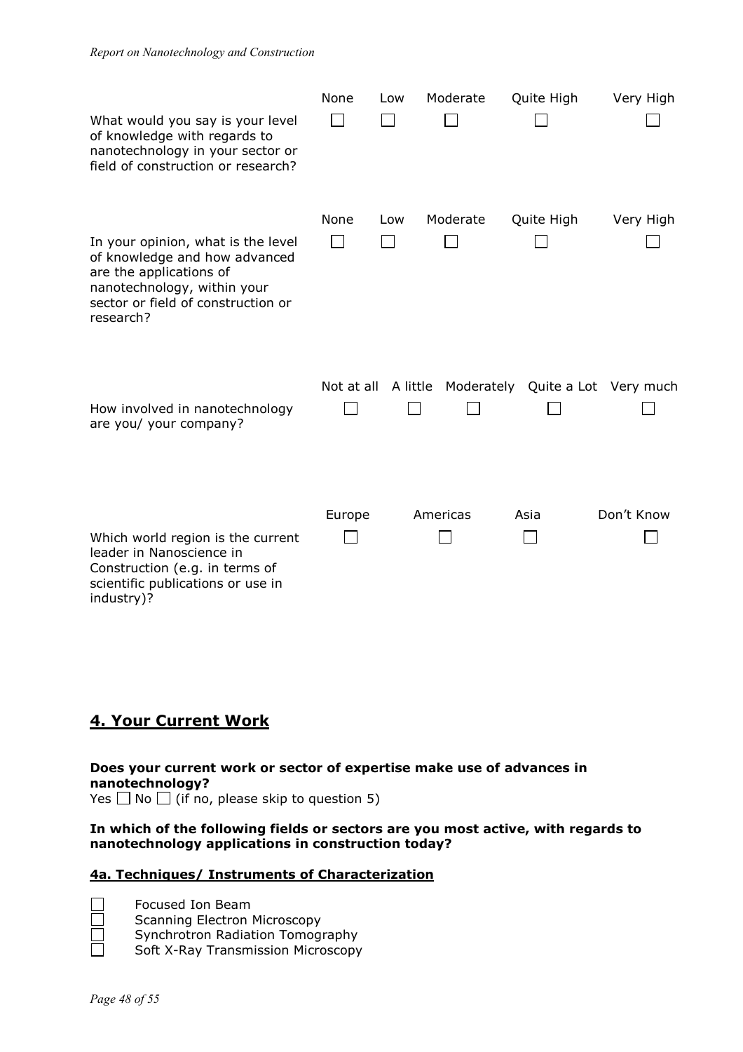| | None | Low | Moderate | Quite High | Very High |
|---|---|---|---|---|---|
| What would you say is your level of knowledge with regards to nanotechnology in your sector or field of construction or research? | ☐ | ☐ | ☐ | ☐ | ☐ |

| | None | Low | Moderate | Quite High | Very High |
|---|---|---|---|---|---|
| In your opinion, what is the level of knowledge and how advanced are the applications of nanotechnology, within your sector or field of construction or research? | ☐ | ☐ | ☐ | ☐ | ☐ |

| | Not at all | A little | Moderately | Quite a Lot | Very much |
|---|---|---|---|---|---|
| How involved in nanotechnology are you/ your company? | ☐ | ☐ | ☐ | ☐ | ☐ |

| | Europe | Americas | Asia | Don't Know |
|---|---|---|---|---|
| Which world region is the current leader in Nanoscience in Construction (e.g. in terms of scientific publications or use in industry)? | ☐ | ☐ | ☐ | ☐ |

## 4. Your Current Work

**Does your current work or sector of expertise make use of advances in nanotechnology?**
Yes ☐ No ☐ (if no, please skip to question 5)

**In which of the following fields or sectors are you most active, with regards to nanotechnology applications in construction today?**

### 4a. Techniques/ Instruments of Characterization

☐ Focused Ion Beam
☐ Scanning Electron Microscopy
☐ Synchrotron Radiation Tomography
☐ Soft X-Ray Transmission Microscopy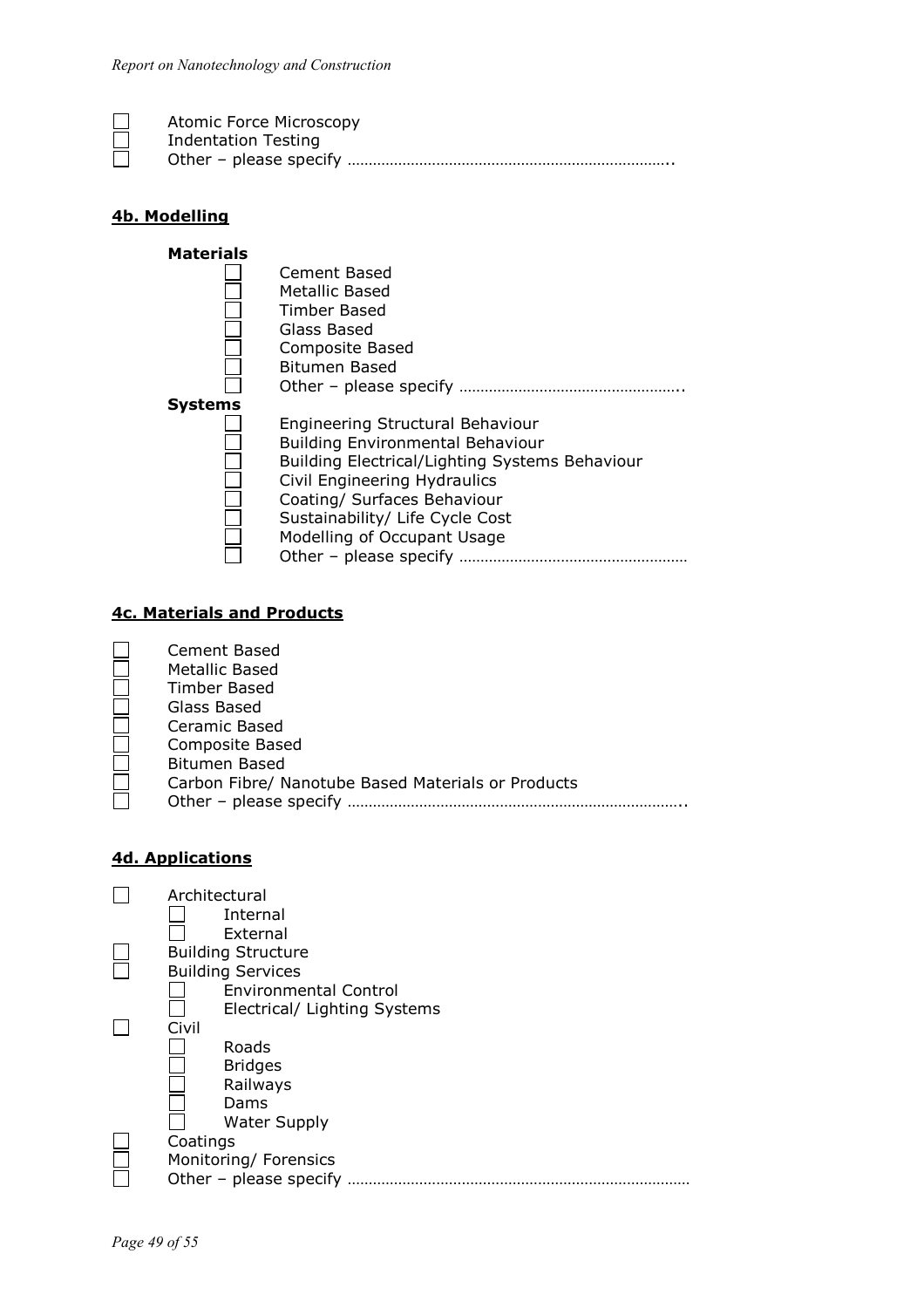- [ ] Atomic Force Microscopy
- [ ] Indentation Testing
- [ ] Other – please specify ………………………………………………………………..

### 4b. Modelling

**Materials**

- [ ] Cement Based
- [ ] Metallic Based
- [ ] Timber Based
- [ ] Glass Based
- [ ] Composite Based
- [ ] Bitumen Based
- [ ] Other – please specify ……………………………………………..

**Systems**

- [ ] Engineering Structural Behaviour
- [ ] Building Environmental Behaviour
- [ ] Building Electrical/Lighting Systems Behaviour
- [ ] Civil Engineering Hydraulics
- [ ] Coating/ Surfaces Behaviour
- [ ] Sustainability/ Life Cycle Cost
- [ ] Modelling of Occupant Usage
- [ ] Other – please specify ………………………………………………

### 4c. Materials and Products

- [ ] Cement Based
- [ ] Metallic Based
- [ ] Timber Based
- [ ] Glass Based
- [ ] Ceramic Based
- [ ] Composite Based
- [ ] Bitumen Based
- [ ] Carbon Fibre/ Nanotube Based Materials or Products
- [ ] Other – please specify …………………………………………………………………..

### 4d. Applications

- [ ] Architectural
  - [ ] Internal
  - [ ] External
- [ ] Building Structure
- [ ] Building Services
  - [ ] Environmental Control
  - [ ] Electrical/ Lighting Systems
- [ ] Civil
  - [ ] Roads
  - [ ] Bridges
  - [ ] Railways
  - [ ] Dams
  - [ ] Water Supply
- [ ] Coatings
- [ ] Monitoring/ Forensics
- [ ] Other – please specify ………………………………………………………………………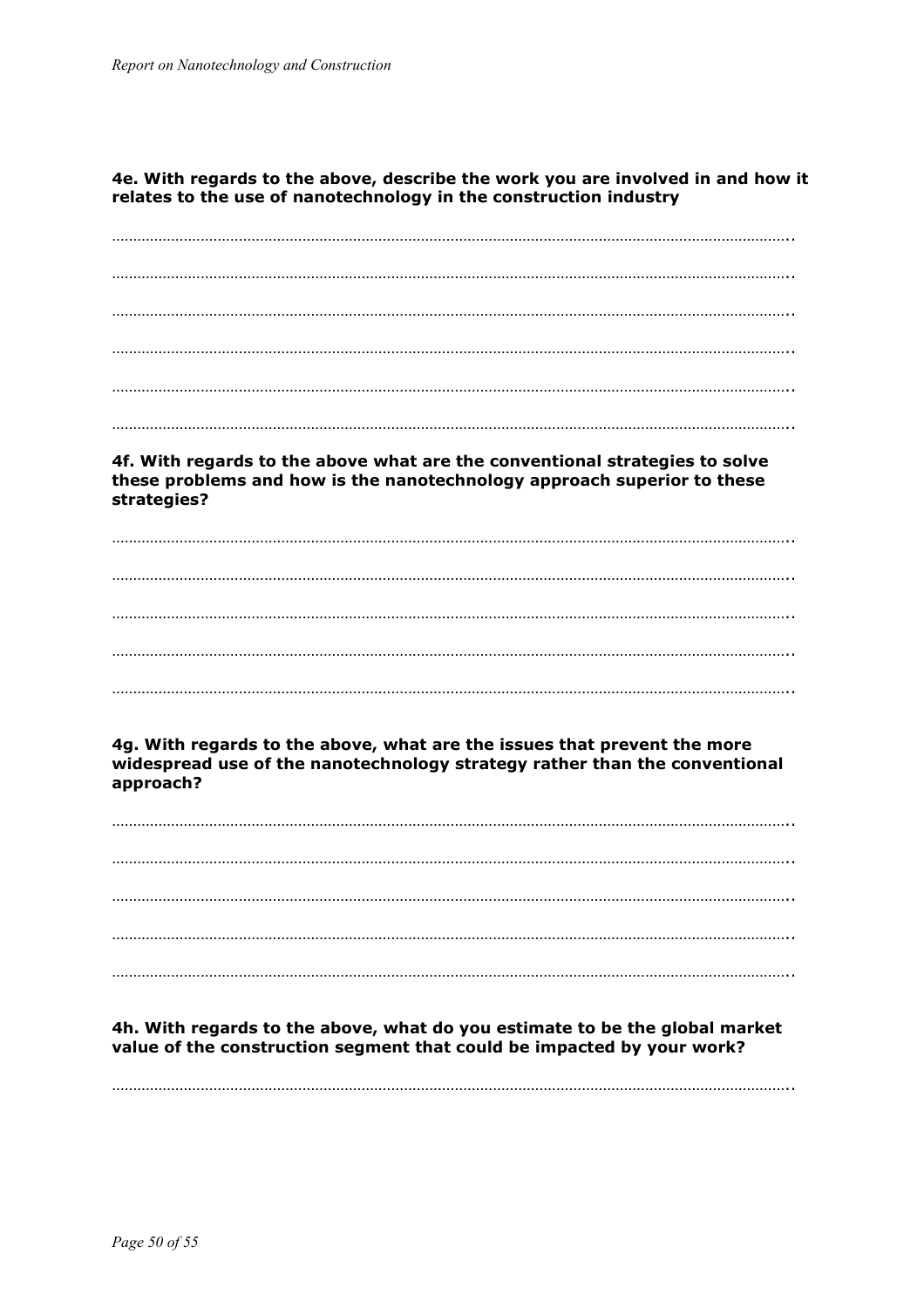**4e. With regards to the above, describe the work you are involved in and how it relates to the use of nanotechnology in the construction industry**

…………………………………………………………………………………………………………………..

…………………………………………………………………………………………………………………..

…………………………………………………………………………………………………………………..

…………………………………………………………………………………………………………………..

…………………………………………………………………………………………………………………..

…………………………………………………………………………………………………………………..

**4f. With regards to the above what are the conventional strategies to solve these problems and how is the nanotechnology approach superior to these strategies?**

…………………………………………………………………………………………………………………..

…………………………………………………………………………………………………………………..

…………………………………………………………………………………………………………………..

…………………………………………………………………………………………………………………..

…………………………………………………………………………………………………………………..

**4g. With regards to the above, what are the issues that prevent the more widespread use of the nanotechnology strategy rather than the conventional approach?**

…………………………………………………………………………………………………………………..

…………………………………………………………………………………………………………………..

…………………………………………………………………………………………………………………..

…………………………………………………………………………………………………………………..

…………………………………………………………………………………………………………………..

**4h. With regards to the above, what do you estimate to be the global market value of the construction segment that could be impacted by your work?**

…………………………………………………………………………………………………………………..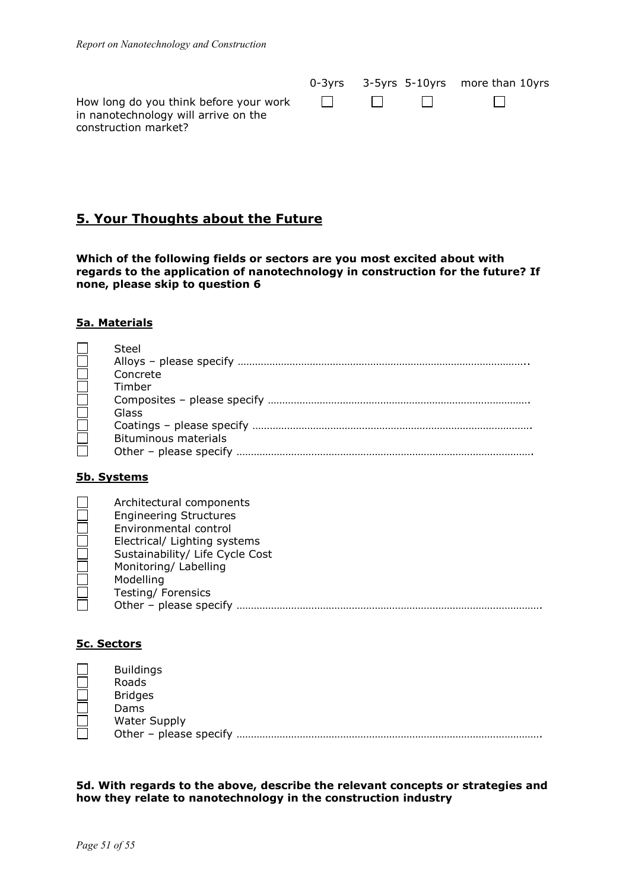| | 0-3yrs | 3-5yrs | 5-10yrs | more than 10yrs |
|---|---|---|---|---|
| How long do you think before your work in nanotechnology will arrive on the construction market? | ☐ | ☐ | ☐ | ☐ |

## 5. Your Thoughts about the Future

**Which of the following fields or sectors are you most excited about with regards to the application of nanotechnology in construction for the future? If none, please skip to question 6**

### 5a. Materials

- ☐ Steel
- ☐ Alloys – please specify ……………………………………………………………………………………..
- ☐ Concrete
- ☐ Timber
- ☐ Composites – please specify …………………………………………………………………………….
- ☐ Glass
- ☐ Coatings – please specify ………………………………………………………………………………….
- ☐ Bituminous materials
- ☐ Other – please specify ………………………………………………………………………………………….

### 5b. Systems

- ☐ Architectural components
- ☐ Engineering Structures
- ☐ Environmental control
- ☐ Electrical/ Lighting systems
- ☐ Sustainability/ Life Cycle Cost
- ☐ Monitoring/ Labelling
- ☐ Modelling
- ☐ Testing/ Forensics
- ☐ Other – please specify ………………………………………………………………………………………….

### 5c. Sectors

- ☐ Buildings
- ☐ Roads
- ☐ Bridges
- ☐ Dams
- ☐ Water Supply
- ☐ Other – please specify ………………………………………………………………………………………….

**5d. With regards to the above, describe the relevant concepts or strategies and how they relate to nanotechnology in the construction industry**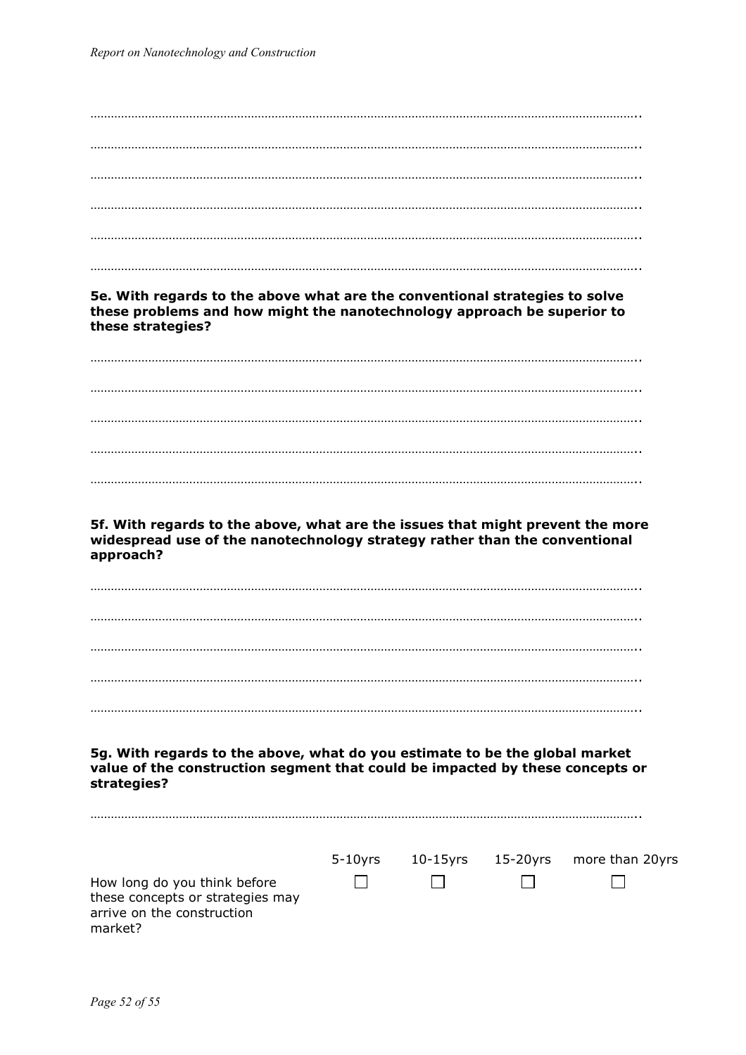…………………………………………………………………………………………………………………………………..

…………………………………………………………………………………………………………………………………..

…………………………………………………………………………………………………………………………………..

…………………………………………………………………………………………………………………………………..

…………………………………………………………………………………………………………………………………..

…………………………………………………………………………………………………………………………………..

**5e. With regards to the above what are the conventional strategies to solve these problems and how might the nanotechnology approach be superior to these strategies?**

…………………………………………………………………………………………………………………………………..

…………………………………………………………………………………………………………………………………..

…………………………………………………………………………………………………………………………………..

…………………………………………………………………………………………………………………………………..

…………………………………………………………………………………………………………………………………..

**5f. With regards to the above, what are the issues that might prevent the more widespread use of the nanotechnology strategy rather than the conventional approach?**

…………………………………………………………………………………………………………………………………..

…………………………………………………………………………………………………………………………………..

…………………………………………………………………………………………………………………………………..

…………………………………………………………………………………………………………………………………..

…………………………………………………………………………………………………………………………………..

**5g. With regards to the above, what do you estimate to be the global market value of the construction segment that could be impacted by these concepts or strategies?**

…………………………………………………………………………………………………………………………………..

| | 5-10yrs | 10-15yrs | 15-20yrs | more than 20yrs |
|---|---|---|---|---|
| How long do you think before these concepts or strategies may arrive on the construction market? | ☐ | ☐ | ☐ | ☐ |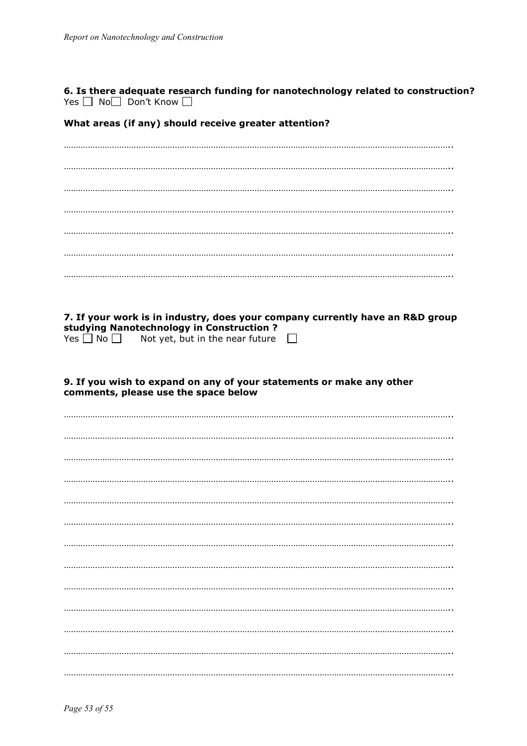**6. Is there adequate research funding for nanotechnology related to construction?**
Yes ☐ No☐ Don't Know ☐

**What areas (if any) should receive greater attention?**

…………………………………………………………………………………………………………………………………..

…………………………………………………………………………………………………………………………………..

…………………………………………………………………………………………………………………………………..

…………………………………………………………………………………………………………………………………..

…………………………………………………………………………………………………………………………………..

…………………………………………………………………………………………………………………………………..

…………………………………………………………………………………………………………………………………..

**7. If your work is in industry, does your company currently have an R&D group studying Nanotechnology in Construction ?**
Yes ☐ No ☐ Not yet, but in the near future ☐

**9. If you wish to expand on any of your statements or make any other comments, please use the space below**

…………………………………………………………………………………………………………………………………..

…………………………………………………………………………………………………………………………………..

…………………………………………………………………………………………………………………………………..

…………………………………………………………………………………………………………………………………..

…………………………………………………………………………………………………………………………………..

…………………………………………………………………………………………………………………………………..

…………………………………………………………………………………………………………………………………..

…………………………………………………………………………………………………………………………………..

…………………………………………………………………………………………………………………………………..

…………………………………………………………………………………………………………………………………..

…………………………………………………………………………………………………………………………………..

…………………………………………………………………………………………………………………………………..

…………………………………………………………………………………………………………………………………..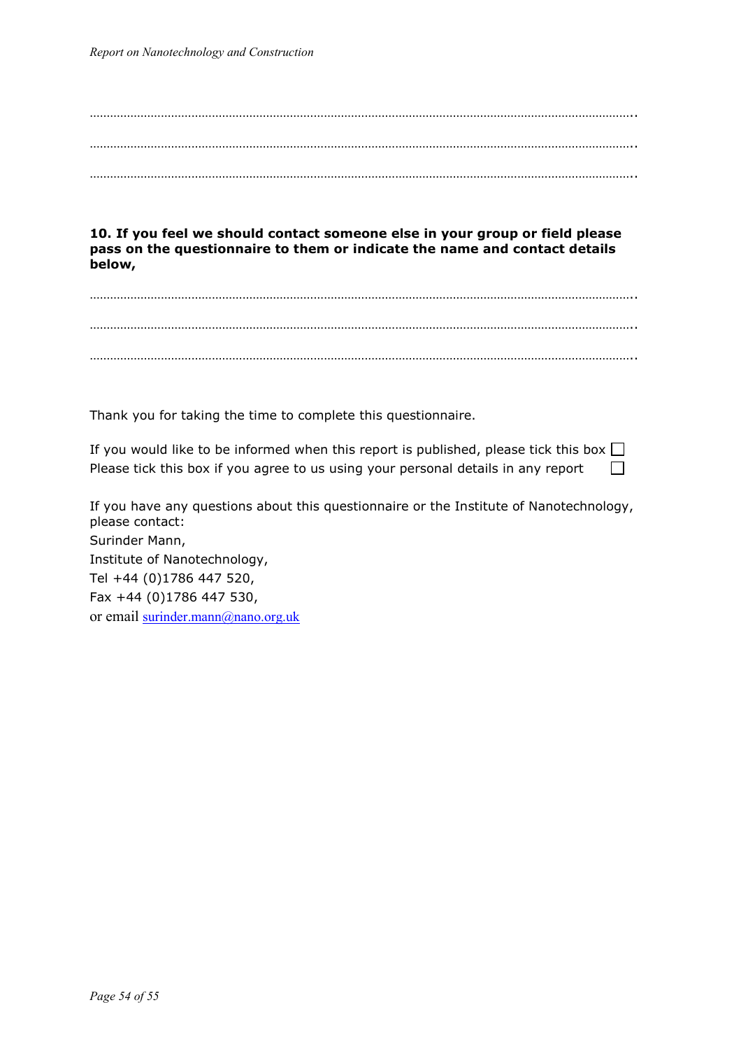……………………………………………………………………………………………………………………………………..

……………………………………………………………………………………………………………………………………..

……………………………………………………………………………………………………………………………………..

**10. If you feel we should contact someone else in your group or field please pass on the questionnaire to them or indicate the name and contact details below,**

……………………………………………………………………………………………………………………………………..

……………………………………………………………………………………………………………………………………..

……………………………………………………………………………………………………………………………………..

Thank you for taking the time to complete this questionnaire.

If you would like to be informed when this report is published, please tick this box ☐
Please tick this box if you agree to us using your personal details in any report ☐

If you have any questions about this questionnaire or the Institute of Nanotechnology, please contact:
Surinder Mann,
Institute of Nanotechnology,
Tel +44 (0)1786 447 520,
Fax +44 (0)1786 447 530,
or email surinder.mann@nano.org.uk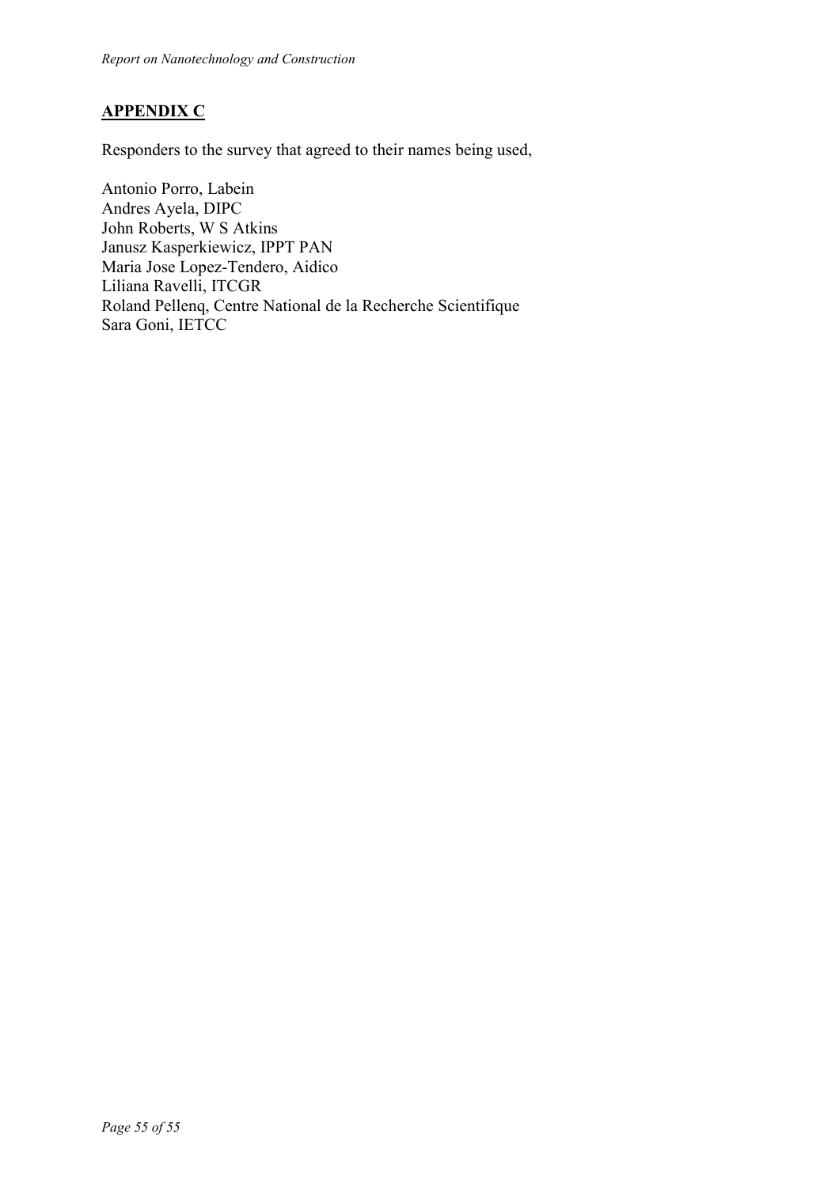## APPENDIX C

Responders to the survey that agreed to their names being used,

Antonio Porro, Labein
Andres Ayela, DIPC
John Roberts, W S Atkins
Janusz Kasperkiewicz, IPPT PAN
Maria Jose Lopez-Tendero, Aidico
Liliana Ravelli, ITCGR
Roland Pellenq, Centre National de la Recherche Scientifique
Sara Goni, IETCC